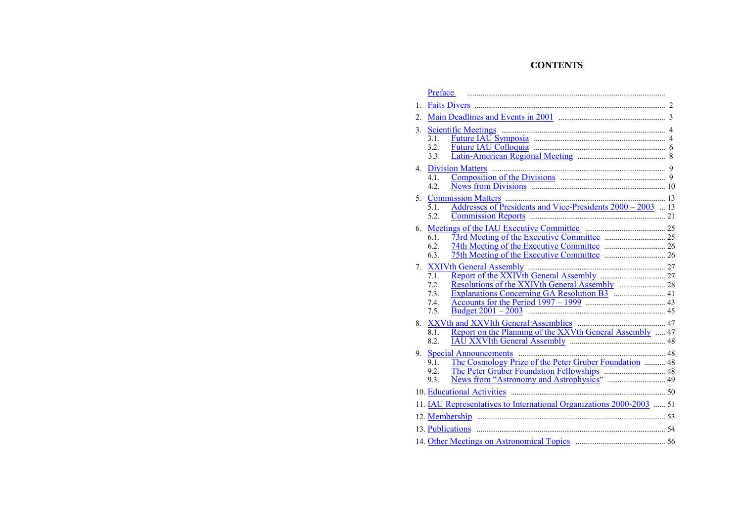# CONTENTS

| | | |
|---|---|---|
| | Preface | |
| 1. | Faits Divers | 2 |
| 2. | Main Deadlines and Events in 2001 | 3 |
| 3. | Scientific Meetings | 4 |
| | 3.1. Future IAU Symposia | 4 |
| | 3.2. Future IAU Colloquia | 6 |
| | 3.3. Latin-American Regional Meeting | 8 |
| 4. | Division Matters | 9 |
| | 4.1. Composition of the Divisions | 9 |
| | 4.2. News from Divisions | 10 |
| 5. | Commission Matters | 13 |
| | 5.1. Addresses of Presidents and Vice-Presidents 2000 – 2003 | 13 |
| | 5.2. Commission Reports | 21 |
| 6. | Meetings of the IAU Executive Committee | 25 |
| | 6.1. 73rd Meeting of the Executive Committee | 25 |
| | 6.2. 74th Meeting of the Executive Committee | 26 |
| | 6.3. 75th Meeting of the Executive Committee | 26 |
| 7. | XXIVth General Assembly | 27 |
| | 7.1. Report of the XXIVth General Assembly | 27 |
| | 7.2. Resolutions of the XXIVth General Assembly | 28 |
| | 7.3. Explanations Concerning GA Resolution B3 | 41 |
| | 7.4. Accounts for the Period 1997 – 1999 | 43 |
| | 7.5. Budget 2001 – 2003 | 45 |
| 8. | XXVth and XXVIth General Assemblies | 47 |
| | 8.1. Report on the Planning of the XXVth General Assembly | 47 |
| | 8.2. IAU XXVIth General Assembly | 48 |
| 9. | Special Announcements | 48 |
| | 9.1. The Cosmology Prize of the Peter Gruber Foundation | 48 |
| | 9.2. The Peter Gruber Foundation Fellowships | 48 |
| | 9.3. News from "Astronomy and Astrophysics" | 49 |
| 10. | Educational Activities | 50 |
| 11. | IAU Representatives to International Organizations 2000-2003 | 51 |
| 12. | Membership | 53 |
| 13. | Publications | 54 |
| 14. | Other Meetings on Astronomical Topics | 56 |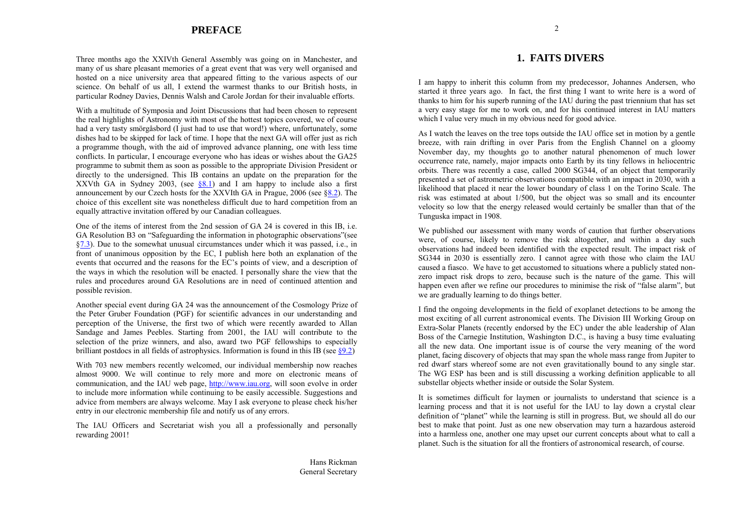# PREFACE

Three months ago the XXIVth General Assembly was going on in Manchester, and many of us share pleasant memories of a great event that was very well organised and hosted on a nice university area that appeared fitting to the various aspects of our science. On behalf of us all, I extend the warmest thanks to our British hosts, in particular Rodney Davies, Dennis Walsh and Carole Jordan for their invaluable efforts.

With a multitude of Symposia and Joint Discussions that had been chosen to represent the real highlights of Astronomy with most of the hottest topics covered, we of course had a very tasty smörgåsbord (I just had to use that word!) where, unfortunately, some dishes had to be skipped for lack of time. I hope that the next GA will offer just as rich a programme though, with the aid of improved advance planning, one with less time conflicts. In particular, I encourage everyone who has ideas or wishes about the GA25 programme to submit them as soon as possible to the appropriate Division President or directly to the undersigned. This IB contains an update on the preparation for the XXVth GA in Sydney 2003, (see §8.1) and I am happy to include also a first announcement by our Czech hosts for the XXVIth GA in Prague, 2006 (see §8.2). The choice of this excellent site was nonetheless difficult due to hard competition from an equally attractive invitation offered by our Canadian colleagues.

One of the items of interest from the 2nd session of GA 24 is covered in this IB, i.e. GA Resolution B3 on "Safeguarding the information in photographic observations"(see §7.3). Due to the somewhat unusual circumstances under which it was passed, i.e., in front of unanimous opposition by the EC, I publish here both an explanation of the events that occurred and the reasons for the EC's points of view, and a description of the ways in which the resolution will be enacted. I personally share the view that the rules and procedures around GA Resolutions are in need of continued attention and possible revision.

Another special event during GA 24 was the announcement of the Cosmology Prize of the Peter Gruber Foundation (PGF) for scientific advances in our understanding and perception of the Universe, the first two of which were recently awarded to Allan Sandage and James Peebles. Starting from 2001, the IAU will contribute to the selection of the prize winners, and also, award two PGF fellowships to especially brilliant postdocs in all fields of astrophysics. Information is found in this IB (see §9.2)

With 703 new members recently welcomed, our individual membership now reaches almost 9000. We will continue to rely more and more on electronic means of communication, and the IAU web page, http://www.iau.org, will soon evolve in order to include more information while continuing to be easily accessible. Suggestions and advice from members are always welcome. May I ask everyone to please check his/her entry in our electronic membership file and notify us of any errors.

The IAU Officers and Secretariat wish you all a professionally and personally rewarding 2001!

Hans Rickman
General Secretary

# 1. FAITS DIVERS

I am happy to inherit this column from my predecessor, Johannes Andersen, who started it three years ago. In fact, the first thing I want to write here is a word of thanks to him for his superb running of the IAU during the past triennium that has set a very easy stage for me to work on, and for his continued interest in IAU matters which I value very much in my obvious need for good advice.

As I watch the leaves on the tree tops outside the IAU office set in motion by a gentle breeze, with rain drifting in over Paris from the English Channel on a gloomy November day, my thoughts go to another natural phenomenon of much lower occurrence rate, namely, major impacts onto Earth by its tiny fellows in heliocentric orbits. There was recently a case, called 2000 SG344, of an object that temporarily presented a set of astrometric observations compatible with an impact in 2030, with a likelihood that placed it near the lower boundary of class 1 on the Torino Scale. The risk was estimated at about 1/500, but the object was so small and its encounter velocity so low that the energy released would certainly be smaller than that of the Tunguska impact in 1908.

We published our assessment with many words of caution that further observations were, of course, likely to remove the risk altogether, and within a day such observations had indeed been identified with the expected result. The impact risk of SG344 in 2030 is essentially zero. I cannot agree with those who claim the IAU caused a fiasco. We have to get accustomed to situations where a publicly stated non-zero impact risk drops to zero, because such is the nature of the game. This will happen even after we refine our procedures to minimise the risk of "false alarm", but we are gradually learning to do things better.

I find the ongoing developments in the field of exoplanet detections to be among the most exciting of all current astronomical events. The Division III Working Group on Extra-Solar Planets (recently endorsed by the EC) under the able leadership of Alan Boss of the Carnegie Institution, Washington D.C., is having a busy time evaluating all the new data. One important issue is of course the very meaning of the word planet, facing discovery of objects that may span the whole mass range from Jupiter to red dwarf stars whereof some are not even gravitationally bound to any single star. The WG ESP has been and is still discussing a working definition applicable to all substellar objects whether inside or outside the Solar System.

It is sometimes difficult for laymen or journalists to understand that science is a learning process and that it is not useful for the IAU to lay down a crystal clear definition of "planet" while the learning is still in progress. But, we should all do our best to make that point. Just as one new observation may turn a hazardous asteroid into a harmless one, another one may upset our current concepts about what to call a planet. Such is the situation for all the frontiers of astronomical research, of course.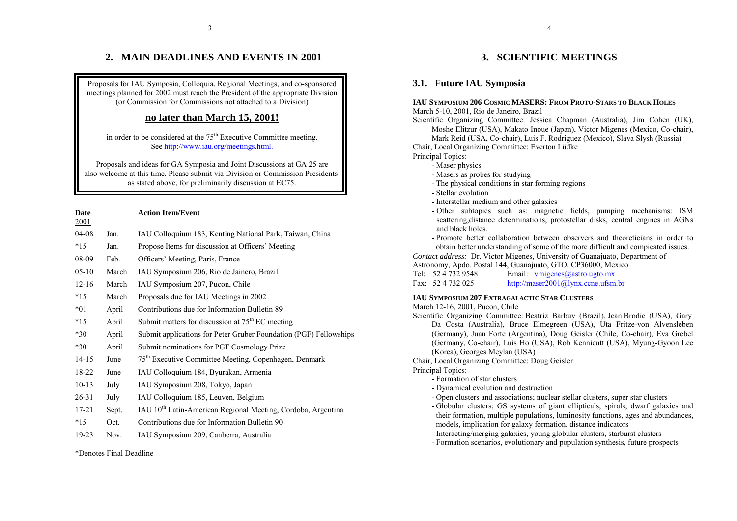## 2. MAIN DEADLINES AND EVENTS IN 2001

Proposals for IAU Symposia, Colloquia, Regional Meetings, and co-sponsored meetings planned for 2002 must reach the President of the appropriate Division (or Commission for Commissions not attached to a Division)

**no later than March 15, 2001!**

in order to be considered at the 75th Executive Committee meeting. See http://www.iau.org/meetings.html.

Proposals and ideas for GA Symposia and Joint Discussions at GA 25 are also welcome at this time. Please submit via Division or Commission Presidents as stated above, for preliminarily discussion at EC75.

| Date 2001 | | Action Item/Event |
|---|---|---|
| 04-08 | Jan. | IAU Colloquium 183, Kenting National Park, Taiwan, China |
| *15 | Jan. | Propose Items for discussion at Officers' Meeting |
| 08-09 | Feb. | Officers' Meeting, Paris, France |
| 05-10 | March | IAU Symposium 206, Rio de Jainero, Brazil |
| 12-16 | March | IAU Symposium 207, Pucon, Chile |
| *15 | March | Proposals due for IAU Meetings in 2002 |
| *01 | April | Contributions due for Information Bulletin 89 |
| *15 | April | Submit matters for discussion at 75th EC meeting |
| *30 | April | Submit applications for Peter Gruber Foundation (PGF) Fellowships |
| *30 | April | Submit nominations for PGF Cosmology Prize |
| 14-15 | June | 75th Executive Committee Meeting, Copenhagen, Denmark |
| 18-22 | June | IAU Colloquium 184, Byurakan, Armenia |
| 10-13 | July | IAU Symposium 208, Tokyo, Japan |
| 26-31 | July | IAU Colloquium 185, Leuven, Belgium |
| 17-21 | Sept. | IAU 10th Latin-American Regional Meeting, Cordoba, Argentina |
| *15 | Oct. | Contributions due for Information Bulletin 90 |
| 19-23 | Nov. | IAU Symposium 209, Canberra, Australia |

*Denotes Final Deadline

## 3. SCIENTIFIC MEETINGS

### 3.1. Future IAU Symposia

**IAU SYMPOSIUM 206 COSMIC MASERS: FROM PROTO-STARS TO BLACK HOLES**

March 5-10, 2001, Rio de Janeiro, Brazil

Scientific Organizing Committee: Jessica Chapman (Australia), Jim Cohen (UK), Moshe Elitzur (USA), Makato Inoue (Japan), Victor Migenes (Mexico, Co-chair), Mark Reid (USA, Co-chair), Luis F. Rodriguez (Mexico), Slava Slysh (Russia)

Chair, Local Organizing Committee: Everton Lüdke

Principal Topics:

- Maser physics
- Masers as probes for studying
- The physical conditions in star forming regions
- Stellar evolution
- Interstellar medium and other galaxies
- Other subtopics such as: magnetic fields, pumping mechanisms: ISM scattering,distance determinations, protostellar disks, central engines in AGNs and black holes.
- Promote better collaboration between observers and theoreticians in order to obtain better understanding of some of the more difficult and compicated issues.

*Contact address:* Dr. Victor Migenes, University of Guanajuato, Department of Astronomy, Apdo. Postal 144, Guanajuato, GTO. CP36000, Mexico

Tel: 52 4 732 9548 Email: vmigenes@astro.ugto.mx

Fax: 52 4 732 025 http://maser2001@lynx.ccne.ufsm.br

**IAU SYMPOSIUM 207 EXTRAGALACTIC STAR CLUSTERS**

March 12-16, 2001, Pucon, Chile

Scientific Organizing Committee: Beatriz Barbuy (Brazil), Jean Brodie (USA), Gary Da Costa (Australia), Bruce Elmegreen (USA), Uta Fritze-von Alvensleben (Germany), Juan Forte (Argentina), Doug Geisler (Chile, Co-chair), Eva Grebel (Germany, Co-chair), Luis Ho (USA), Rob Kennicutt (USA), Myung-Gyoon Lee (Korea), Georges Meylan (USA)

Chair, Local Organizing Committee: Doug Geisler

Principal Topics:

- Formation of star clusters
- Dynamical evolution and destruction
- Open clusters and associations; nuclear stellar clusters, super star clusters
- Globular clusters; GS systems of giant ellipticals, spirals, dwarf galaxies and their formation, multiple populations, luminosity functions, ages and abundances, models, implication for galaxy formation, distance indicators
- Interacting/merging galaxies, young globular clusters, starburst clusters
- Formation scenarios, evolutionary and population synthesis, future prospects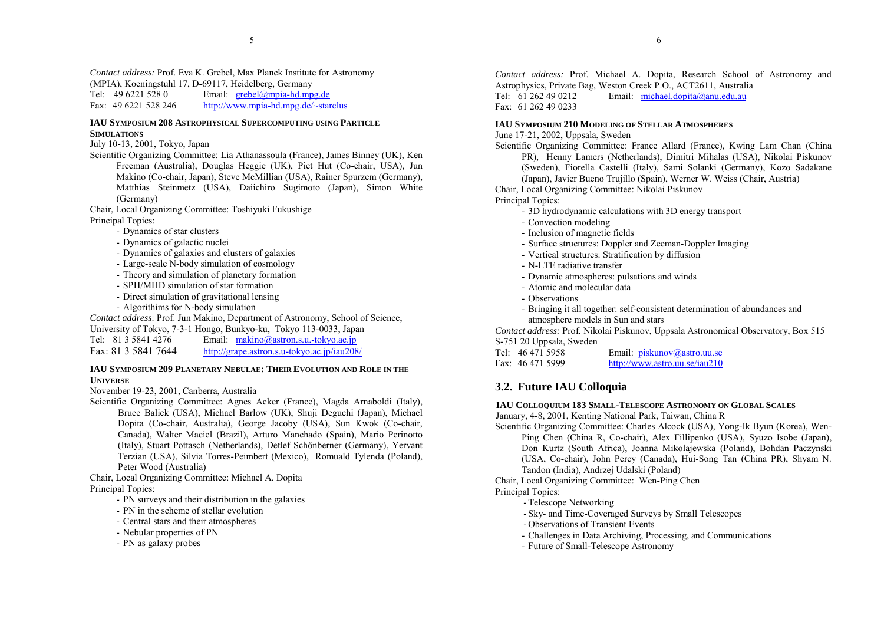*Contact address:* Prof. Eva K. Grebel, Max Planck Institute for Astronomy (MPIA), Koeningstuhl 17, D-69117, Heidelberg, Germany
Tel: 49 6221 528 0 Email: grebel@mpia-hd.mpg.de
Fax: 49 6221 528 246 http://www.mpia-hd.mpg.de/~starclus

#### IAU SYMPOSIUM 208 ASTROPHYSICAL SUPERCOMPUTING USING PARTICLE SIMULATIONS

July 10-13, 2001, Tokyo, Japan

Scientific Organizing Committee: Lia Athanassoula (France), James Binney (UK), Ken Freeman (Australia), Douglas Heggie (UK), Piet Hut (Co-chair, USA), Jun Makino (Co-chair, Japan), Steve McMillian (USA), Rainer Spurzem (Germany), Matthias Steinmetz (USA), Daiichiro Sugimoto (Japan), Simon White (Germany)

Chair, Local Organizing Committee: Toshiyuki Fukushige

Principal Topics:

- Dynamics of star clusters
- Dynamics of galactic nuclei
- Dynamics of galaxies and clusters of galaxies
- Large-scale N-body simulation of cosmology
- Theory and simulation of planetary formation
- SPH/MHD simulation of star formation
- Direct simulation of gravitational lensing
- Algorithims for N-body simulation

*Contact address*: Prof. Jun Makino, Department of Astronomy, School of Science, University of Tokyo, 7-3-1 Hongo, Bunkyo-ku, Tokyo 113-0033, Japan
Tel: 81 3 5841 4276 Email: makino@astron.s.u.-tokyo.ac.jp
Fax: 81 3 5841 7644 http://grape.astron.s.u-tokyo.ac.jp/iau208/

#### IAU SYMPOSIUM 209 PLANETARY NEBULAE: THEIR EVOLUTION AND ROLE IN THE UNIVERSE

November 19-23, 2001, Canberra, Australia

Scientific Organizing Committee: Agnes Acker (France), Magda Arnaboldi (Italy), Bruce Balick (USA), Michael Barlow (UK), Shuji Deguchi (Japan), Michael Dopita (Co-chair, Australia), George Jacoby (USA), Sun Kwok (Co-chair, Canada), Walter Maciel (Brazil), Arturo Manchado (Spain), Mario Perinotto (Italy), Stuart Pottasch (Netherlands), Detlef Schönberner (Germany), Yervant Terzian (USA), Silvia Torres-Peimbert (Mexico), Romuald Tylenda (Poland), Peter Wood (Australia)

Chair, Local Organizing Committee: Michael A. Dopita

Principal Topics:

- PN surveys and their distribution in the galaxies
- PN in the scheme of stellar evolution
- Central stars and their atmospheres
- Nebular properties of PN
- PN as galaxy probes

*Contact address:* Prof. Michael A. Dopita, Research School of Astronomy and Astrophysics, Private Bag, Weston Creek P.O., ACT2611, Australia
Tel: 61 262 49 0212 Email: michael.dopita@anu.edu.au
Fax: 61 262 49 0233

#### IAU SYMPOSIUM 210 MODELING OF STELLAR ATMOSPHERES

June 17-21, 2002, Uppsala, Sweden

Scientific Organizing Committee: France Allard (France), Kwing Lam Chan (China PR), Henny Lamers (Netherlands), Dimitri Mihalas (USA), Nikolai Piskunov (Sweden), Fiorella Castelli (Italy), Sami Solanki (Germany), Kozo Sadakane (Japan), Javier Bueno Trujillo (Spain), Werner W. Weiss (Chair, Austria)

Chair, Local Organizing Committee: Nikolai Piskunov

Principal Topics:

- 3D hydrodynamic calculations with 3D energy transport
- Convection modeling
- Inclusion of magnetic fields
- Surface structures: Doppler and Zeeman-Doppler Imaging
- Vertical structures: Stratification by diffusion
- N-LTE radiative transfer
- Dynamic atmospheres: pulsations and winds
- Atomic and molecular data
- Observations
- Bringing it all together: self-consistent determination of abundances and atmosphere models in Sun and stars

*Contact address:* Prof. Nikolai Piskunov, Uppsala Astronomical Observatory, Box 515 S-751 20 Uppsala, Sweden
Tel: 46 471 5958 Email: piskunov@astro.uu.se
Fax: 46 471 5999 http://www.astro.uu.se/iau210

## 3.2. Future IAU Colloquia

#### IAU COLLOQUIUM 183 SMALL-TELESCOPE ASTRONOMY ON GLOBAL SCALES

January, 4-8, 2001, Kenting National Park, Taiwan, China R

Scientific Organizing Committee: Charles Alcock (USA), Yong-Ik Byun (Korea), Wen-Ping Chen (China R, Co-chair), Alex Fillipenko (USA), Syuzo Isobe (Japan), Don Kurtz (South Africa), Joanna Mikolajewska (Poland), Bohdan Paczynski (USA, Co-chair), John Percy (Canada), Hui-Song Tan (China PR), Shyam N. Tandon (India), Andrzej Udalski (Poland)

Chair, Local Organizing Committee: Wen-Ping Chen

Principal Topics:

- Telescope Networking
- Sky- and Time-Coveraged Surveys by Small Telescopes
- Observations of Transient Events
- Challenges in Data Archiving, Processing, and Communications
- Future of Small-Telescope Astronomy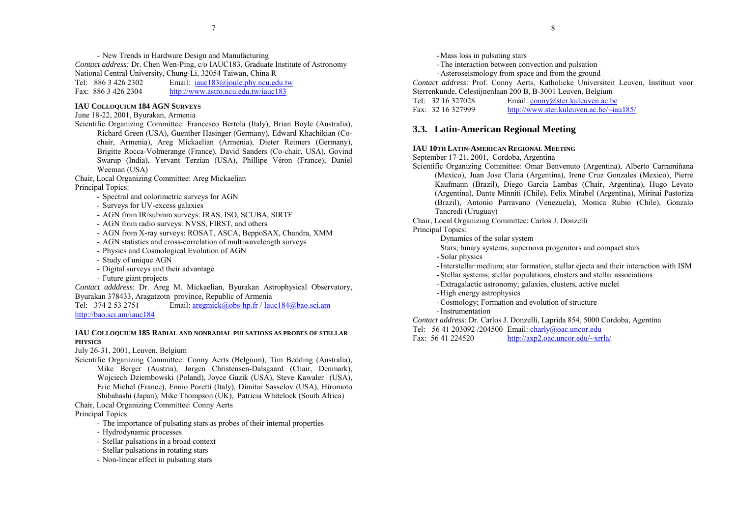- New Trends in Hardware Design and Manufacturing

*Contact address:* Dr. Chen Wen-Ping, c/o IAUC183, Graduate Institute of Astronomy National Central University, Chung-Li, 32054 Taiwan, China R

Tel: 886 3 426 2302 Email: iauc183@joule.phy.ncu.edu.tw
Fax: 886 3 426 2304 http://www.astro.ncu.edu.tw/iauc183

#### IAU COLLOQUIUM 184 AGN SURVEYS

June 18-22, 2001, Byurakan, Armenia

Scientific Organizing Committee: Francesco Bertola (Italy), Brian Boyle (Australia), Richard Green (USA), Guenther Hasinger (Germany), Edward Khachikian (Co-chair, Armenia), Areg Mickaelian (Armenia), Dieter Reimers (Germany), Brigitte Rocca-Volmerange (France), David Sanders (Co-chair, USA), Govind Swarup (India), Yervant Terzian (USA), Phillipe Véron (France), Daniel Weeman (USA)

Chair, Local Organizing Committee: Areg Mickaelian

Principal Topics:

- Spectral and colorimetric surveys for AGN
- Surveys for UV-excess galaxies
- AGN from IR/submm surveys: IRAS, ISO, SCUBA, SIRTF
- AGN from radio surveys: NVSS, FIRST, and others
- AGN from X-ray surveys: ROSAT, ASCA, BeppoSAX, Chandra, XMM
- AGN statistics and cross-correlation of multiwavelength surveys
- Physics and Cosmological Evolution of AGN
- Study of unique AGN
- Digital surveys and their advantage
- Future giant projects

*Contact adddress*: Dr. Areg M. Mickaelian, Byurakan Astrophysical Observatory, Byurakan 378433, Aragatzotn province, Republic of Armenia

Tel: 374 2 53 2751 Email: aregmick@obs-hp.fr / Iauc184@bao.sci.am
http://bao.sci.am/iauc184

#### IAU COLLOQUIUM 185 RADIAL AND NONRADIAL PULSATIONS AS PROBES OF STELLAR PHYSICS

July 26-31, 2001, Leuven, Belgium

Scientific Organizing Committee: Conny Aerts (Belgium), Tim Bedding (Australia), Mike Berger (Austria), Jørgen Christensen-Dalsgaard (Chair, Denmark), Wojciech Dziembowski (Poland), Joyce Guzik (USA), Steve Kawaler (USA), Eric Michel (France), Ennio Poretti (Italy), Dimitar Sasselov (USA), Hiromoto Shibahashi (Japan), Mike Thompson (UK), Patricia Whitelock (South Africa)

Chair, Local Organizing Committee: Conny Aerts

Principal Topics:

- The importance of pulsating stars as probes of their internal properties
- Hydrodynamic processes
- Stellar pulsations in a broad context
- Stellar pulsations in rotating stars
- Non-linear effect in pulsating stars
- Mass loss in pulsating stars
- The interaction between convection and pulsation
- Asteroseismology from space and from the ground

*Contact address*: Prof. Conny Aerts, Katholieke Universiteit Leuven, Instituut voor Sterrenkunde, Celestijnenlaan 200 B, B-3001 Leuven, Belgium

Tel: 32 16 327028 Email: conny@ster.kuleuven.ac.be
Fax: 32 16 327999 http://www.ster.kuleuven.ac.be/~iau185/

## 3.3. Latin-American Regional Meeting

#### IAU 10TH LATIN-AMERICAN REGIONAL MEETING

September 17-21, 2001, Cordoba, Argentina

Scientific Organizing Committee: Omar Benvenuto (Argentina), Alberto Carramiñana (Mexico), Juan Jose Claria (Argentina), Irene Cruz Gonzales (Mexico), Pierre Kaufmann (Brazil), Diego Garcia Lambas (Chair, Argentina), Hugo Levato (Argentina), Dante Minniti (Chile), Felix Mirabel (Argentina), Mirinai Pastoriza (Brazil), Antonio Parravano (Venezuela), Monica Rubio (Chile), Gonzalo Tancredi (Uruguay)

Chair, Local Organizing Committee: Carlos J. Donzelli

Principal Topics:

Dynamics of the solar system

Stars; binary systems, supernova progenitors and compact stars

- Solar physics
- Interstellar medium; star formation, stellar ejecta and their interaction with ISM
- Stellar systems; stellar populations, clusters and stellar associations
- Extragalactic astronomy; galaxies, clusters, active nuclei
- High energy astrophysics
- Cosmology; Formation and evolution of structure
- Instrumentation

*Contact address*: Dr. Carlos J. Donzelli, Laprida 854, 5000 Cordoba, Agentina

Tel: 56 41 203092 /204500 Email: charly@oac.uncor.edu
Fax: 56 41 224520 http://axp2.oac.uncor.edu/~xrrla/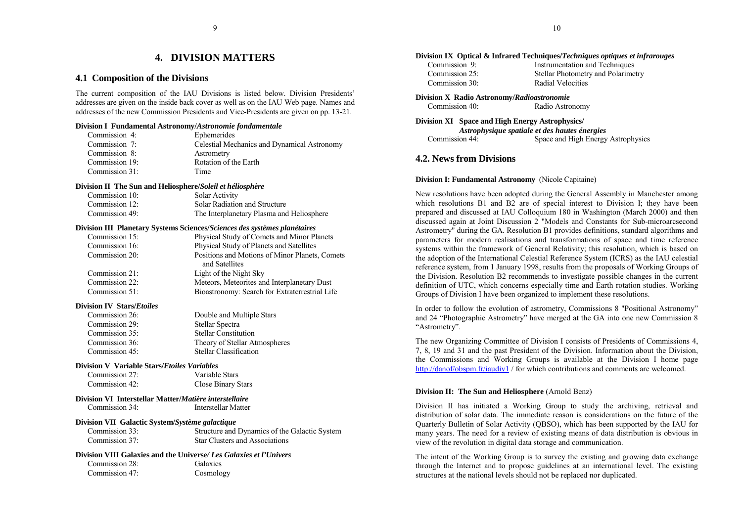# 4. DIVISION MATTERS

## 4.1 Composition of the Divisions

The current composition of the IAU Divisions is listed below. Division Presidents' addresses are given on the inside back cover as well as on the IAU Web page. Names and addresses of the new Commission Presidents and Vice-Presidents are given on pp. 13-21.

**Division I Fundamental Astronomy/*Astronomie fondamentale***

| | |
|---|---|
| Commission 4: | Ephemerides |
| Commission 7: | Celestial Mechanics and Dynamical Astronomy |
| Commission 8: | Astrometry |
| Commission 19: | Rotation of the Earth |
| Commission 31: | Time |

**Division II The Sun and Heliosphere/*Soleil et héliosphère***

| | |
|---|---|
| Commission 10: | Solar Activity |
| Commission 12: | Solar Radiation and Structure |
| Commission 49: | The Interplanetary Plasma and Heliosphere |

**Division III Planetary Systems Sciences/*Sciences des systèmes planétaires***

| | |
|---|---|
| Commission 15: | Physical Study of Comets and Minor Planets |
| Commission 16: | Physical Study of Planets and Satellites |
| Commission 20: | Positions and Motions of Minor Planets, Comets and Satellites |
| Commission 21: | Light of the Night Sky |
| Commission 22: | Meteors, Meteorites and Interplanetary Dust |
| Commission 51: | Bioastronomy: Search for Extraterrestrial Life |

**Division IV Stars/*Etoiles***

| | |
|---|---|
| Commission 26: | Double and Multiple Stars |
| Commission 29: | Stellar Spectra |
| Commission 35: | Stellar Constitution |
| Commission 36: | Theory of Stellar Atmospheres |
| Commission 45: | Stellar Classification |

**Division V Variable Stars/*Etoiles Variables***

| | |
|---|---|
| Commission 27: | Variable Stars |
| Commission 42: | Close Binary Stars |

**Division VI Interstellar Matter/*Matière interstellaire***

| | |
|---|---|
| Commission 34: | Interstellar Matter |

**Division VII Galactic System/*Système galactique***

| | |
|---|---|
| Commission 33: | Structure and Dynamics of the Galactic System |
| Commission 37: | Star Clusters and Associations |

**Division VIII Galaxies and the Universe/ *Les Galaxies et l'Univers***

| | |
|---|---|
| Commission 28: | Galaxies |
| Commission 47: | Cosmology |

**Division IX Optical & Infrared Techniques/*Techniques optiques et infrarouges***

| | |
|---|---|
| Commission 9: | Instrumentation and Techniques |
| Commission 25: | Stellar Photometry and Polarimetry |
| Commission 30: | Radial Velocities |

**Division X Radio Astronomy/*Radioastronomie***

| | |
|---|---|
| Commission 40: | Radio Astronomy |

**Division XI Space and High Energy Astrophysics/ *Astrophysique spatiale et des hautes énergies***

| | |
|---|---|
| Commission 44: | Space and High Energy Astrophysics |

## 4.2. News from Divisions

**Division I: Fundamental Astronomy** (Nicole Capitaine)

New resolutions have been adopted during the General Assembly in Manchester among which resolutions B1 and B2 are of special interest to Division I; they have been prepared and discussed at IAU Colloquium 180 in Washington (March 2000) and then discussed again at Joint Discussion 2 "Models and Constants for Sub-microarcsecond Astrometry" during the GA. Resolution B1 provides definitions, standard algorithms and parameters for modern realisations and transformations of space and time reference systems within the framework of General Relativity; this resolution, which is based on the adoption of the International Celestial Reference System (ICRS) as the IAU celestial reference system, from 1 January 1998, results from the proposals of Working Groups of the Division. Resolution B2 recommends to investigate possible changes in the current definition of UTC, which concerns especially time and Earth rotation studies. Working Groups of Division I have been organized to implement these resolutions.

In order to follow the evolution of astrometry, Commissions 8 "Positional Astronomy" and 24 "Photographic Astrometry" have merged at the GA into one new Commission 8 "Astrometry".

The new Organizing Committee of Division I consists of Presidents of Commissions 4, 7, 8, 19 and 31 and the past President of the Division. Information about the Division, the Commissions and Working Groups is available at the Division I home page http://danof/obspm.fr/iaudiv1 / for which contributions and comments are welcomed.

**Division II: The Sun and Heliosphere** (Arnold Benz)

Division II has initiated a Working Group to study the archiving, retrieval and distribution of solar data. The immediate reason is considerations on the future of the Quarterly Bulletin of Solar Activity (QBSO), which has been supported by the IAU for many years. The need for a review of existing means of data distribution is obvious in view of the revolution in digital data storage and communication.

The intent of the Working Group is to survey the existing and growing data exchange through the Internet and to propose guidelines at an international level. The existing structures at the national levels should not be replaced nor duplicated.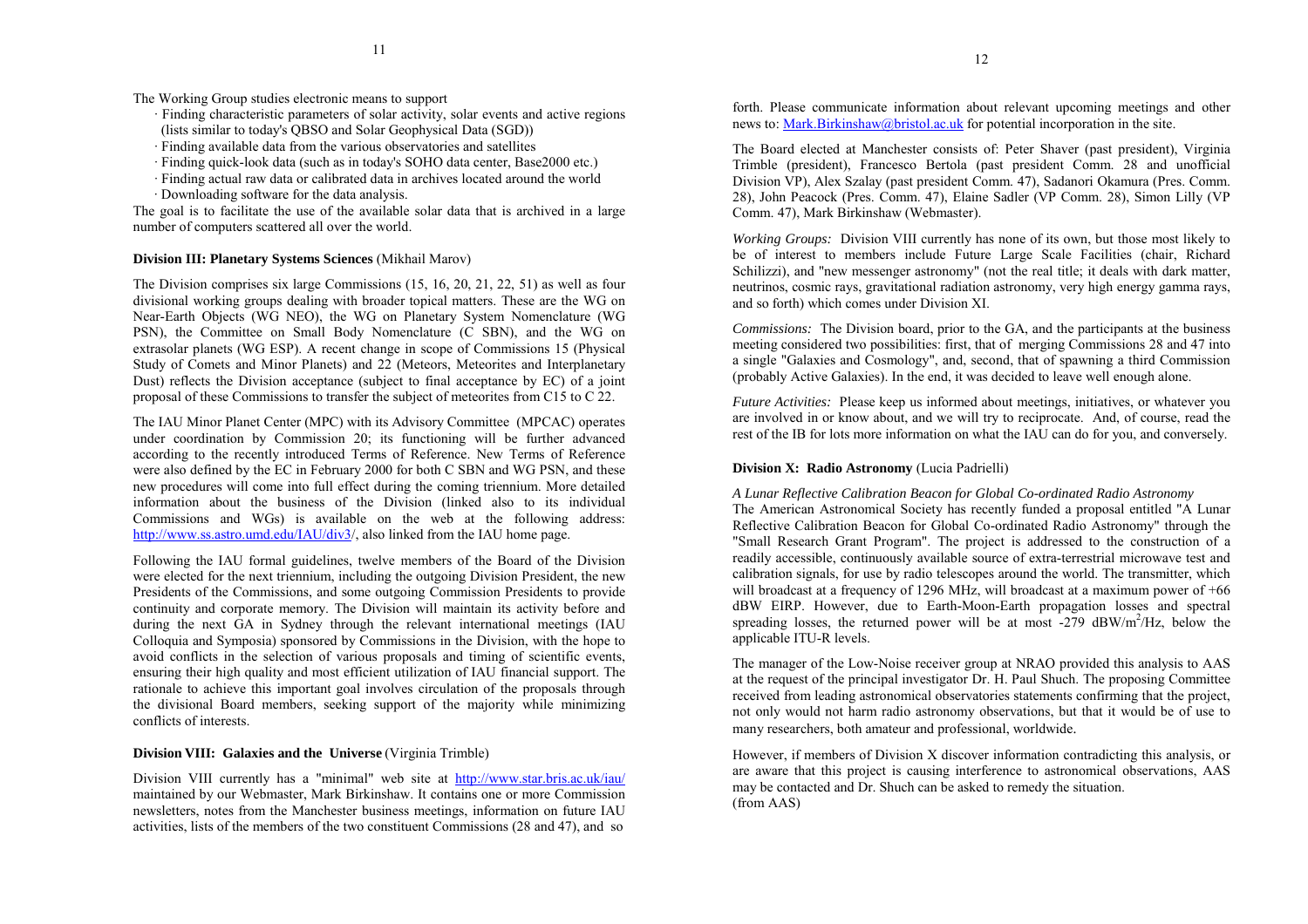The Working Group studies electronic means to support

- · Finding characteristic parameters of solar activity, solar events and active regions (lists similar to today's QBSO and Solar Geophysical Data (SGD))
- · Finding available data from the various observatories and satellites
- · Finding quick-look data (such as in today's SOHO data center, Base2000 etc.)
- · Finding actual raw data or calibrated data in archives located around the world
- · Downloading software for the data analysis.

The goal is to facilitate the use of the available solar data that is archived in a large number of computers scattered all over the world.

**Division III: Planetary Systems Sciences** (Mikhail Marov)

The Division comprises six large Commissions (15, 16, 20, 21, 22, 51) as well as four divisional working groups dealing with broader topical matters. These are the WG on Near-Earth Objects (WG NEO), the WG on Planetary System Nomenclature (WG PSN), the Committee on Small Body Nomenclature (C SBN), and the WG on extrasolar planets (WG ESP). A recent change in scope of Commissions 15 (Physical Study of Comets and Minor Planets) and 22 (Meteors, Meteorites and Interplanetary Dust) reflects the Division acceptance (subject to final acceptance by EC) of a joint proposal of these Commissions to transfer the subject of meteorites from C15 to C 22.

The IAU Minor Planet Center (MPC) with its Advisory Committee (MPCAC) operates under coordination by Commission 20; its functioning will be further advanced according to the recently introduced Terms of Reference. New Terms of Reference were also defined by the EC in February 2000 for both C SBN and WG PSN, and these new procedures will come into full effect during the coming triennium. More detailed information about the business of the Division (linked also to its individual Commissions and WGs) is available on the web at the following address: http://www.ss.astro.umd.edu/IAU/div3/, also linked from the IAU home page.

Following the IAU formal guidelines, twelve members of the Board of the Division were elected for the next triennium, including the outgoing Division President, the new Presidents of the Commissions, and some outgoing Commission Presidents to provide continuity and corporate memory. The Division will maintain its activity before and during the next GA in Sydney through the relevant international meetings (IAU Colloquia and Symposia) sponsored by Commissions in the Division, with the hope to avoid conflicts in the selection of various proposals and timing of scientific events, ensuring their high quality and most efficient utilization of IAU financial support. The rationale to achieve this important goal involves circulation of the proposals through the divisional Board members, seeking support of the majority while minimizing conflicts of interests.

**Division VIII: Galaxies and the Universe** (Virginia Trimble)

Division VIII currently has a "minimal" web site at http://www.star.bris.ac.uk/iau/ maintained by our Webmaster, Mark Birkinshaw. It contains one or more Commission newsletters, notes from the Manchester business meetings, information on future IAU activities, lists of the members of the two constituent Commissions (28 and 47), and so forth. Please communicate information about relevant upcoming meetings and other news to: Mark.Birkinshaw@bristol.ac.uk for potential incorporation in the site.

The Board elected at Manchester consists of: Peter Shaver (past president), Virginia Trimble (president), Francesco Bertola (past president Comm. 28 and unofficial Division VP), Alex Szalay (past president Comm. 47), Sadanori Okamura (Pres. Comm. 28), John Peacock (Pres. Comm. 47), Elaine Sadler (VP Comm. 28), Simon Lilly (VP Comm. 47), Mark Birkinshaw (Webmaster).

*Working Groups:* Division VIII currently has none of its own, but those most likely to be of interest to members include Future Large Scale Facilities (chair, Richard Schilizzi), and "new messenger astronomy" (not the real title; it deals with dark matter, neutrinos, cosmic rays, gravitational radiation astronomy, very high energy gamma rays, and so forth) which comes under Division XI.

*Commissions:* The Division board, prior to the GA, and the participants at the business meeting considered two possibilities: first, that of merging Commissions 28 and 47 into a single "Galaxies and Cosmology", and, second, that of spawning a third Commission (probably Active Galaxies). In the end, it was decided to leave well enough alone.

*Future Activities:* Please keep us informed about meetings, initiatives, or whatever you are involved in or know about, and we will try to reciprocate. And, of course, read the rest of the IB for lots more information on what the IAU can do for you, and conversely.

**Division X: Radio Astronomy** (Lucia Padrielli)

*A Lunar Reflective Calibration Beacon for Global Co-ordinated Radio Astronomy*

The American Astronomical Society has recently funded a proposal entitled "A Lunar Reflective Calibration Beacon for Global Co-ordinated Radio Astronomy" through the "Small Research Grant Program". The project is addressed to the construction of a readily accessible, continuously available source of extra-terrestrial microwave test and calibration signals, for use by radio telescopes around the world. The transmitter, which will broadcast at a frequency of 1296 MHz, will broadcast at a maximum power of +66 dBW EIRP. However, due to Earth-Moon-Earth propagation losses and spectral spreading losses, the returned power will be at most -279 dBW/$m^2$/Hz, below the applicable ITU-R levels.

The manager of the Low-Noise receiver group at NRAO provided this analysis to AAS at the request of the principal investigator Dr. H. Paul Shuch. The proposing Committee received from leading astronomical observatories statements confirming that the project, not only would not harm radio astronomy observations, but that it would be of use to many researchers, both amateur and professional, worldwide.

However, if members of Division X discover information contradicting this analysis, or are aware that this project is causing interference to astronomical observations, AAS may be contacted and Dr. Shuch can be asked to remedy the situation.
(from AAS)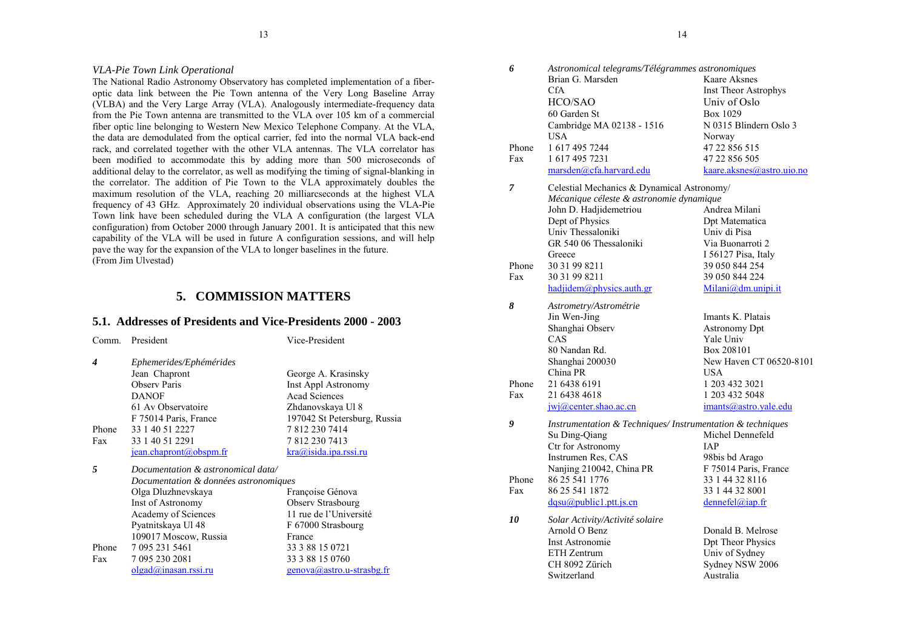*VLA-Pie Town Link Operational*

The National Radio Astronomy Observatory has completed implementation of a fiber-optic data link between the Pie Town antenna of the Very Long Baseline Array (VLBA) and the Very Large Array (VLA). Analogously intermediate-frequency data from the Pie Town antenna are transmitted to the VLA over 105 km of a commercial fiber optic line belonging to Western New Mexico Telephone Company. At the VLA, the data are demodulated from the optical carrier, fed into the normal VLA back-end rack, and correlated together with the other VLA antennas. The VLA correlator has been modified to accommodate this by adding more than 500 microseconds of additional delay to the correlator, as well as modifying the timing of signal-blanking in the correlator. The addition of Pie Town to the VLA approximately doubles the maximum resolution of the VLA, reaching 20 milliarcseconds at the highest VLA frequency of 43 GHz. Approximately 20 individual observations using the VLA-Pie Town link have been scheduled during the VLA A configuration (the largest VLA configuration) from October 2000 through January 2001. It is anticipated that this new capability of the VLA will be used in future A configuration sessions, and will help pave the way for the expansion of the VLA to longer baselines in the future.
(From Jim Ulvestad)

# 5. COMMISSION MATTERS

## 5.1. Addresses of Presidents and Vice-Presidents 2000 - 2003

| Comm. | President | Vice-President |
|---|---|---|
| ***4*** | *Ephemerides/Ephémérides* | |
| | Jean Chapront | George A. Krasinsky |
| | Observ Paris | Inst Appl Astronomy |
| | DANOF | Acad Sciences |
| | 61 Av Observatoire | Zhdanovskaya Ul 8 |
| | F 75014 Paris, France | 197042 St Petersburg, Russia |
| Phone | 33 1 40 51 2227 | 7 812 230 7414 |
| Fax | 33 1 40 51 2291 | 7 812 230 7413 |
| | jean.chapront@obspm.fr | kra@isida.ipa.rssi.ru |
| ***5*** | *Documentation & astronomical data/ Documentation & données astronomiques* | |
| | Olga Dluzhnevskaya | Françoise Génova |
| | Inst of Astronomy | Observ Strasbourg |
| | Academy of Sciences | 11 rue de l'Université |
| | Pyatnitskaya Ul 48 | F 67000 Strasbourg |
| | 109017 Moscow, Russia | France |
| Phone | 7 095 231 5461 | 33 3 88 15 0721 |
| Fax | 7 095 230 2081 | 33 3 88 15 0760 |
| | olgad@inasan.rssi.ru | genova@astro.u-strasbg.fr |
| ***6*** | *Astronomical telegrams/Télégrammes astronomiques* | |
| | Brian G. Marsden | Kaare Aksnes |
| | CfA | Inst Theor Astrophys |
| | HCO/SAO | Univ of Oslo |
| | 60 Garden St | Box 1029 |
| | Cambridge MA 02138 - 1516 | N 0315 Blindern Oslo 3 |
| | USA | Norway |
| Phone | 1 617 495 7244 | 47 22 856 515 |
| Fax | 1 617 495 7231 | 47 22 856 505 |
| | marsden@cfa.harvard.edu | kaare.aksnes@astro.uio.no |
| ***7*** | Celestial Mechanics & Dynamical Astronomy/ *Mécanique céleste & astronomie dynamique* | |
| | John D. Hadjidemetriou | Andrea Milani |
| | Dept of Physics | Dpt Matematica |
| | Univ Thessaloniki | Univ di Pisa |
| | GR 540 06 Thessaloniki | Via Buonarroti 2 |
| | Greece | I 56127 Pisa, Italy |
| Phone | 30 31 99 8211 | 39 050 844 254 |
| Fax | 30 31 99 8211 | 39 050 844 224 |
| | hadjidem@physics.auth.gr | Milani@dm.unipi.it |
| ***8*** | *Astrometry/Astrométrie* | |
| | Jin Wen-Jing | Imants K. Platais |
| | Shanghai Observ | Astronomy Dpt |
| | CAS | Yale Univ |
| | 80 Nandan Rd. | Box 208101 |
| | Shanghai 200030 | New Haven CT 06520-8101 |
| | China PR | USA |
| Phone | 21 6438 6191 | 1 203 432 3021 |
| Fax | 21 6438 4618 | 1 203 432 5048 |
| | jwj@center.shao.ac.cn | imants@astro.yale.edu |
| ***9*** | *Instrumentation & Techniques/ Instrumentation & techniques* | |
| | Su Ding-Qiang | Michel Dennefeld |
| | Ctr for Astronomy | IAP |
| | Instrumen Res, CAS | 98bis bd Arago |
| | Nanjing 210042, China PR | F 75014 Paris, France |
| Phone | 86 25 541 1776 | 33 1 44 32 8116 |
| Fax | 86 25 541 1872 | 33 1 44 32 8001 |
| | dqsu@public1.ptt.js.cn | dennefel@iap.fr |
| ***10*** | *Solar Activity/Activité solaire* | |
| | Arnold O Benz | Donald B. Melrose |
| | Inst Astronomie | Dpt Theor Physics |
| | ETH Zentrum | Univ of Sydney |
| | CH 8092 Zürich | Sydney NSW 2006 |
| | Switzerland | Australia |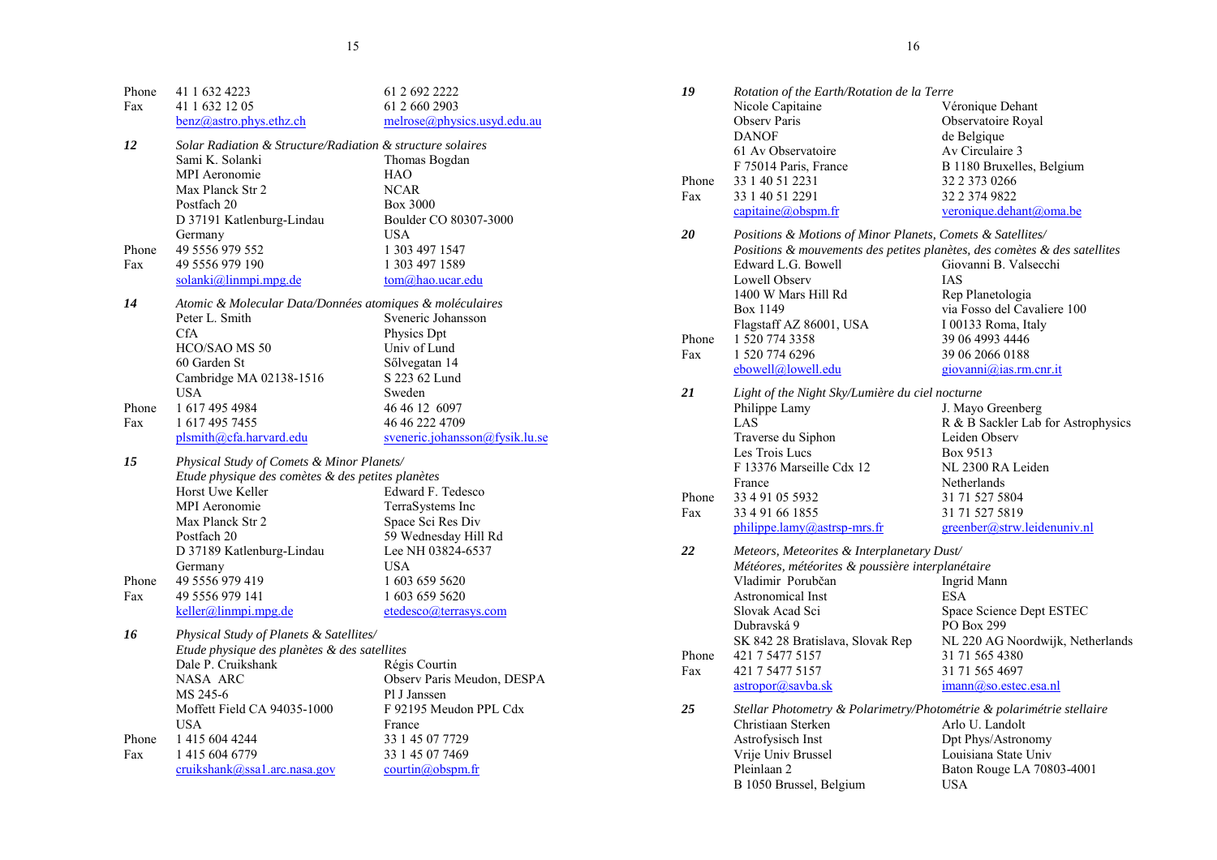| | | |
|---|---|---|
| Phone | 41 1 632 4223 | 61 2 692 2222 |
| Fax | 41 1 632 12 05 | 61 2 660 2903 |
| | benz@astro.phys.ethz.ch | melrose@physics.usyd.edu.au |

| | | |
|---|---|---|
| ***12*** | *Solar Radiation & Structure/Radiation & structure solaires* | |
| | Sami K. Solanki | Thomas Bogdan |
| | MPI Aeronomie | HAO |
| | Max Planck Str 2 | NCAR |
| | Postfach 20 | Box 3000 |
| | D 37191 Katlenburg-Lindau | Boulder CO 80307-3000 |
| | Germany | USA |
| Phone | 49 5556 979 552 | 1 303 497 1547 |
| Fax | 49 5556 979 190 | 1 303 497 1589 |
| | solanki@linmpi.mpg.de | tom@hao.ucar.edu |

| | | |
|---|---|---|
| ***14*** | *Atomic & Molecular Data/Données atomiques & moléculaires* | |
| | Peter L. Smith | Sveneric Johansson |
| | CfA | Physics Dpt |
| | HCO/SAO MS 50 | Univ of Lund |
| | 60 Garden St | Sőlvegatan 14 |
| | Cambridge MA 02138-1516 | S 223 62 Lund |
| | USA | Sweden |
| Phone | 1 617 495 4984 | 46 46 12 6097 |
| Fax | 1 617 495 7455 | 46 46 222 4709 |
| | plsmith@cfa.harvard.edu | sveneric.johansson@fysik.lu.se |

| | | |
|---|---|---|
| ***15*** | *Physical Study of Comets & Minor Planets/ Etude physique des comètes & des petites planètes* | |
| | Horst Uwe Keller | Edward F. Tedesco |
| | MPI Aeronomie | TerraSystems Inc |
| | Max Planck Str 2 | Space Sci Res Div |
| | Postfach 20 | 59 Wednesday Hill Rd |
| | D 37189 Katlenburg-Lindau | Lee NH 03824-6537 |
| | Germany | USA |
| Phone | 49 5556 979 419 | 1 603 659 5620 |
| Fax | 49 5556 979 141 | 1 603 659 5620 |
| | keller@linmpi.mpg.de | etedesco@terrasys.com |

| | | |
|---|---|---|
| ***16*** | *Physical Study of Planets & Satellites/ Etude physique des planètes & des satellites* | |
| | Dale P. Cruikshank | Régis Courtin |
| | NASA ARC | Observ Paris Meudon, DESPA |
| | MS 245-6 | Pl J Janssen |
| | Moffett Field CA 94035-1000 | F 92195 Meudon PPL Cdx |
| | USA | France |
| Phone | 1 415 604 4244 | 33 1 45 07 7729 |
| Fax | 1 415 604 6779 | 33 1 45 07 7469 |
| | cruikshank@ssa1.arc.nasa.gov | courtin@obspm.fr |

| | | |
|---|---|---|
| ***19*** | *Rotation of the Earth/Rotation de la Terre* | |
| | Nicole Capitaine | Véronique Dehant |
| | Observ Paris | Observatoire Royal |
| | DANOF | de Belgique |
| | 61 Av Observatoire | Av Circulaire 3 |
| | F 75014 Paris, France | B 1180 Bruxelles, Belgium |
| Phone | 33 1 40 51 2231 | 32 2 373 0266 |
| Fax | 33 1 40 51 2291 | 32 2 374 9822 |
| | capitaine@obspm.fr | veronique.dehant@oma.be |

| | | |
|---|---|---|
| ***20*** | *Positions & Motions of Minor Planets, Comets & Satellites/ Positions & mouvements des petites planètes, des comètes & des satellites* | |
| | Edward L.G. Bowell | Giovanni B. Valsecchi |
| | Lowell Observ | IAS |
| | 1400 W Mars Hill Rd | Rep Planetologia |
| | Box 1149 | via Fosso del Cavaliere 100 |
| | Flagstaff AZ 86001, USA | I 00133 Roma, Italy |
| Phone | 1 520 774 3358 | 39 06 4993 4446 |
| Fax | 1 520 774 6296 | 39 06 2066 0188 |
| | ebowell@lowell.edu | giovanni@ias.rm.cnr.it |

| | | |
|---|---|---|
| ***21*** | *Light of the Night Sky/Lumière du ciel nocturne* | |
| | Philippe Lamy | J. Mayo Greenberg |
| | LAS | R & B Sackler Lab for Astrophysics |
| | Traverse du Siphon | Leiden Observ |
| | Les Trois Lucs | Box 9513 |
| | F 13376 Marseille Cdx 12 | NL 2300 RA Leiden |
| | France | Netherlands |
| Phone | 33 4 91 05 5932 | 31 71 527 5804 |
| Fax | 33 4 91 66 1855 | 31 71 527 5819 |
| | philippe.lamy@astrsp-mrs.fr | greenber@strw.leidenuniv.nl |

| | | |
|---|---|---|
| ***22*** | *Meteors, Meteorites & Interplanetary Dust/ Météores, météorites & poussière interplanétaire* | |
| | Vladimir Porubčan | Ingrid Mann |
| | Astronomical Inst | ESA |
| | Slovak Acad Sci | Space Science Dept ESTEC |
| | Dubravská 9 | PO Box 299 |
| | SK 842 28 Bratislava, Slovak Rep | NL 220 AG Noordwijk, Netherlands |
| Phone | 421 7 5477 5157 | 31 71 565 4380 |
| Fax | 421 7 5477 5157 | 31 71 565 4697 |
| | astropor@savba.sk | imann@so.estec.esa.nl |

| | | |
|---|---|---|
| ***25*** | *Stellar Photometry & Polarimetry/Photométrie & polarimétrie stellaire* | |
| | Christiaan Sterken | Arlo U. Landolt |
| | Astrofysisch Inst | Dpt Phys/Astronomy |
| | Vrije Univ Brussel | Louisiana State Univ |
| | Pleinlaan 2 | Baton Rouge LA 70803-4001 |
| | B 1050 Brussel, Belgium | USA |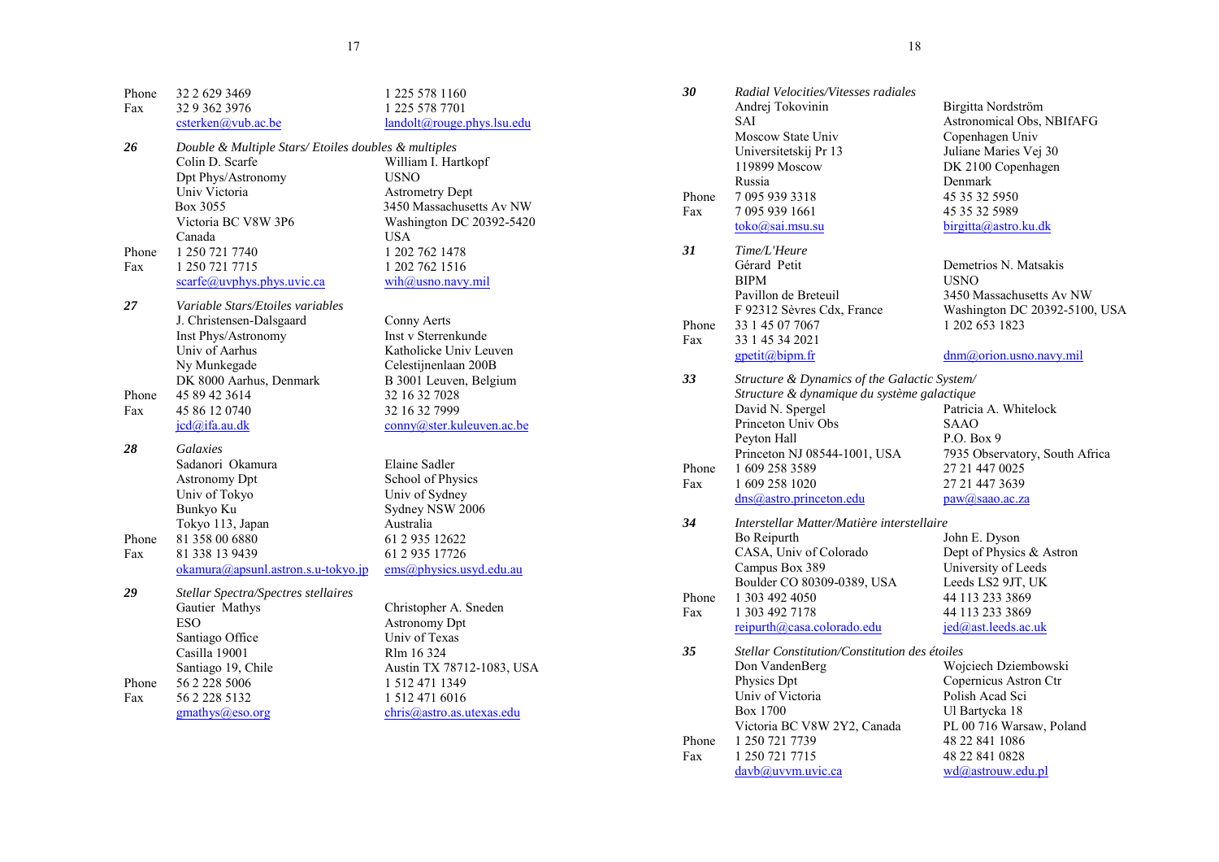| | | |
|---|---|---|
| Phone | 32 2 629 3469 | 1 225 578 1160 |
| Fax | 32 9 362 3976 | 1 225 578 7701 |
| | csterken@vub.ac.be | landolt@rouge.phys.lsu.edu |

| | | |
|---|---|---|
| **26** | *Double & Multiple Stars/ Etoiles doubles & multiples* | |
| | Colin D. Scarfe | William I. Hartkopf |
| | Dpt Phys/Astronomy | USNO |
| | Univ Victoria | Astrometry Dept |
| | Box 3055 | 3450 Massachusetts Av NW |
| | Victoria BC V8W 3P6 | Washington DC 20392-5420 |
| | Canada | USA |
| Phone | 1 250 721 7740 | 1 202 762 1478 |
| Fax | 1 250 721 7715 | 1 202 762 1516 |
| | scarfe@uvphys.phys.uvic.ca | wih@usno.navy.mil |

| | | |
|---|---|---|
| **27** | *Variable Stars/Etoiles variables* | |
| | J. Christensen-Dalsgaard | Conny Aerts |
| | Inst Phys/Astronomy | Inst v Sterrenkunde |
| | Univ of Aarhus | Katholicke Univ Leuven |
| | Ny Munkegade | Celestijnenlaan 200B |
| | DK 8000 Aarhus, Denmark | B 3001 Leuven, Belgium |
| Phone | 45 89 42 3614 | 32 16 32 7028 |
| Fax | 45 86 12 0740 | 32 16 32 7999 |
| | jcd@ifa.au.dk | conny@ster.kuleuven.ac.be |

| | | |
|---|---|---|
| **28** | *Galaxies* | |
| | Sadanori Okamura | Elaine Sadler |
| | Astronomy Dpt | School of Physics |
| | Univ of Tokyo | Univ of Sydney |
| | Bunkyo Ku | Sydney NSW 2006 |
| | Tokyo 113, Japan | Australia |
| Phone | 81 358 00 6880 | 61 2 935 12622 |
| Fax | 81 338 13 9439 | 61 2 935 17726 |
| | okamura@apsunl.astron.s.u-tokyo.jp | ems@physics.usyd.edu.au |

| | | |
|---|---|---|
| **29** | *Stellar Spectra/Spectres stellaires* | |
| | Gautier Mathys | Christopher A. Sneden |
| | ESO | Astronomy Dpt |
| | Santiago Office | Univ of Texas |
| | Casilla 19001 | Rlm 16 324 |
| | Santiago 19, Chile | Austin TX 78712-1083, USA |
| Phone | 56 2 228 5006 | 1 512 471 1349 |
| Fax | 56 2 228 5132 | 1 512 471 6016 |
| | gmathys@eso.org | chris@astro.as.utexas.edu |

| | | |
|---|---|---|
| **30** | *Radial Velocities/Vitesses radiales* | |
| | Andrej Tokovinin | Birgitta Nordström |
| | SAI | Astronomical Obs, NBIfAFG |
| | Moscow State Univ | Copenhagen Univ |
| | Universitetskij Pr 13 | Juliane Maries Vej 30 |
| | 119899 Moscow | DK 2100 Copenhagen |
| | Russia | Denmark |
| Phone | 7 095 939 3318 | 45 35 32 5950 |
| Fax | 7 095 939 1661 | 45 35 32 5989 |
| | toko@sai.msu.su | birgitta@astro.ku.dk |

| | | |
|---|---|---|
| **31** | *Time/L'Heure* | |
| | Gérard Petit | Demetrios N. Matsakis |
| | BIPM | USNO |
| | Pavillon de Breteuil | 3450 Massachusetts Av NW |
| | F 92312 Sèvres Cdx, France | Washington DC 20392-5100, USA |
| Phone | 33 1 45 07 7067 | 1 202 653 1823 |
| Fax | 33 1 45 34 2021 | |
| | gpetit@bipm.fr | dnm@orion.usno.navy.mil |

| | | |
|---|---|---|
| **33** | *Structure & Dynamics of the Galactic System/ Structure & dynamique du système galactique* | |
| | David N. Spergel | Patricia A. Whitelock |
| | Princeton Univ Obs | SAAO |
| | Peyton Hall | P.O. Box 9 |
| | Princeton NJ 08544-1001, USA | 7935 Observatory, South Africa |
| Phone | 1 609 258 3589 | 27 21 447 0025 |
| Fax | 1 609 258 1020 | 27 21 447 3639 |
| | dns@astro.princeton.edu | paw@saao.ac.za |

| | | |
|---|---|---|
| **34** | *Interstellar Matter/Matière interstellaire* | |
| | Bo Reipurth | John E. Dyson |
| | CASA, Univ of Colorado | Dept of Physics & Astron |
| | Campus Box 389 | University of Leeds |
| | Boulder CO 80309-0389, USA | Leeds LS2 9JT, UK |
| Phone | 1 303 492 4050 | 44 113 233 3869 |
| Fax | 1 303 492 7178 | 44 113 233 3869 |
| | reipurth@casa.colorado.edu | jed@ast.leeds.ac.uk |

| | | |
|---|---|---|
| **35** | *Stellar Constitution/Constitution des étoiles* | |
| | Don VandenBerg | Wojciech Dziembowski |
| | Physics Dpt | Copernicus Astron Ctr |
| | Univ of Victoria | Polish Acad Sci |
| | Box 1700 | Ul Bartycka 18 |
| | Victoria BC V8W 2Y2, Canada | PL 00 716 Warsaw, Poland |
| Phone | 1 250 721 7739 | 48 22 841 1086 |
| Fax | 1 250 721 7715 | 48 22 841 0828 |
| | davb@uvvm.uvic.ca | wd@astrouw.edu.pl |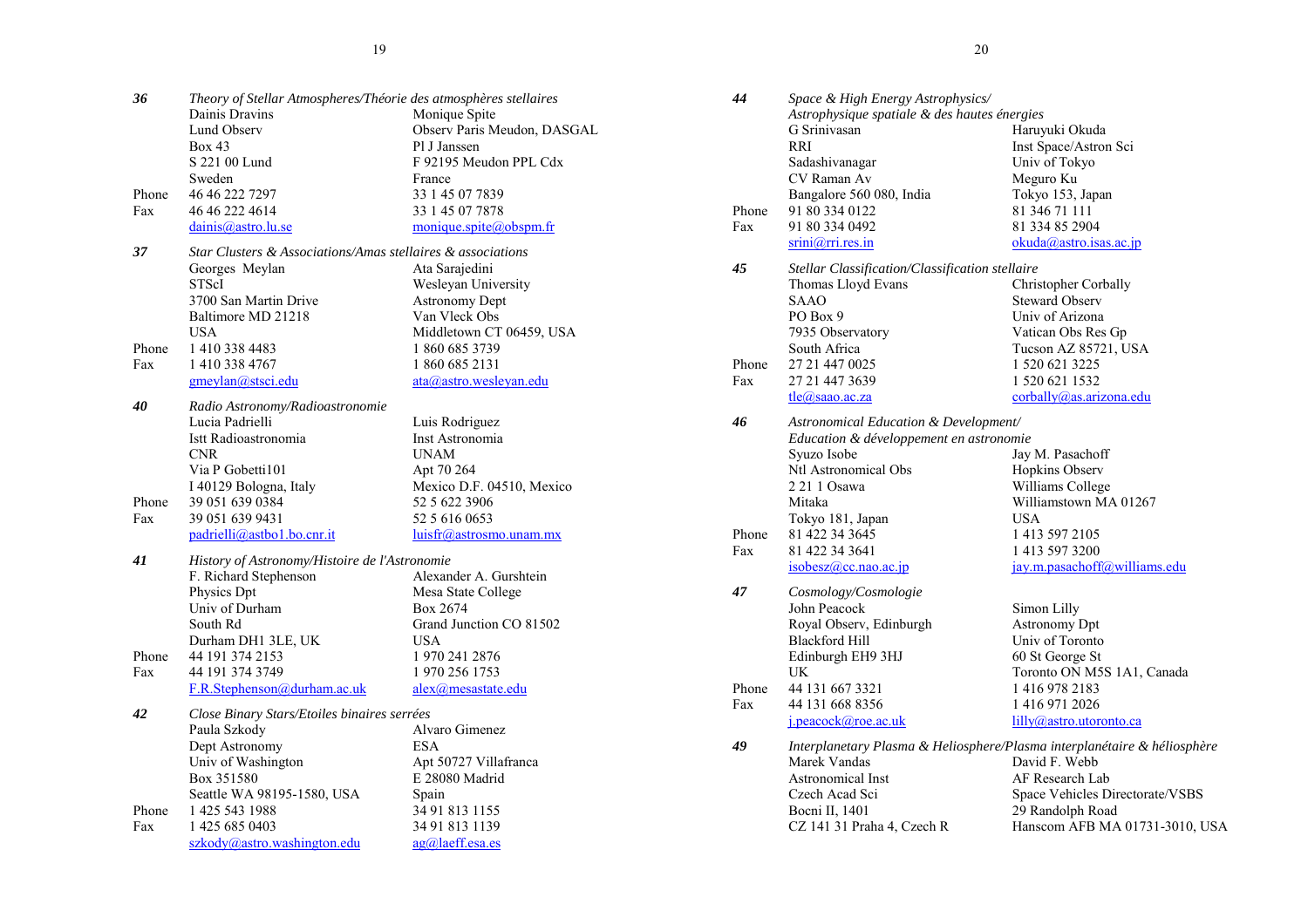**36** *Theory of Stellar Atmospheres/Théorie des atmosphères stellaires*

| | | |
|---|---|---|
| | Dainis Dravins | Monique Spite |
| | Lund Observ | Observ Paris Meudon, DASGAL |
| | Box 43 | Pl J Janssen |
| | S 221 00 Lund | F 92195 Meudon PPL Cdx |
| | Sweden | France |
| Phone | 46 46 222 7297 | 33 1 45 07 7839 |
| Fax | 46 46 222 4614 | 33 1 45 07 7878 |
| | dainis@astro.lu.se | monique.spite@obspm.fr |

**37** *Star Clusters & Associations/Amas stellaires & associations*

| | | |
|---|---|---|
| | Georges Meylan | Ata Sarajedini |
| | STScI | Wesleyan University |
| | 3700 San Martin Drive | Astronomy Dept |
| | Baltimore MD 21218 | Van Vleck Obs |
| | USA | Middletown CT 06459, USA |
| Phone | 1 410 338 4483 | 1 860 685 3739 |
| Fax | 1 410 338 4767 | 1 860 685 2131 |
| | gmeylan@stsci.edu | ata@astro.wesleyan.edu |

**40** *Radio Astronomy/Radioastronomie*

| | | |
|---|---|---|
| | Lucia Padrielli | Luis Rodriguez |
| | Istt Radioastronomia | Inst Astronomia |
| | CNR | UNAM |
| | Via P Gobetti101 | Apt 70 264 |
| | I 40129 Bologna, Italy | Mexico D.F. 04510, Mexico |
| Phone | 39 051 639 0384 | 52 5 622 3906 |
| Fax | 39 051 639 9431 | 52 5 616 0653 |
| | padrielli@astbo1.bo.cnr.it | luisfr@astrosmo.unam.mx |

**41** *History of Astronomy/Histoire de l'Astronomie*

| | | |
|---|---|---|
| | F. Richard Stephenson | Alexander A. Gurshtein |
| | Physics Dpt | Mesa State College |
| | Univ of Durham | Box 2674 |
| | South Rd | Grand Junction CO 81502 |
| | Durham DH1 3LE, UK | USA |
| Phone | 44 191 374 2153 | 1 970 241 2876 |
| Fax | 44 191 374 3749 | 1 970 256 1753 |
| | F.R.Stephenson@durham.ac.uk | alex@mesastate.edu |

**42** *Close Binary Stars/Etoiles binaires serrées*

| | | |
|---|---|---|
| | Paula Szkody | Alvaro Gimenez |
| | Dept Astronomy | ESA |
| | Univ of Washington | Apt 50727 Villafranca |
| | Box 351580 | E 28080 Madrid |
| | Seattle WA 98195-1580, USA | Spain |
| Phone | 1 425 543 1988 | 34 91 813 1155 |
| Fax | 1 425 685 0403 | 34 91 813 1139 |
| | szkody@astro.washington.edu | ag@laeff.esa.es |

**44** *Space & High Energy Astrophysics/ Astrophysique spatiale & des hautes énergies*

| | | |
|---|---|---|
| | G Srinivasan | Haruyuki Okuda |
| | RRI | Inst Space/Astron Sci |
| | Sadashivanagar | Univ of Tokyo |
| | CV Raman Av | Meguro Ku |
| | Bangalore 560 080, India | Tokyo 153, Japan |
| Phone | 91 80 334 0122 | 81 346 71 111 |
| Fax | 91 80 334 0492 | 81 334 85 2904 |
| | srini@rri.res.in | okuda@astro.isas.ac.jp |

**45** *Stellar Classification/Classification stellaire*

| | | |
|---|---|---|
| | Thomas Lloyd Evans | Christopher Corbally |
| | SAAO | Steward Observ |
| | PO Box 9 | Univ of Arizona |
| | 7935 Observatory | Vatican Obs Res Gp |
| | South Africa | Tucson AZ 85721, USA |
| Phone | 27 21 447 0025 | 1 520 621 3225 |
| Fax | 27 21 447 3639 | 1 520 621 1532 |
| | tle@saao.ac.za | corbally@as.arizona.edu |

**46** *Astronomical Education & Development/ Education & développement en astronomie*

| | | |
|---|---|---|
| | Syuzo Isobe | Jay M. Pasachoff |
| | Ntl Astronomical Obs | Hopkins Observ |
| | 2 21 1 Osawa | Williams College |
| | Mitaka | Williamstown MA 01267 |
| | Tokyo 181, Japan | USA |
| Phone | 81 422 34 3645 | 1 413 597 2105 |
| Fax | 81 422 34 3641 | 1 413 597 3200 |
| | isobesz@cc.nao.ac.jp | jay.m.pasachoff@williams.edu |

**47** *Cosmology/Cosmologie*

| | | |
|---|---|---|
| | John Peacock | Simon Lilly |
| | Royal Observ, Edinburgh | Astronomy Dpt |
| | Blackford Hill | Univ of Toronto |
| | Edinburgh EH9 3HJ | 60 St George St |
| | UK | Toronto ON M5S 1A1, Canada |
| Phone | 44 131 667 3321 | 1 416 978 2183 |
| Fax | 44 131 668 8356 | 1 416 971 2026 |
| | j.peacock@roe.ac.uk | lilly@astro.utoronto.ca |

**49** *Interplanetary Plasma & Heliosphere/Plasma interplanétaire & héliosphère*

| | | |
|---|---|---|
| | Marek Vandas | David F. Webb |
| | Astronomical Inst | AF Research Lab |
| | Czech Acad Sci | Space Vehicles Directorate/VSBS |
| | Bocni II, 1401 | 29 Randolph Road |
| | CZ 141 31 Praha 4, Czech R | Hanscom AFB MA 01731-3010, USA |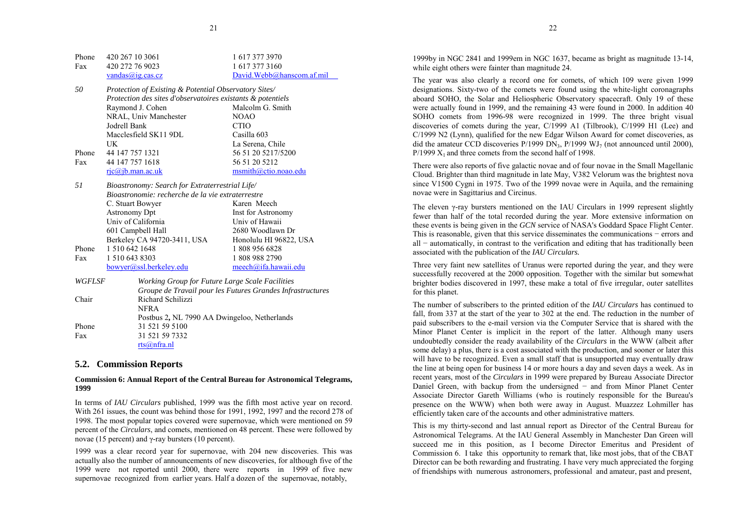| | | |
|---|---|---|
| Phone | 420 267 10 3061 | 1 617 377 3970 |
| Fax | 420 272 76 9023 | 1 617 377 3160 |
| | vandas@ig.cas.cz | David.Webb@hanscom.af.mil |

| | | |
|---|---|---|
| *50* | *Protection of Existing & Potential Observatory Sites/* | |
| | *Protection des sites d'observatoires existants & potentiels* | |
| | Raymond J. Cohen | Malcolm G. Smith |
| | NRAL, Univ Manchester | NOAO |
| | Jodrell Bank | CTIO |
| | Macclesfield SK11 9DL | Casilla 603 |
| | UK | La Serena, Chile |
| Phone | 44 147 757 1321 | 56 51 20 5217/5200 |
| Fax | 44 147 757 1618 | 56 51 20 5212 |
| | rjc@jb.man.ac.uk | msmith@ctio.noao.edu |

| | | |
|---|---|---|
| *51* | *Bioastronomy: Search for Extraterrestrial Life/* | |
| | *Bioastronomie: recherche de la vie extraterrestre* | |
| | C. Stuart Bowyer | Karen Meech |
| | Astronomy Dpt | Inst for Astronomy |
| | Univ of California | Univ of Hawaii |
| | 601 Campbell Hall | 2680 Woodlawn Dr |
| | Berkeley CA 94720-3411, USA | Honolulu HI 96822, USA |
| Phone | 1 510 642 1648 | 1 808 956 6828 |
| Fax | 1 510 643 8303 | 1 808 988 2790 |
| | bowyer@ssl.berkeley.edu | meech@ifa.hawaii.edu |

| | |
|---|---|
| *WGFLSF* | *Working Group for Future Large Scale Facilities* |
| | *Groupe de Travail pour les Futures Grandes Infrastructures* |
| Chair | Richard Schilizzi |
| | NFRA |
| | Postbus 2, NL 7990 AA Dwingeloo, Netherlands |
| Phone | 31 521 59 5100 |
| Fax | 31 521 59 7332 |
| | rts@nfra.nl |

## 5.2. Commission Reports

**Commission 6: Annual Report of the Central Bureau for Astronomical Telegrams, 1999**

In terms of *IAU Circulars* published, 1999 was the fifth most active year on record. With 261 issues, the count was behind those for 1991, 1992, 1997 and the record 278 of 1998. The most popular topics covered were supernovae, which were mentioned on 59 percent of the *Circulars*, and comets, mentioned on 48 percent. These were followed by novae (15 percent) and γ-ray bursters (10 percent).

1999 was a clear record year for supernovae, with 204 new discoveries. This was actually also the number of announcements of new discoveries, for although five of the 1999 were not reported until 2000, there were reports in 1999 of five new supernovae recognized from earlier years. Half a dozen of the supernovae, notably, 1999by in NGC 2841 and 1999em in NGC 1637, became as bright as magnitude 13-14, while eight others were fainter than magnitude 24.

The year was also clearly a record one for comets, of which 109 were given 1999 designations. Sixty-two of the comets were found using the white-light coronagraphs aboard SOHO, the Solar and Heliospheric Observatory spacecraft. Only 19 of these were actually found in 1999, and the remaining 43 were found in 2000. In addition 40 SOHO comets from 1996-98 were recognized in 1999. The three bright visual discoveries of comets during the year, C/1999 A1 (Tilbrook), C/1999 H1 (Lee) and C/1999 N2 (Lynn), qualified for the new Edgar Wilson Award for comet discoveries, as did the amateur CCD discoveries P/1999 $DN_3$, P/1999 $WJ_7$ (not announced until 2000), P/1999 $X_1$ and three comets from the second half of 1998.

There were also reports of five galactic novae and of four novae in the Small Magellanic Cloud. Brighter than third magnitude in late May, V382 Velorum was the brightest nova since V1500 Cygni in 1975. Two of the 1999 novae were in Aquila, and the remaining novae were in Sagittarius and Circinus.

The eleven γ-ray bursters mentioned on the IAU Circulars in 1999 represent slightly fewer than half of the total recorded during the year. More extensive information on these events is being given in the *GCN* service of NASA's Goddard Space Flight Center. This is reasonable, given that this service disseminates the communications − errors and all − automatically, in contrast to the verification and editing that has traditionally been associated with the publication of the *IAU Circulars.*

Three very faint new satellites of Uranus were reported during the year, and they were successfully recovered at the 2000 opposition. Together with the similar but somewhat brighter bodies discovered in 1997, these make a total of five irregular, outer satellites for this planet.

The number of subscribers to the printed edition of the *IAU Circulars* has continued to fall, from 337 at the start of the year to 302 at the end. The reduction in the number of paid subscribers to the e-mail version via the Computer Service that is shared with the Minor Planet Center is implicit in the report of the latter. Although many users undoubtedly consider the ready availability of the *Circulars* in the WWW (albeit after some delay) a plus, there is a cost associated with the production, and sooner or later this will have to be recognized. Even a small staff that is unsupported may eventually draw the line at being open for business 14 or more hours a day and seven days a week. As in recent years, most of the *Circulars* in 1999 were prepared by Bureau Associate Director Daniel Green, with backup from the undersigned − and from Minor Planet Center Associate Director Gareth Williams (who is routinely responsible for the Bureau's presence on the WWW) when both were away in August. Muazzez Lohmiller has efficiently taken care of the accounts and other administrative matters.

This is my thirty-second and last annual report as Director of the Central Bureau for Astronomical Telegrams. At the IAU General Assembly in Manchester Dan Green will succeed me in this position, as I become Director Emeritus and President of Commission 6. I take this opportunity to remark that, like most jobs, that of the CBAT Director can be both rewarding and frustrating. I have very much appreciated the forging of friendships with numerous astronomers, professional and amateur, past and present,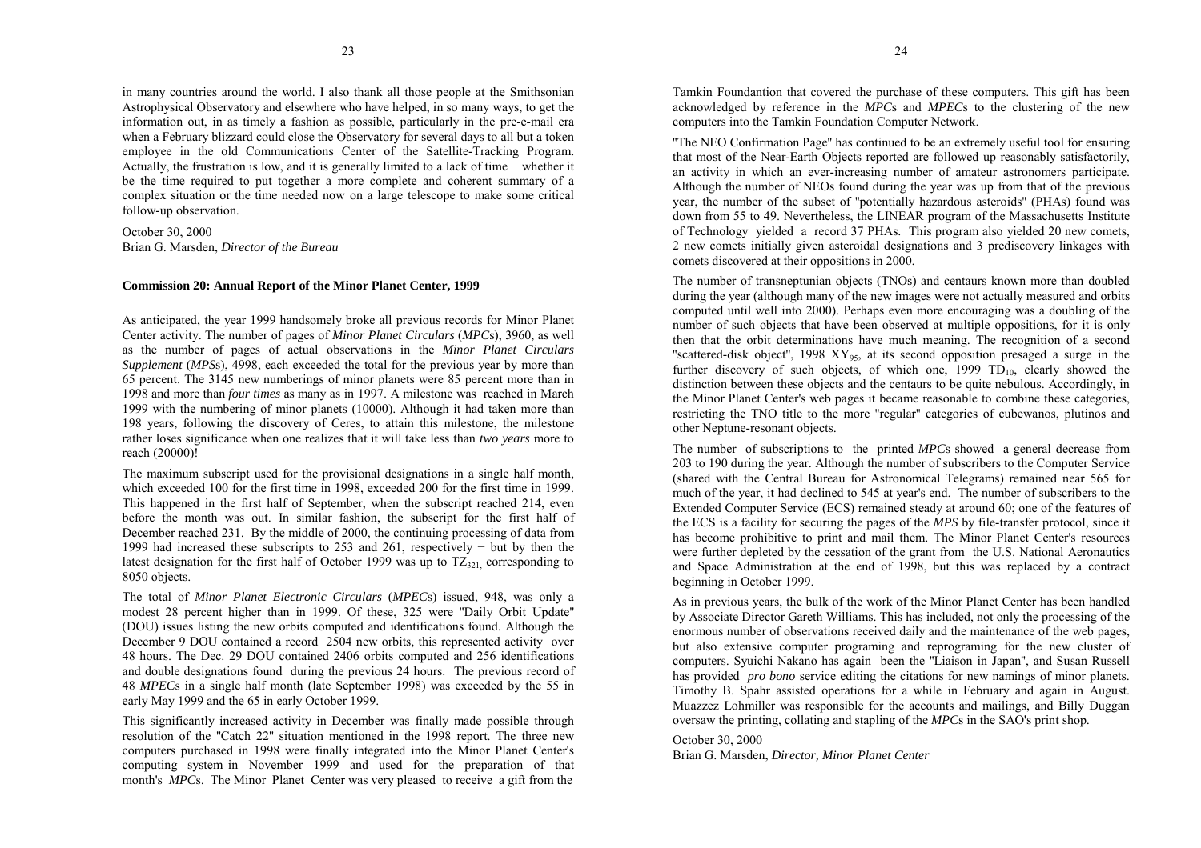in many countries around the world. I also thank all those people at the Smithsonian Astrophysical Observatory and elsewhere who have helped, in so many ways, to get the information out, in as timely a fashion as possible, particularly in the pre-e-mail era when a February blizzard could close the Observatory for several days to all but a token employee in the old Communications Center of the Satellite-Tracking Program. Actually, the frustration is low, and it is generally limited to a lack of time − whether it be the time required to put together a more complete and coherent summary of a complex situation or the time needed now on a large telescope to make some critical follow-up observation.

October 30, 2000
Brian G. Marsden, *Director of the Bureau*

**Commission 20: Annual Report of the Minor Planet Center, 1999**

As anticipated, the year 1999 handsomely broke all previous records for Minor Planet Center activity. The number of pages of *Minor Planet Circulars* (*MPC*s), 3960, as well as the number of pages of actual observations in the *Minor Planet Circulars Supplement* (*MPS*s), 4998, each exceeded the total for the previous year by more than 65 percent. The 3145 new numberings of minor planets were 85 percent more than in 1998 and more than *four times* as many as in 1997. A milestone was reached in March 1999 with the numbering of minor planets (10000). Although it had taken more than 198 years, following the discovery of Ceres, to attain this milestone, the milestone rather loses significance when one realizes that it will take less than *two years* more to reach (20000)!

The maximum subscript used for the provisional designations in a single half month, which exceeded 100 for the first time in 1998, exceeded 200 for the first time in 1999. This happened in the first half of September, when the subscript reached 214, even before the month was out. In similar fashion, the subscript for the first half of December reached 231. By the middle of 2000, the continuing processing of data from 1999 had increased these subscripts to 253 and 261, respectively − but by then the latest designation for the first half of October 1999 was up to $TZ_{321}$, corresponding to 8050 objects.

The total of *Minor Planet Electronic Circulars* (*MPEC*s) issued, 948, was only a modest 28 percent higher than in 1999. Of these, 325 were "Daily Orbit Update" (DOU) issues listing the new orbits computed and identifications found. Although the December 9 DOU contained a record 2504 new orbits, this represented activity over 48 hours. The Dec. 29 DOU contained 2406 orbits computed and 256 identifications and double designations found during the previous 24 hours. The previous record of 48 *MPEC*s in a single half month (late September 1998) was exceeded by the 55 in early May 1999 and the 65 in early October 1999.

This significantly increased activity in December was finally made possible through resolution of the "Catch 22" situation mentioned in the 1998 report. The three new computers purchased in 1998 were finally integrated into the Minor Planet Center's computing system in November 1999 and used for the preparation of that month's *MPC*s. The Minor Planet Center was very pleased to receive a gift from the Tamkin Foundantion that covered the purchase of these computers. This gift has been acknowledged by reference in the *MPC*s and *MPEC*s to the clustering of the new computers into the Tamkin Foundation Computer Network.

"The NEO Confirmation Page" has continued to be an extremely useful tool for ensuring that most of the Near-Earth Objects reported are followed up reasonably satisfactorily, an activity in which an ever-increasing number of amateur astronomers participate. Although the number of NEOs found during the year was up from that of the previous year, the number of the subset of "potentially hazardous asteroids" (PHAs) found was down from 55 to 49. Nevertheless, the LINEAR program of the Massachusetts Institute of Technology yielded a record 37 PHAs. This program also yielded 20 new comets, 2 new comets initially given asteroidal designations and 3 prediscovery linkages with comets discovered at their oppositions in 2000.

The number of transneptunian objects (TNOs) and centaurs known more than doubled during the year (although many of the new images were not actually measured and orbits computed until well into 2000). Perhaps even more encouraging was a doubling of the number of such objects that have been observed at multiple oppositions, for it is only then that the orbit determinations have much meaning. The recognition of a second "scattered-disk object", 1998 $XY_{95}$, at its second opposition presaged a surge in the further discovery of such objects, of which one, 1999 $TD_{10}$, clearly showed the distinction between these objects and the centaurs to be quite nebulous. Accordingly, in the Minor Planet Center's web pages it became reasonable to combine these categories, restricting the TNO title to the more "regular" categories of cubewanos, plutinos and other Neptune-resonant objects.

The number of subscriptions to the printed *MPC*s showed a general decrease from 203 to 190 during the year. Although the number of subscribers to the Computer Service (shared with the Central Bureau for Astronomical Telegrams) remained near 565 for much of the year, it had declined to 545 at year's end. The number of subscribers to the Extended Computer Service (ECS) remained steady at around 60; one of the features of the ECS is a facility for securing the pages of the *MPS* by file-transfer protocol, since it has become prohibitive to print and mail them. The Minor Planet Center's resources were further depleted by the cessation of the grant from the U.S. National Aeronautics and Space Administration at the end of 1998, but this was replaced by a contract beginning in October 1999.

As in previous years, the bulk of the work of the Minor Planet Center has been handled by Associate Director Gareth Williams. This has included, not only the processing of the enormous number of observations received daily and the maintenance of the web pages, but also extensive computer programing and reprograming for the new cluster of computers. Syuichi Nakano has again been the "Liaison in Japan", and Susan Russell has provided *pro bono* service editing the citations for new namings of minor planets. Timothy B. Spahr assisted operations for a while in February and again in August. Muazzez Lohmiller was responsible for the accounts and mailings, and Billy Duggan oversaw the printing, collating and stapling of the *MPC*s in the SAO's print shop.

October 30, 2000
Brian G. Marsden, *Director, Minor Planet Center*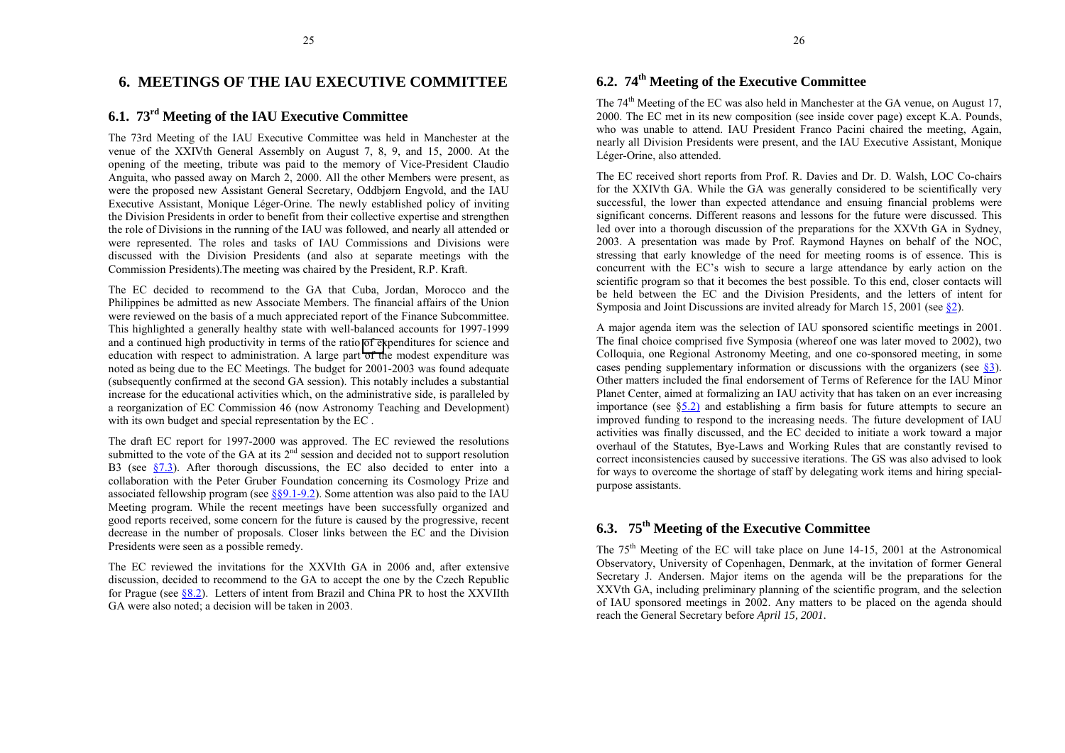# 6. MEETINGS OF THE IAU EXECUTIVE COMMITTEE

## 6.1. 73rd Meeting of the IAU Executive Committee

The 73rd Meeting of the IAU Executive Committee was held in Manchester at the venue of the XXIVth General Assembly on August 7, 8, 9, and 15, 2000. At the opening of the meeting, tribute was paid to the memory of Vice-President Claudio Anguita, who passed away on March 2, 2000. All the other Members were present, as were the proposed new Assistant General Secretary, Oddbjørn Engvold, and the IAU Executive Assistant, Monique Léger-Orine. The newly established policy of inviting the Division Presidents in order to benefit from their collective expertise and strengthen the role of Divisions in the running of the IAU was followed, and nearly all attended or were represented. The roles and tasks of IAU Commissions and Divisions were discussed with the Division Presidents (and also at separate meetings with the Commission Presidents).The meeting was chaired by the President, R.P. Kraft.

The EC decided to recommend to the GA that Cuba, Jordan, Morocco and the Philippines be admitted as new Associate Members. The financial affairs of the Union were reviewed on the basis of a much appreciated report of the Finance Subcommittee. This highlighted a generally healthy state with well-balanced accounts for 1997-1999 and a continued high productivity in terms of the ratio of expenditures for science and education with respect to administration. A large part of the modest expenditure was noted as being due to the EC Meetings. The budget for 2001-2003 was found adequate (subsequently confirmed at the second GA session). This notably includes a substantial increase for the educational activities which, on the administrative side, is paralleled by a reorganization of EC Commission 46 (now Astronomy Teaching and Development) with its own budget and special representation by the EC .

The draft EC report for 1997-2000 was approved. The EC reviewed the resolutions submitted to the vote of the GA at its 2nd session and decided not to support resolution B3 (see §7.3). After thorough discussions, the EC also decided to enter into a collaboration with the Peter Gruber Foundation concerning its Cosmology Prize and associated fellowship program (see §§9.1-9.2). Some attention was also paid to the IAU Meeting program. While the recent meetings have been successfully organized and good reports received, some concern for the future is caused by the progressive, recent decrease in the number of proposals. Closer links between the EC and the Division Presidents were seen as a possible remedy.

The EC reviewed the invitations for the XXVIth GA in 2006 and, after extensive discussion, decided to recommend to the GA to accept the one by the Czech Republic for Prague (see §8.2). Letters of intent from Brazil and China PR to host the XXVIIth GA were also noted; a decision will be taken in 2003.

## 6.2. 74th Meeting of the Executive Committee

The 74th Meeting of the EC was also held in Manchester at the GA venue, on August 17, 2000. The EC met in its new composition (see inside cover page) except K.A. Pounds, who was unable to attend. IAU President Franco Pacini chaired the meeting, Again, nearly all Division Presidents were present, and the IAU Executive Assistant, Monique Léger-Orine, also attended.

The EC received short reports from Prof. R. Davies and Dr. D. Walsh, LOC Co-chairs for the XXIVth GA. While the GA was generally considered to be scientifically very successful, the lower than expected attendance and ensuing financial problems were significant concerns. Different reasons and lessons for the future were discussed. This led over into a thorough discussion of the preparations for the XXVth GA in Sydney, 2003. A presentation was made by Prof. Raymond Haynes on behalf of the NOC, stressing that early knowledge of the need for meeting rooms is of essence. This is concurrent with the EC's wish to secure a large attendance by early action on the scientific program so that it becomes the best possible. To this end, closer contacts will be held between the EC and the Division Presidents, and the letters of intent for Symposia and Joint Discussions are invited already for March 15, 2001 (see §2).

A major agenda item was the selection of IAU sponsored scientific meetings in 2001. The final choice comprised five Symposia (whereof one was later moved to 2002), two Colloquia, one Regional Astronomy Meeting, and one co-sponsored meeting, in some cases pending supplementary information or discussions with the organizers (see §3). Other matters included the final endorsement of Terms of Reference for the IAU Minor Planet Center, aimed at formalizing an IAU activity that has taken on an ever increasing importance (see §5.2) and establishing a firm basis for future attempts to secure an improved funding to respond to the increasing needs. The future development of IAU activities was finally discussed, and the EC decided to initiate a work toward a major overhaul of the Statutes, Bye-Laws and Working Rules that are constantly revised to correct inconsistencies caused by successive iterations. The GS was also advised to look for ways to overcome the shortage of staff by delegating work items and hiring special-purpose assistants.

## 6.3. 75th Meeting of the Executive Committee

The 75th Meeting of the EC will take place on June 14-15, 2001 at the Astronomical Observatory, University of Copenhagen, Denmark, at the invitation of former General Secretary J. Andersen. Major items on the agenda will be the preparations for the XXVth GA, including preliminary planning of the scientific program, and the selection of IAU sponsored meetings in 2002. Any matters to be placed on the agenda should reach the General Secretary before *April 15, 2001.*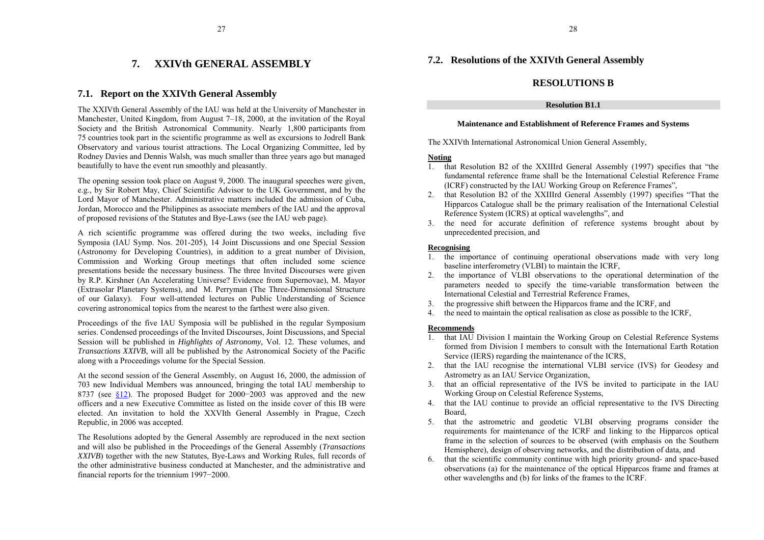# 7. XXIVth GENERAL ASSEMBLY

## 7.1. Report on the XXIVth General Assembly

The XXIVth General Assembly of the IAU was held at the University of Manchester in Manchester, United Kingdom, from August 7–18, 2000, at the invitation of the Royal Society and the British Astronomical Community. Nearly 1,800 participants from 75 countries took part in the scientific programme as well as excursions to Jodrell Bank Observatory and various tourist attractions. The Local Organizing Committee, led by Rodney Davies and Dennis Walsh, was much smaller than three years ago but managed beautifully to have the event run smoothly and pleasantly.

The opening session took place on August 9, 2000. The inaugural speeches were given, e.g., by Sir Robert May, Chief Scientific Advisor to the UK Government, and by the Lord Mayor of Manchester. Administrative matters included the admission of Cuba, Jordan, Morocco and the Philippines as associate members of the IAU and the approval of proposed revisions of the Statutes and Bye-Laws (see the IAU web page).

A rich scientific programme was offered during the two weeks, including five Symposia (IAU Symp. Nos. 201-205), 14 Joint Discussions and one Special Session (Astronomy for Developing Countries), in addition to a great number of Division, Commission and Working Group meetings that often included some science presentations beside the necessary business. The three Invited Discourses were given by R.P. Kirshner (An Accelerating Universe? Evidence from Supernovae), M. Mayor (Extrasolar Planetary Systems), and M. Perryman (The Three-Dimensional Structure of our Galaxy). Four well-attended lectures on Public Understanding of Science covering astronomical topics from the nearest to the farthest were also given.

Proceedings of the five IAU Symposia will be published in the regular Symposium series. Condensed proceedings of the Invited Discourses, Joint Discussions, and Special Session will be published in *Highlights of Astronomy,* Vol. 12. These volumes, and *Transactions XXIVB*, will all be published by the Astronomical Society of the Pacific along with a Proceedings volume for the Special Session.

At the second session of the General Assembly, on August 16, 2000, the admission of 703 new Individual Members was announced, bringing the total IAU membership to 8737 (see §12). The proposed Budget for 2000−2003 was approved and the new officers and a new Executive Committee as listed on the inside cover of this IB were elected. An invitation to hold the XXVIth General Assembly in Prague, Czech Republic, in 2006 was accepted.

The Resolutions adopted by the General Assembly are reproduced in the next section and will also be published in the Proceedings of the General Assembly (*Transactions XXIVB*) together with the new Statutes, Bye-Laws and Working Rules, full records of the other administrative business conducted at Manchester, and the administrative and financial reports for the triennium 1997−2000.

## 7.2. Resolutions of the XXIVth General Assembly

### RESOLUTIONS B

**Resolution B1.1**

**Maintenance and Establishment of Reference Frames and Systems**

The XXIVth International Astronomical Union General Assembly,

**Noting**

1. that Resolution B2 of the XXIIIrd General Assembly (1997) specifies that "the fundamental reference frame shall be the International Celestial Reference Frame (ICRF) constructed by the IAU Working Group on Reference Frames",
2. that Resolution B2 of the XXIIIrd General Assembly (1997) specifies "That the Hipparcos Catalogue shall be the primary realisation of the International Celestial Reference System (ICRS) at optical wavelengths", and
3. the need for accurate definition of reference systems brought about by unprecedented precision, and

**Recognising**

1. the importance of continuing operational observations made with very long baseline interferometry (VLBI) to maintain the ICRF,
2. the importance of VLBI observations to the operational determination of the parameters needed to specify the time-variable transformation between the International Celestial and Terrestrial Reference Frames,
3. the progressive shift between the Hipparcos frame and the ICRF, and
4. the need to maintain the optical realisation as close as possible to the ICRF,

**Recommends**

1. that IAU Division I maintain the Working Group on Celestial Reference Systems formed from Division I members to consult with the International Earth Rotation Service (IERS) regarding the maintenance of the ICRS,
2. that the IAU recognise the international VLBI service (IVS) for Geodesy and Astrometry as an IAU Service Organization,
3. that an official representative of the IVS be invited to participate in the IAU Working Group on Celestial Reference Systems,
4. that the IAU continue to provide an official representative to the IVS Directing Board,
5. that the astrometric and geodetic VLBI observing programs consider the requirements for maintenance of the ICRF and linking to the Hipparcos optical frame in the selection of sources to be observed (with emphasis on the Southern Hemisphere), design of observing networks, and the distribution of data, and
6. that the scientific community continue with high priority ground- and space-based observations (a) for the maintenance of the optical Hipparcos frame and frames at other wavelengths and (b) for links of the frames to the ICRF.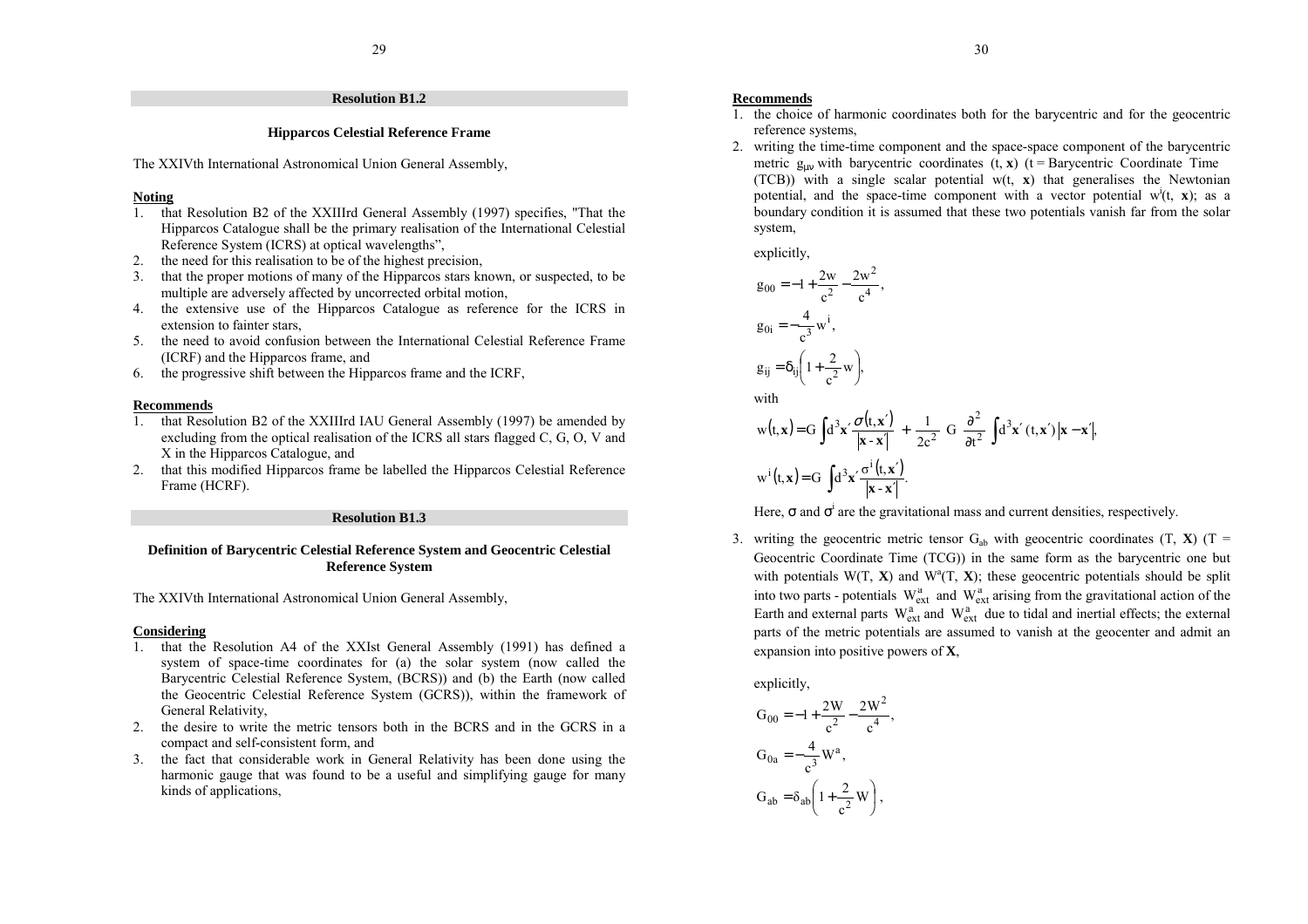## Resolution B1.2

### Hipparcos Celestial Reference Frame

The XXIVth International Astronomical Union General Assembly,

**Noting**

1. that Resolution B2 of the XXIIIrd General Assembly (1997) specifies, "That the Hipparcos Catalogue shall be the primary realisation of the International Celestial Reference System (ICRS) at optical wavelengths",
2. the need for this realisation to be of the highest precision,
3. that the proper motions of many of the Hipparcos stars known, or suspected, to be multiple are adversely affected by uncorrected orbital motion,
4. the extensive use of the Hipparcos Catalogue as reference for the ICRS in extension to fainter stars,
5. the need to avoid confusion between the International Celestial Reference Frame (ICRF) and the Hipparcos frame, and
6. the progressive shift between the Hipparcos frame and the ICRF,

**Recommends**

1. that Resolution B2 of the XXIIIrd IAU General Assembly (1997) be amended by excluding from the optical realisation of the ICRS all stars flagged C, G, O, V and X in the Hipparcos Catalogue, and
2. that this modified Hipparcos frame be labelled the Hipparcos Celestial Reference Frame (HCRF).

## Resolution B1.3

### Definition of Barycentric Celestial Reference System and Geocentric Celestial Reference System

The XXIVth International Astronomical Union General Assembly,

**Considering**

1. that the Resolution A4 of the XXIst General Assembly (1991) has defined a system of space-time coordinates for (a) the solar system (now called the Barycentric Celestial Reference System, (BCRS)) and (b) the Earth (now called the Geocentric Celestial Reference System (GCRS)), within the framework of General Relativity,
2. the desire to write the metric tensors both in the BCRS and in the GCRS in a compact and self-consistent form, and
3. the fact that considerable work in General Relativity has been done using the harmonic gauge that was found to be a useful and simplifying gauge for many kinds of applications,

**Recommends**

1. the choice of harmonic coordinates both for the barycentric and for the geocentric reference systems,
2. writing the time-time component and the space-space component of the barycentric metric $g_{\mu\nu}$ with barycentric coordinates $(t, \mathbf{x})$ (t = Barycentric Coordinate Time (TCB)) with a single scalar potential $w(t, \mathbf{x})$ that generalises the Newtonian potential, and the space-time component with a vector potential $w^i(t, \mathbf{x})$; as a boundary condition it is assumed that these two potentials vanish far from the solar system,

   explicitly,

$$g_{00} = -1 + \frac{2w}{c^2} - \frac{2w^2}{c^4},$$

$$g_{0i} = -\frac{4}{c^3} w^i,$$

$$g_{ij} = \delta_{ij}\left(1 + \frac{2}{c^2} w\right),$$

   with

$$w(t, \mathbf{x}) = G \int d^3\mathbf{x}' \frac{\sigma(t, \mathbf{x}')}{|\mathbf{x} - \mathbf{x}'|} + \frac{1}{2c^2} G \frac{\partial^2}{\partial t^2} \int d^3\mathbf{x}' \, \sigma(t, \mathbf{x}') \, |\mathbf{x} - \mathbf{x}'|,$$

$$w^i(t, \mathbf{x}) = G \int d^3\mathbf{x}' \frac{\sigma^i(t, \mathbf{x}')}{|\mathbf{x} - \mathbf{x}'|}.$$

   Here, $\sigma$ and $\sigma^i$ are the gravitational mass and current densities, respectively.

3. writing the geocentric metric tensor $G_{ab}$ with geocentric coordinates $(T, \mathbf{X})$ (T = Geocentric Coordinate Time (TCG)) in the same form as the barycentric one but with potentials $W(T, \mathbf{X})$ and $W^a(T, \mathbf{X})$; these geocentric potentials should be split into two parts - potentials $W^a_{ext}$ and $W^a_{ext}$ arising from the gravitational action of the Earth and external parts $W^a_{ext}$ and $W^a_{ext}$ due to tidal and inertial effects; the external parts of the metric potentials are assumed to vanish at the geocenter and admit an expansion into positive powers of $\mathbf{X}$,

   explicitly,

$$G_{00} = -1 + \frac{2W}{c^2} - \frac{2W^2}{c^4},$$

$$G_{0a} = -\frac{4}{c^3} W^a,$$

$$G_{ab} = \delta_{ab}\left(1 + \frac{2}{c^2} W\right),$$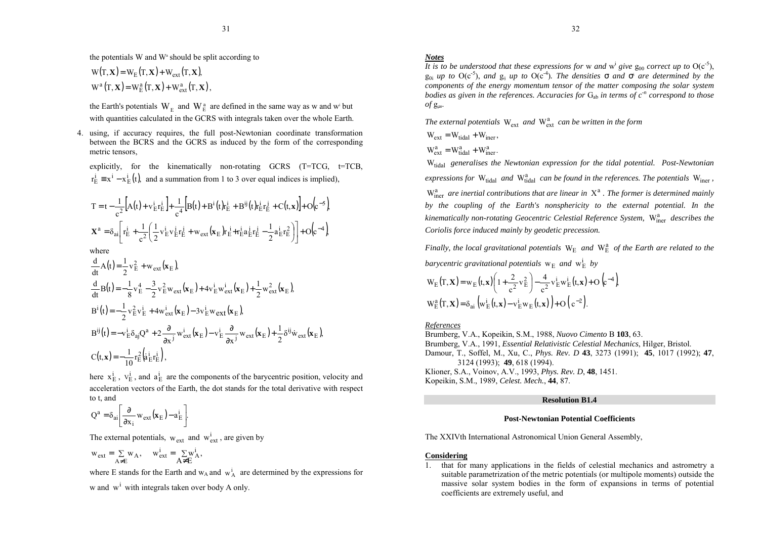the potentials W and $W^a$ should be split according to

$$W(T, \mathbf{X}) = W_E(T, \mathbf{X}) + W_{ext}(T, \mathbf{X}),$$
$$W^a(T, \mathbf{X}) = W_E^a(T, \mathbf{X}) + W_{ext}^a(T, \mathbf{X}),$$

the Earth's potentials $W_E$ and $W_E^a$ are defined in the same way as w and $w^i$ but with quantities calculated in the GCRS with integrals taken over the whole Earth.

4. using, if accuracy requires, the full post-Newtonian coordinate transformation between the BCRS and the GCRS as induced by the form of the corresponding metric tensors,

explicitly, for the kinematically non-rotating GCRS (T=TCG, t=TCB, $r_E^i \equiv x^i - x_E^i(t)$, and a summation from 1 to 3 over equal indices is implied),

$$T = t - \frac{1}{c^2}\left[A(t) + v_E^i r_E^i\right] + \frac{1}{c^4}\left[B(t) + B^i(t) r_E^i + B^{ij}(t) r_E^i r_E^j + C(t, \mathbf{x})\right] + O\left(c^{-5}\right),$$

$$\mathbf{X}^a = \delta_{ai}\left[r_E^i + \frac{1}{c^2}\left(\frac{1}{2}v_E^i v_E^j r_E^j + w_{ext}(\mathbf{x}_E) r_E^i + r_E^i a_E^j r_E^j - \frac{1}{2}a_E^i r_E^2\right)\right] + O\left(c^{-4}\right),$$

where

$$\frac{d}{dt}A(t) = \frac{1}{2}v_E^2 + w_{ext}(\mathbf{x}_E),$$

$$\frac{d}{dt}B(t) = -\frac{1}{8}v_E^4 - \frac{3}{2}v_E^2 w_{ext}(\mathbf{x}_E) + 4 v_E^i w_{ext}^i(\mathbf{x}_E) + \frac{1}{2}w_{ext}^2(\mathbf{x}_E),$$

$$B^i(t) = -\frac{1}{2}v_E^2 v_E^i + 4 w_{ext}^i(\mathbf{x}_E) - 3 v_E^i w_{ext}(\mathbf{x}_E),$$

$$B^{ij}(t) = -v_E^i \delta_{aj} Q^a + 2\frac{\partial}{\partial x^j} w_{ext}^i(\mathbf{x}_E) - v_E^i \frac{\partial}{\partial x^j} w_{ext}(\mathbf{x}_E) + \frac{1}{2}\delta^{ij}\dot{w}_{ext}(\mathbf{x}_E),$$

$$C(t, \mathbf{x}) = -\frac{1}{10} r_E^2 \left(\dot{a}_E^i r_E^i\right),$$

here $x_E^i$, $v_E^i$, and $a_E^i$ are the components of the barycentric position, velocity and acceleration vectors of the Earth, the dot stands for the total derivative with respect to t, and

$$Q^a = \delta_{ai}\left[\frac{\partial}{\partial x_i} w_{ext}(\mathbf{x}_E) - a_E^i\right].$$

The external potentials, $w_{ext}$ and $w_{ext}^i$, are given by

$$w_{ext} = \sum_{A \neq E} w_A, \quad w_{ext}^i = \sum_{A \neq E} w_A^i,$$

where E stands for the Earth and $w_A$ and $w_A^i$ are determined by the expressions for w and $w^i$ with integrals taken over body A only.

***Notes***

*It is to be understood that these expressions for* w *and* $w^i$ *give* $g_{00}$ *correct up to* $O(c^{-5})$, $g_{0i}$ *up to* $O(c^{-5})$, *and* $g_{ij}$ *up to* $O(c^{-4})$. *The densities* $\sigma$ *and* $\sigma^i$ *are determined by the components of the energy momentum tensor of the matter composing the solar system bodies as given in the references. Accuracies for* $G_{ab}$ *in terms of* $c^{-n}$ *correspond to those of* $g_{\mu\nu}$.

*The external potentials* $W_{ext}$ *and* $W_{ext}^a$ *can be written in the form*

$$W_{ext} = W_{tidal} + W_{iner},$$
$$W_{ext}^a = W_{tidal}^a + W_{iner}^a.$$

$W_{tidal}$ *generalises the Newtonian expression for the tidal potential. Post-Newtonian expressions for* $W_{tidal}$ *and* $W_{tidal}^a$ *can be found in the references. The potentials* $W_{iner}$, $W_{iner}^a$ *are inertial contributions that are linear in* $X^a$. *The former is determined mainly by the coupling of the Earth's nonsphericity to the external potential. In the kinematically non-rotating Geocentric Celestial Reference System,* $W_{iner}^a$ *describes the Coriolis force induced mainly by geodetic precession.*

*Finally, the local gravitational potentials* $W_E$ *and* $W_E^a$ *of the Earth are related to the barycentric gravitational potentials* $w_E$ *and* $w_E^i$ *by*

$$W_E(T, \mathbf{X}) = w_E(t, \mathbf{x})\left(1 + \frac{2}{c^2}v_E^2\right) - \frac{4}{c^2}v_E^i w_E^i(t, \mathbf{x}) + O\left(c^{-4}\right),$$

$$W_E^a(T, \mathbf{X}) = \delta_{ai}\left(w_E^i(t, \mathbf{x}) - v_E^i w_E(t, \mathbf{x})\right) + O\left(c^{-2}\right).$$

*References*

Brumberg, V.A., Kopeikin, S.M., 1988, *Nuovo Cimento* B **103**, 63.
Brumberg, V.A., 1991, *Essential Relativistic Celestial Mechanics*, Hilger, Bristol.
Damour, T., Soffel, M., Xu, C., *Phys. Rev. D* **43**, 3273 (1991); **45**, 1017 (1992); **47**, 3124 (1993); **49**, 618 (1994).
Klioner, S.A., Voinov, A.V., 1993, *Phys. Rev. D*, **48**, 1451.
Kopeikin, S.M., 1989, *Celest. Mech.*, **44**, 87.

## Resolution B1.4

### Post-Newtonian Potential Coefficients

The XXIVth International Astronomical Union General Assembly,

**Considering**

1. that for many applications in the fields of celestial mechanics and astrometry a suitable parametrization of the metric potentials (or multipole moments) outside the massive solar system bodies in the form of expansions in terms of potential coefficients are extremely useful, and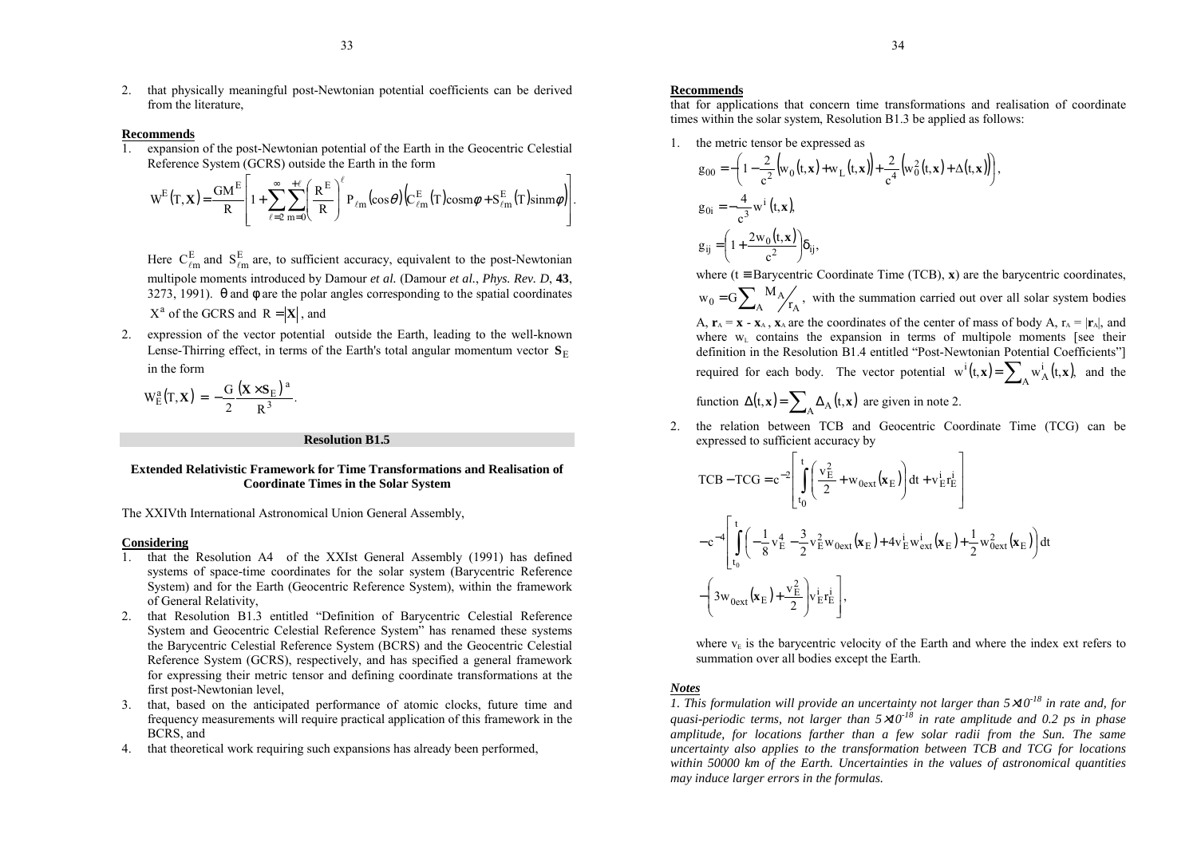2. that physically meaningful post-Newtonian potential coefficients can be derived from the literature,

**Recommends**

1. expansion of the post-Newtonian potential of the Earth in the Geocentric Celestial Reference System (GCRS) outside the Earth in the form

$$W^E(T, \mathbf{X}) = \frac{GM^E}{R}\left[1 + \sum_{\ell=2}^{\infty}\sum_{m=0}^{+\ell}\left(\frac{R^E}{R}\right)^{\ell} P_{\ell m}(\cos\theta)\left(C^E_{\ell m}(T)\cos m\phi + S^E_{\ell m}(T)\sin m\phi\right)\right].$$

   Here $C^E_{\ell m}$ and $S^E_{\ell m}$ are, to sufficient accuracy, equivalent to the post-Newtonian multipole moments introduced by Damour *et al.* (Damour *et al.*, *Phys. Rev. D*, **43**, 3273, 1991). $\theta$ and $\phi$ are the polar angles corresponding to the spatial coordinates $X^a$ of the GCRS and $R = |\mathbf{X}|$, and

2. expression of the vector potential outside the Earth, leading to the well-known Lense-Thirring effect, in terms of the Earth's total angular momentum vector $\mathbf{S}_E$ in the form

$$W^a_E(T, \mathbf{X}) = -\frac{G}{2}\frac{(\mathbf{X} \times \mathbf{S}_E)^a}{R^3}.$$

## Resolution B1.5

### Extended Relativistic Framework for Time Transformations and Realisation of Coordinate Times in the Solar System

The XXIVth International Astronomical Union General Assembly,

**Considering**

1. that the Resolution A4 of the XXIst General Assembly (1991) has defined systems of space-time coordinates for the solar system (Barycentric Reference System) and for the Earth (Geocentric Reference System), within the framework of General Relativity,
2. that Resolution B1.3 entitled "Definition of Barycentric Celestial Reference System and Geocentric Celestial Reference System" has renamed these systems the Barycentric Celestial Reference System (BCRS) and the Geocentric Celestial Reference System (GCRS), respectively, and has specified a general framework for expressing their metric tensor and defining coordinate transformations at the first post-Newtonian level,
3. that, based on the anticipated performance of atomic clocks, future time and frequency measurements will require practical application of this framework in the BCRS, and
4. that theoretical work requiring such expansions has already been performed,

**Recommends**

that for applications that concern time transformations and realisation of coordinate times within the solar system, Resolution B1.3 be applied as follows:

1. the metric tensor be expressed as

$$g_{00} = -\left(1 - \frac{2}{c^2}\left(w_0(t,\mathbf{x}) + w_L(t,\mathbf{x})\right) + \frac{2}{c^4}\left(w_0^2(t,\mathbf{x}) + \Delta(t,\mathbf{x})\right)\right),$$

$$g_{0i} = -\frac{4}{c^3} w^i(t,\mathbf{x}),$$

$$g_{ij} = \left(1 + \frac{2w_0(t,\mathbf{x})}{c^2}\right)\delta_{ij},$$

   where ($t \equiv$ Barycentric Coordinate Time (TCB), $\mathbf{x}$) are the barycentric coordinates, $w_0 = G\sum_A M_A / r_A$, with the summation carried out over all solar system bodies A, $\mathbf{r}_A = \mathbf{x} - \mathbf{x}_A$, $\mathbf{x}_A$ are the coordinates of the center of mass of body A, $r_A = |\mathbf{r}_A|$, and where $w_L$ contains the expansion in terms of multipole moments [see their definition in the Resolution B1.4 entitled "Post-Newtonian Potential Coefficients"] required for each body. The vector potential $w^i(t,\mathbf{x}) = \sum_A w^i_A(t,\mathbf{x})$, and the function $\Delta(t,\mathbf{x}) = \sum_A \Delta_A(t,\mathbf{x})$ are given in note 2.

2. the relation between TCB and Geocentric Coordinate Time (TCG) can be expressed to sufficient accuracy by

$$\mathrm{TCB} - \mathrm{TCG} = c^{-2}\left[\int_{t_0}^{t}\left(\frac{v_E^2}{2} + w_{0\mathrm{ext}}(\mathbf{x}_E)\right)dt + v_E^i r_E^i\right]$$

$$-c^{-4}\left[\int_{t_0}^{t}\left(-\frac{1}{8}v_E^4 - \frac{3}{2}v_E^2 w_{0\mathrm{ext}}(\mathbf{x}_E) + 4v_E^i w^i_{\mathrm{ext}}(\mathbf{x}_E) + \frac{1}{2}w^2_{0\mathrm{ext}}(\mathbf{x}_E)\right)dt\right.$$

$$\left.-\left(3w_{0\mathrm{ext}}(\mathbf{x}_E) + \frac{v_E^2}{2}\right)v_E^i r_E^i\right],$$

   where $v_E$ is the barycentric velocity of the Earth and where the index ext refers to summation over all bodies except the Earth.

***Notes***

*1. This formulation will provide an uncertainty not larger than $5\times10^{-18}$ in rate and, for quasi-periodic terms, not larger than $5\times10^{-18}$ in rate amplitude and 0.2 ps in phase amplitude, for locations farther than a few solar radii from the Sun. The same uncertainty also applies to the transformation between TCB and TCG for locations within 50000 km of the Earth. Uncertainties in the values of astronomical quantities may induce larger errors in the formulas.*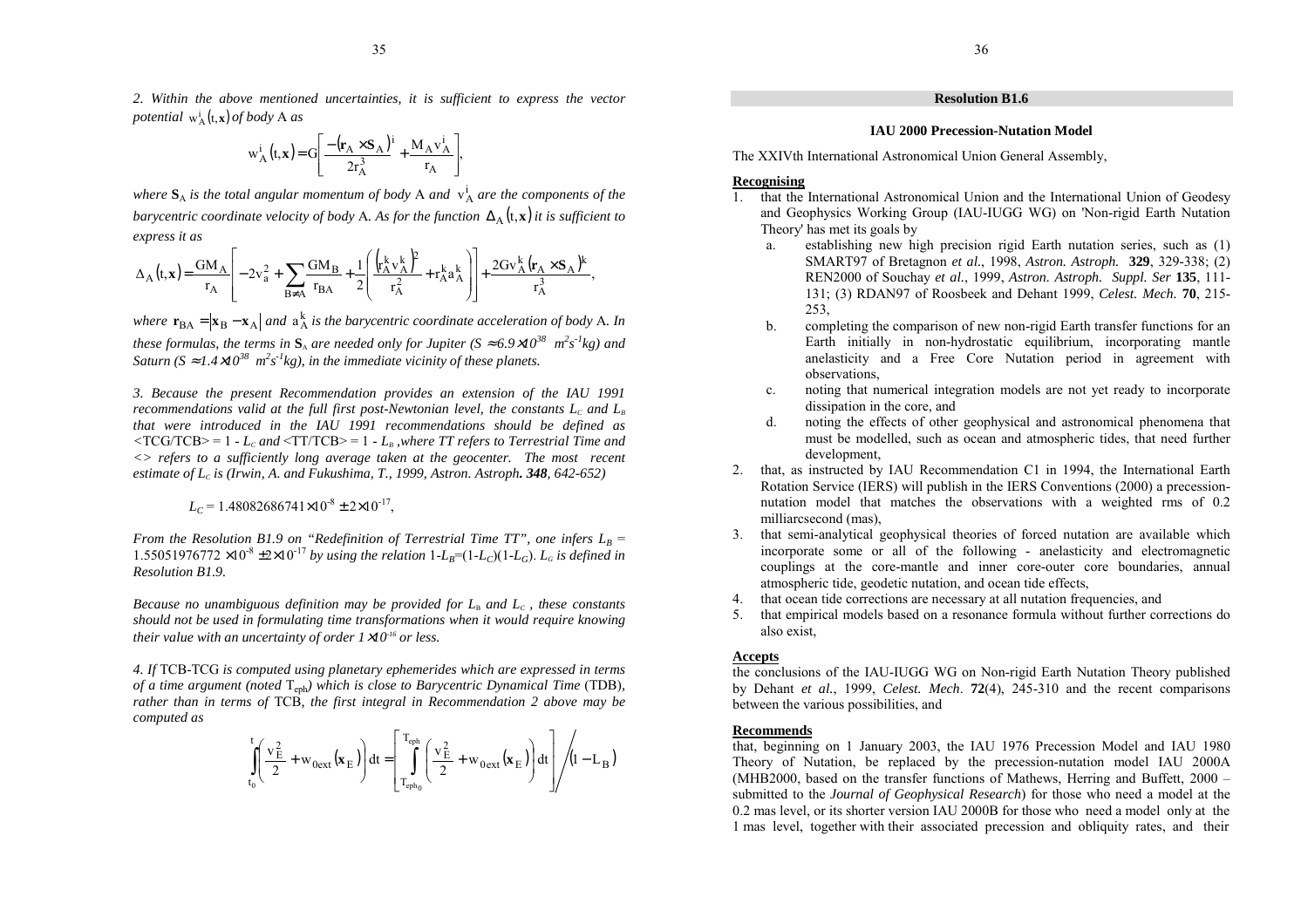*2. Within the above mentioned uncertainties, it is sufficient to express the vector potential* $w_A^i(t,\mathbf{x})$ *of body* A *as*

$$w_A^i(t,\mathbf{x}) = G\left[\frac{-(\mathbf{r}_A \times \mathbf{S}_A)^i}{2r_A^3} + \frac{M_A v_A^i}{r_A}\right],$$

*where* $\mathbf{S}_A$ *is the total angular momentum of body* A *and* $v_A^i$ *are the components of the barycentric coordinate velocity of body* A. *As for the function* $\Delta_A(t,\mathbf{x})$ *it is sufficient to express it as*

$$\Delta_A(t,\mathbf{x}) = \frac{GM_A}{r_A}\left[-2v_a^2 + \sum_{B\neq A}\frac{GM_B}{r_{BA}} + \frac{1}{2}\left(\frac{(r_A^k v_A^k)^2}{r_A^2} + r_A^k a_A^k\right)\right] + \frac{2Gv_A^k(\mathbf{r}_A \times \mathbf{S}_A)^k}{r_A^3},$$

*where* $\mathbf{r}_{BA} = |\mathbf{x}_B - \mathbf{x}_A|$ *and* $a_A^k$ *is the barycentric coordinate acceleration of body* A. *In these formulas, the terms in* $\mathbf{S}_A$ *are needed only for Jupiter* ($S \approx 6.9\times10^{38}\ m^2s^{-1}kg$) *and Saturn* ($S \approx 1.4\times10^{38}\ m^2s^{-1}kg$), *in the immediate vicinity of these planets.*

*3. Because the present Recommendation provides an extension of the IAU 1991 recommendations valid at the full first post-Newtonian level, the constants* $L_C$ *and* $L_B$ *that were introduced in the IAU 1991 recommendations should be defined as* <TCG/TCB> = 1 - $L_C$ *and* <TT/TCB> = 1 - $L_B$ *, where TT refers to Terrestrial Time and* <> *refers to a sufficiently long average taken at the geocenter. The most recent estimate of* $L_C$ *is (Irwin, A. and Fukushima, T., 1999, Astron. Astroph.* ***348****, 642-652)*

$$L_C = 1.48082686741\times10^{-8} \pm 2\times10^{-17},$$

*From the Resolution B1.9 on "Redefinition of Terrestrial Time TT", one infers* $L_B = 1.55051976772\times10^{-8} \pm 2\times10^{-17}$ *by using the relation* $1-L_B=(1-L_C)(1-L_G)$. $L_G$ *is defined in Resolution B1.9.*

*Because no unambiguous definition may be provided for* $L_B$ *and* $L_C$ *, these constants should not be used in formulating time transformations when it would require knowing their value with an uncertainty of order* $1\times10^{-16}$ *or less.*

*4. If* TCB-TCG *is computed using planetary ephemerides which are expressed in terms of a time argument (noted* $T_{eph}$*) which is close to Barycentric Dynamical Time* (TDB)*, rather than in terms of* TCB*, the first integral in Recommendation 2 above may be computed as*

$$\int_{t_0}^{t}\left(\frac{v_E^2}{2} + w_{0ext}(\mathbf{x}_E)\right)dt = \left[\int_{T_{eph_0}}^{T_{eph}}\left(\frac{v_E^2}{2} + w_{0ext}(\mathbf{x}_E)\right)dt\right] \Big/ (1 - L_B)$$

## Resolution B1.6

### IAU 2000 Precession-Nutation Model

The XXIVth International Astronomical Union General Assembly,

**Recognising**

1. that the International Astronomical Union and the International Union of Geodesy and Geophysics Working Group (IAU-IUGG WG) on 'Non-rigid Earth Nutation Theory' has met its goals by
   a. establishing new high precision rigid Earth nutation series, such as (1) SMART97 of Bretagnon *et al.*, 1998, *Astron. Astroph.* **329**, 329-338; (2) REN2000 of Souchay *et al.*, 1999, *Astron. Astroph. Suppl. Ser* **135**, 111-131; (3) RDAN97 of Roosbeek and Dehant 1999, *Celest. Mech.* **70**, 215-253,
   b. completing the comparison of new non-rigid Earth transfer functions for an Earth initially in non-hydrostatic equilibrium, incorporating mantle anelasticity and a Free Core Nutation period in agreement with observations,
   c. noting that numerical integration models are not yet ready to incorporate dissipation in the core, and
   d. noting the effects of other geophysical and astronomical phenomena that must be modelled, such as ocean and atmospheric tides, that need further development,
2. that, as instructed by IAU Recommendation C1 in 1994, the International Earth Rotation Service (IERS) will publish in the IERS Conventions (2000) a precession-nutation model that matches the observations with a weighted rms of 0.2 milliarcsecond (mas),
3. that semi-analytical geophysical theories of forced nutation are available which incorporate some or all of the following - anelasticity and electromagnetic couplings at the core-mantle and inner core-outer core boundaries, annual atmospheric tide, geodetic nutation, and ocean tide effects,
4. that ocean tide corrections are necessary at all nutation frequencies, and
5. that empirical models based on a resonance formula without further corrections do also exist,

**Accepts**

the conclusions of the IAU-IUGG WG on Non-rigid Earth Nutation Theory published by Dehant *et al.*, 1999, *Celest. Mech*. **72**(4), 245-310 and the recent comparisons between the various possibilities, and

**Recommends**

that, beginning on 1 January 2003, the IAU 1976 Precession Model and IAU 1980 Theory of Nutation, be replaced by the precession-nutation model IAU 2000A (MHB2000, based on the transfer functions of Mathews, Herring and Buffett, 2000 – submitted to the *Journal of Geophysical Research*) for those who need a model at the 0.2 mas level, or its shorter version IAU 2000B for those who need a model only at the 1 mas level, together with their associated precession and obliquity rates, and their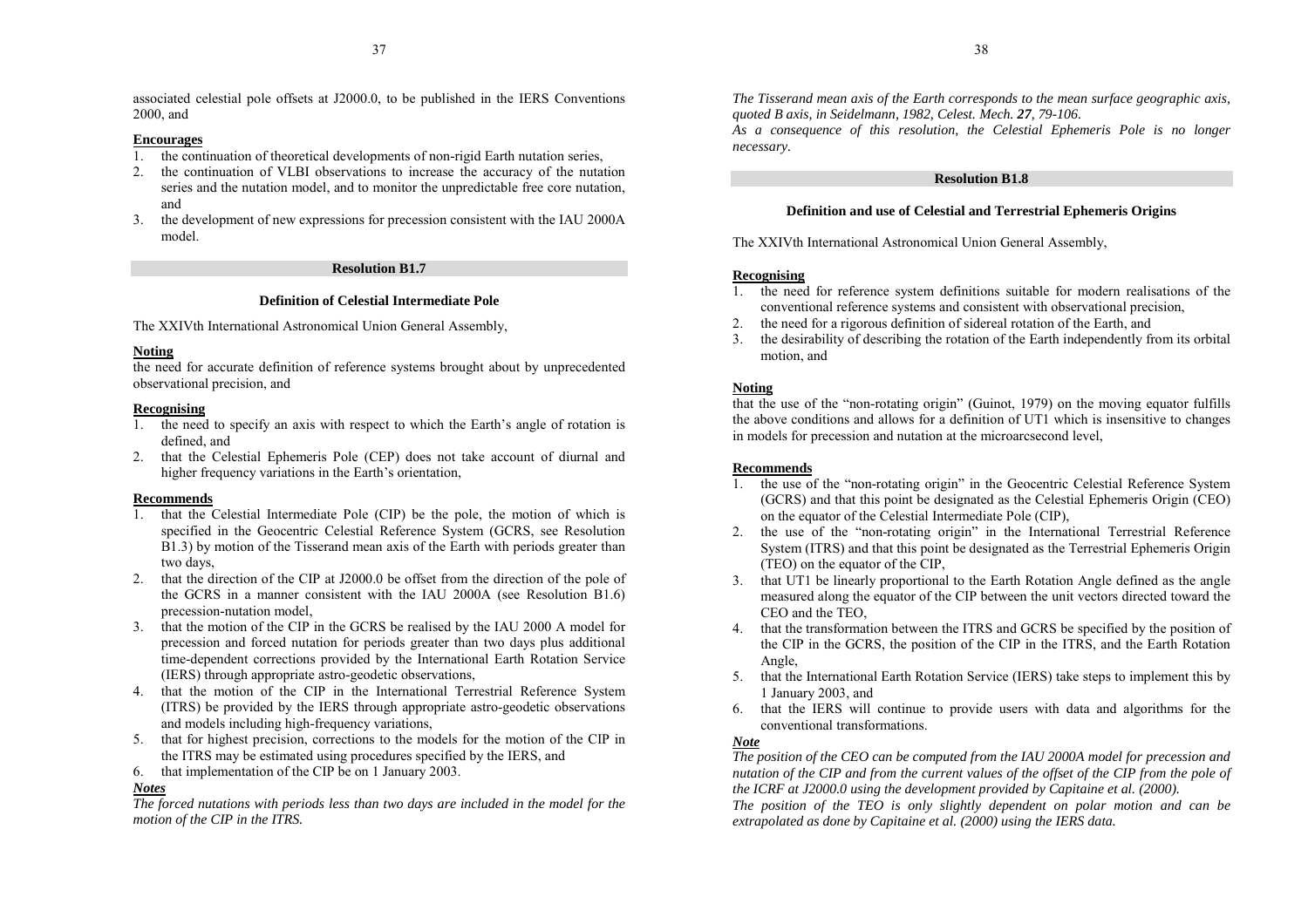associated celestial pole offsets at J2000.0, to be published in the IERS Conventions 2000, and

**Encourages**

1. the continuation of theoretical developments of non-rigid Earth nutation series,
2. the continuation of VLBI observations to increase the accuracy of the nutation series and the nutation model, and to monitor the unpredictable free core nutation, and
3. the development of new expressions for precession consistent with the IAU 2000A model.

## Resolution B1.7

### Definition of Celestial Intermediate Pole

The XXIVth International Astronomical Union General Assembly,

**Noting**

the need for accurate definition of reference systems brought about by unprecedented observational precision, and

**Recognising**

1. the need to specify an axis with respect to which the Earth's angle of rotation is defined, and
2. that the Celestial Ephemeris Pole (CEP) does not take account of diurnal and higher frequency variations in the Earth's orientation,

**Recommends**

1. that the Celestial Intermediate Pole (CIP) be the pole, the motion of which is specified in the Geocentric Celestial Reference System (GCRS, see Resolution B1.3) by motion of the Tisserand mean axis of the Earth with periods greater than two days,
2. that the direction of the CIP at J2000.0 be offset from the direction of the pole of the GCRS in a manner consistent with the IAU 2000A (see Resolution B1.6) precession-nutation model,
3. that the motion of the CIP in the GCRS be realised by the IAU 2000 A model for precession and forced nutation for periods greater than two days plus additional time-dependent corrections provided by the International Earth Rotation Service (IERS) through appropriate astro-geodetic observations,
4. that the motion of the CIP in the International Terrestrial Reference System (ITRS) be provided by the IERS through appropriate astro-geodetic observations and models including high-frequency variations,
5. that for highest precision, corrections to the models for the motion of the CIP in the ITRS may be estimated using procedures specified by the IERS, and
6. that implementation of the CIP be on 1 January 2003.

***Notes***

*The forced nutations with periods less than two days are included in the model for the motion of the CIP in the ITRS.*

*The Tisserand mean axis of the Earth corresponds to the mean surface geographic axis, quoted B axis, in Seidelmann, 1982, Celest. Mech.* ***27****, 79-106.*

*As a consequence of this resolution, the Celestial Ephemeris Pole is no longer necessary.*

## Resolution B1.8

### Definition and use of Celestial and Terrestrial Ephemeris Origins

The XXIVth International Astronomical Union General Assembly,

**Recognising**

1. the need for reference system definitions suitable for modern realisations of the conventional reference systems and consistent with observational precision,
2. the need for a rigorous definition of sidereal rotation of the Earth, and
3. the desirability of describing the rotation of the Earth independently from its orbital motion, and

**Noting**

that the use of the "non-rotating origin" (Guinot, 1979) on the moving equator fulfills the above conditions and allows for a definition of UT1 which is insensitive to changes in models for precession and nutation at the microarcsecond level,

**Recommends**

1. the use of the "non-rotating origin" in the Geocentric Celestial Reference System (GCRS) and that this point be designated as the Celestial Ephemeris Origin (CEO) on the equator of the Celestial Intermediate Pole (CIP),
2. the use of the "non-rotating origin" in the International Terrestrial Reference System (ITRS) and that this point be designated as the Terrestrial Ephemeris Origin (TEO) on the equator of the CIP,
3. that UT1 be linearly proportional to the Earth Rotation Angle defined as the angle measured along the equator of the CIP between the unit vectors directed toward the CEO and the TEO,
4. that the transformation between the ITRS and GCRS be specified by the position of the CIP in the GCRS, the position of the CIP in the ITRS, and the Earth Rotation Angle,
5. that the International Earth Rotation Service (IERS) take steps to implement this by 1 January 2003, and
6. that the IERS will continue to provide users with data and algorithms for the conventional transformations.

***Note***

*The position of the CEO can be computed from the IAU 2000A model for precession and nutation of the CIP and from the current values of the offset of the CIP from the pole of the ICRF at J2000.0 using the development provided by Capitaine et al. (2000).*

*The position of the TEO is only slightly dependent on polar motion and can be extrapolated as done by Capitaine et al. (2000) using the IERS data.*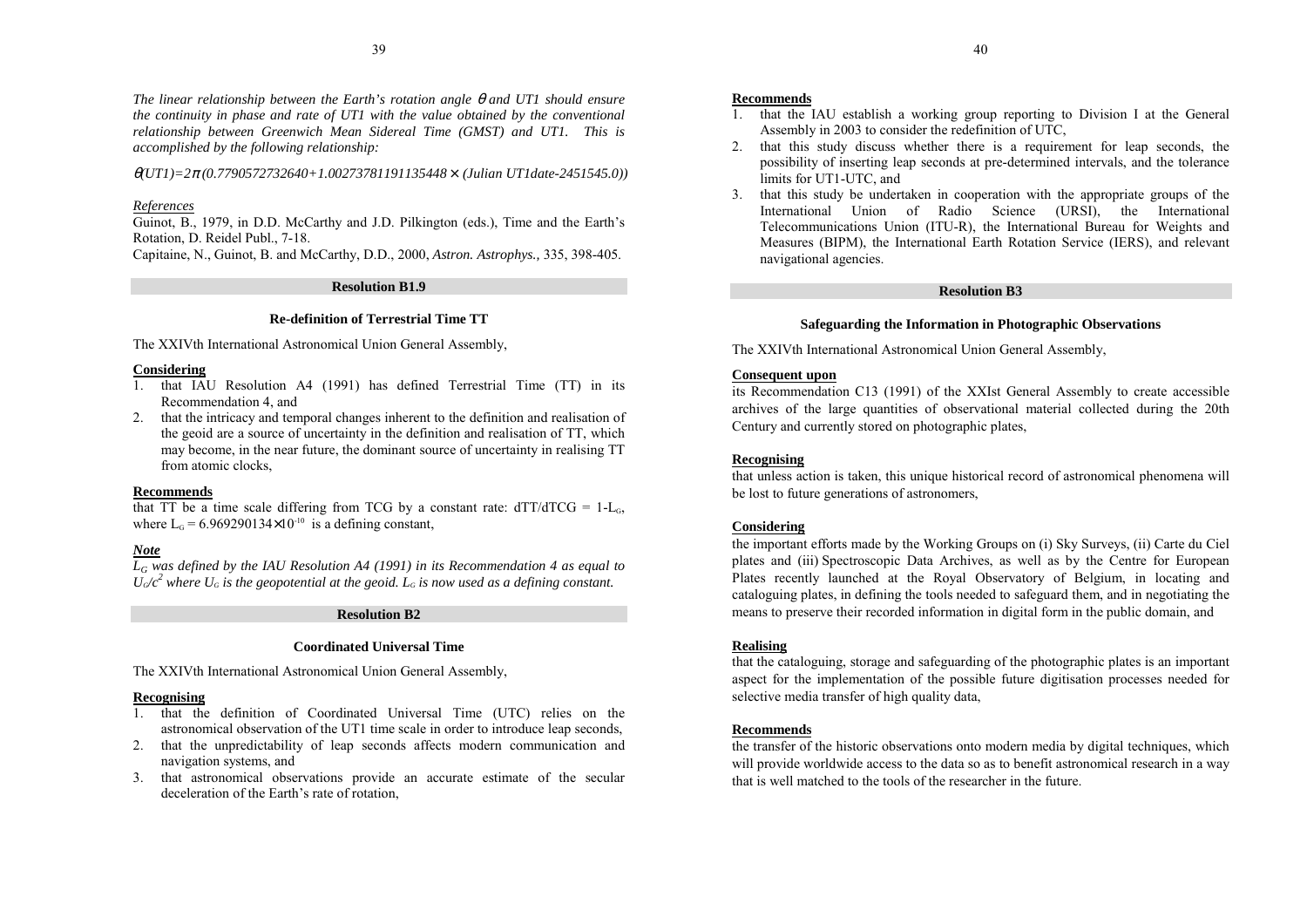*The linear relationship between the Earth's rotation angle $\theta$ and UT1 should ensure the continuity in phase and rate of UT1 with the value obtained by the conventional relationship between Greenwich Mean Sidereal Time (GMST) and UT1. This is accomplished by the following relationship:*

$$\theta(UT1)=2\pi(0.7790572732640+1.00273781191135448 \times (\text{Julian UT1date}-2451545.0))$$

*References*

Guinot, B., 1979, in D.D. McCarthy and J.D. Pilkington (eds.), Time and the Earth's Rotation, D. Reidel Publ., 7-18.

Capitaine, N., Guinot, B. and McCarthy, D.D., 2000, *Astron. Astrophys.,* 335, 398-405.

## Resolution B1.9

### Re-definition of Terrestrial Time TT

The XXIVth International Astronomical Union General Assembly,

**Considering**

1. that IAU Resolution A4 (1991) has defined Terrestrial Time (TT) in its Recommendation 4, and
2. that the intricacy and temporal changes inherent to the definition and realisation of the geoid are a source of uncertainty in the definition and realisation of TT, which may become, in the near future, the dominant source of uncertainty in realising TT from atomic clocks,

**Recommends**

that TT be a time scale differing from TCG by a constant rate: $dTT/dTCG = 1-L_G$, where $L_G = 6.969290134\times10^{-10}$ is a defining constant,

***Note***

*$L_G$ was defined by the IAU Resolution A4 (1991) in its Recommendation 4 as equal to $U_G/c^2$ where $U_G$ is the geopotential at the geoid. $L_G$ is now used as a defining constant.*

## Resolution B2

### Coordinated Universal Time

The XXIVth International Astronomical Union General Assembly,

**Recognising**

1. that the definition of Coordinated Universal Time (UTC) relies on the astronomical observation of the UT1 time scale in order to introduce leap seconds,
2. that the unpredictability of leap seconds affects modern communication and navigation systems, and
3. that astronomical observations provide an accurate estimate of the secular deceleration of the Earth's rate of rotation,

**Recommends**

1. that the IAU establish a working group reporting to Division I at the General Assembly in 2003 to consider the redefinition of UTC,
2. that this study discuss whether there is a requirement for leap seconds, the possibility of inserting leap seconds at pre-determined intervals, and the tolerance limits for UT1-UTC, and
3. that this study be undertaken in cooperation with the appropriate groups of the International Union of Radio Science (URSI), the International Telecommunications Union (ITU-R), the International Bureau for Weights and Measures (BIPM), the International Earth Rotation Service (IERS), and relevant navigational agencies.

## Resolution B3

### Safeguarding the Information in Photographic Observations

The XXIVth International Astronomical Union General Assembly,

**Consequent upon**

its Recommendation C13 (1991) of the XXIst General Assembly to create accessible archives of the large quantities of observational material collected during the 20th Century and currently stored on photographic plates,

**Recognising**

that unless action is taken, this unique historical record of astronomical phenomena will be lost to future generations of astronomers,

**Considering**

the important efforts made by the Working Groups on (i) Sky Surveys, (ii) Carte du Ciel plates and (iii) Spectroscopic Data Archives, as well as by the Centre for European Plates recently launched at the Royal Observatory of Belgium, in locating and cataloguing plates, in defining the tools needed to safeguard them, and in negotiating the means to preserve their recorded information in digital form in the public domain, and

**Realising**

that the cataloguing, storage and safeguarding of the photographic plates is an important aspect for the implementation of the possible future digitisation processes needed for selective media transfer of high quality data,

**Recommends**

the transfer of the historic observations onto modern media by digital techniques, which will provide worldwide access to the data so as to benefit astronomical research in a way that is well matched to the tools of the researcher in the future.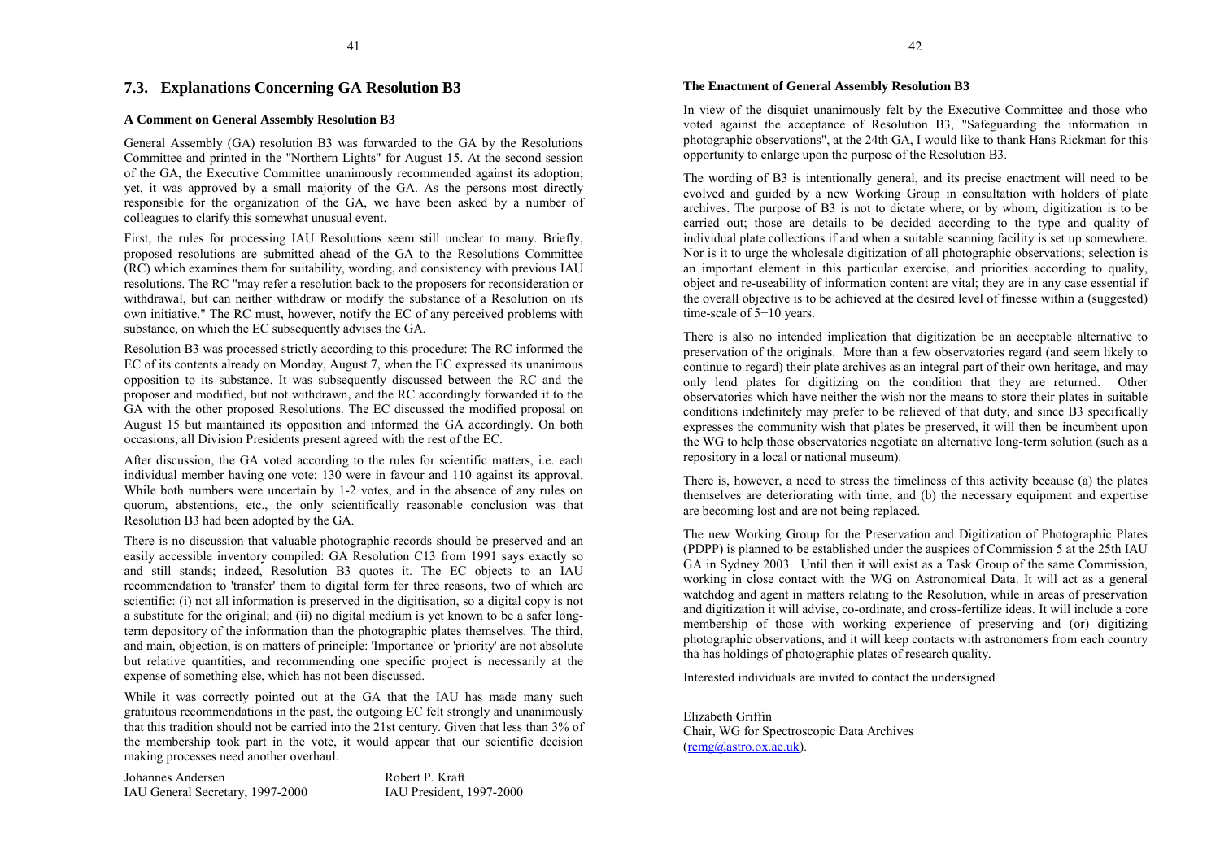## 7.3. Explanations Concerning GA Resolution B3

### A Comment on General Assembly Resolution B3

General Assembly (GA) resolution B3 was forwarded to the GA by the Resolutions Committee and printed in the "Northern Lights" for August 15. At the second session of the GA, the Executive Committee unanimously recommended against its adoption; yet, it was approved by a small majority of the GA. As the persons most directly responsible for the organization of the GA, we have been asked by a number of colleagues to clarify this somewhat unusual event.

First, the rules for processing IAU Resolutions seem still unclear to many. Briefly, proposed resolutions are submitted ahead of the GA to the Resolutions Committee (RC) which examines them for suitability, wording, and consistency with previous IAU resolutions. The RC "may refer a resolution back to the proposers for reconsideration or withdrawal, but can neither withdraw or modify the substance of a Resolution on its own initiative." The RC must, however, notify the EC of any perceived problems with substance, on which the EC subsequently advises the GA.

Resolution B3 was processed strictly according to this procedure: The RC informed the EC of its contents already on Monday, August 7, when the EC expressed its unanimous opposition to its substance. It was subsequently discussed between the RC and the proposer and modified, but not withdrawn, and the RC accordingly forwarded it to the GA with the other proposed Resolutions. The EC discussed the modified proposal on August 15 but maintained its opposition and informed the GA accordingly. On both occasions, all Division Presidents present agreed with the rest of the EC.

After discussion, the GA voted according to the rules for scientific matters, i.e. each individual member having one vote; 130 were in favour and 110 against its approval. While both numbers were uncertain by 1-2 votes, and in the absence of any rules on quorum, abstentions, etc., the only scientifically reasonable conclusion was that Resolution B3 had been adopted by the GA.

There is no discussion that valuable photographic records should be preserved and an easily accessible inventory compiled: GA Resolution C13 from 1991 says exactly so and still stands; indeed, Resolution B3 quotes it. The EC objects to an IAU recommendation to 'transfer' them to digital form for three reasons, two of which are scientific: (i) not all information is preserved in the digitisation, so a digital copy is not a substitute for the original; and (ii) no digital medium is yet known to be a safer long-term depository of the information than the photographic plates themselves. The third, and main, objection, is on matters of principle: 'Importance' or 'priority' are not absolute but relative quantities, and recommending one specific project is necessarily at the expense of something else, which has not been discussed.

While it was correctly pointed out at the GA that the IAU has made many such gratuitous recommendations in the past, the outgoing EC felt strongly and unanimously that this tradition should not be carried into the 21st century. Given that less than 3% of the membership took part in the vote, it would appear that our scientific decision making processes need another overhaul.

Johannes Andersen
IAU General Secretary, 1997-2000

Robert P. Kraft
IAU President, 1997-2000

### The Enactment of General Assembly Resolution B3

In view of the disquiet unanimously felt by the Executive Committee and those who voted against the acceptance of Resolution B3, "Safeguarding the information in photographic observations", at the 24th GA, I would like to thank Hans Rickman for this opportunity to enlarge upon the purpose of the Resolution B3.

The wording of B3 is intentionally general, and its precise enactment will need to be evolved and guided by a new Working Group in consultation with holders of plate archives. The purpose of B3 is not to dictate where, or by whom, digitization is to be carried out; those are details to be decided according to the type and quality of individual plate collections if and when a suitable scanning facility is set up somewhere. Nor is it to urge the wholesale digitization of all photographic observations; selection is an important element in this particular exercise, and priorities according to quality, object and re-useability of information content are vital; they are in any case essential if the overall objective is to be achieved at the desired level of finesse within a (suggested) time-scale of 5−10 years.

There is also no intended implication that digitization be an acceptable alternative to preservation of the originals. More than a few observatories regard (and seem likely to continue to regard) their plate archives as an integral part of their own heritage, and may only lend plates for digitizing on the condition that they are returned. Other observatories which have neither the wish nor the means to store their plates in suitable conditions indefinitely may prefer to be relieved of that duty, and since B3 specifically expresses the community wish that plates be preserved, it will then be incumbent upon the WG to help those observatories negotiate an alternative long-term solution (such as a repository in a local or national museum).

There is, however, a need to stress the timeliness of this activity because (a) the plates themselves are deteriorating with time, and (b) the necessary equipment and expertise are becoming lost and are not being replaced.

The new Working Group for the Preservation and Digitization of Photographic Plates (PDPP) is planned to be established under the auspices of Commission 5 at the 25th IAU GA in Sydney 2003. Until then it will exist as a Task Group of the same Commission, working in close contact with the WG on Astronomical Data. It will act as a general watchdog and agent in matters relating to the Resolution, while in areas of preservation and digitization it will advise, co-ordinate, and cross-fertilize ideas. It will include a core membership of those with working experience of preserving and (or) digitizing photographic observations, and it will keep contacts with astronomers from each country tha has holdings of photographic plates of research quality.

Interested individuals are invited to contact the undersigned

Elizabeth Griffin
Chair, WG for Spectroscopic Data Archives
(remg@astro.ox.ac.uk).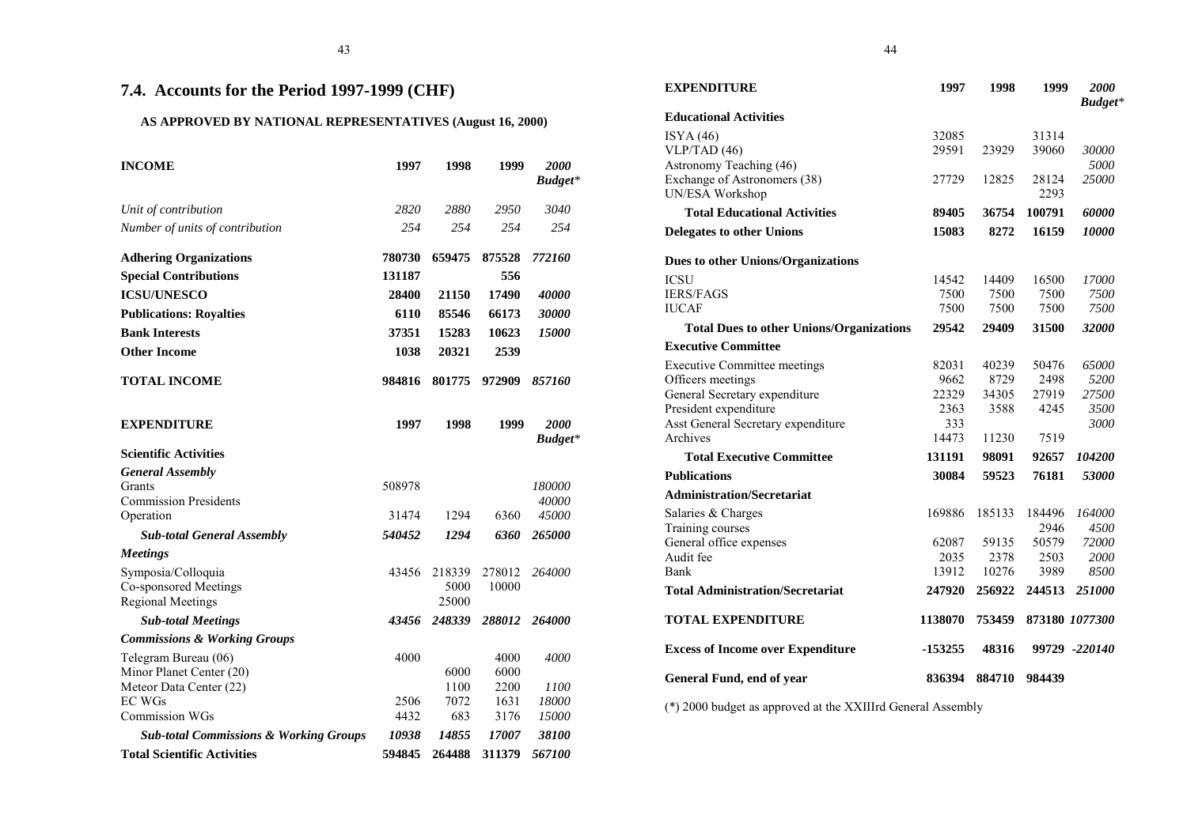## 7.4. Accounts for the Period 1997-1999 (CHF)

### AS APPROVED BY NATIONAL REPRESENTATIVES (August 16, 2000)

| INCOME | 1997 | 1998 | 1999 | *2000 Budget\** |
|---|---|---|---|---|
| *Unit of contribution* | *2820* | *2880* | *2950* | *3040* |
| *Number of units of contribution* | *254* | *254* | *254* | *254* |
| **Adhering Organizations** | **780730** | **659475** | **875528** | ***772160*** |
| **Special Contributions** | **131187** | | **556** | |
| **ICSU/UNESCO** | **28400** | **21150** | **17490** | ***40000*** |
| **Publications: Royalties** | **6110** | **85546** | **66173** | ***30000*** |
| **Bank Interests** | **37351** | **15283** | **10623** | ***15000*** |
| **Other Income** | **1038** | **20321** | **2539** | |
| **TOTAL INCOME** | **984816** | **801775** | **972909** | ***857160*** |

| EXPENDITURE | 1997 | 1998 | 1999 | *2000 Budget\** |
|---|---|---|---|---|
| **Scientific Activities** | | | | |
| ***General Assembly*** | | | | |
| Grants | 508978 | | | *180000* |
| Commission Presidents | | | | *40000* |
| Operation | 31474 | 1294 | 6360 | *45000* |
| ***Sub-total General Assembly*** | ***540452*** | ***1294*** | ***6360*** | ***265000*** |
| ***Meetings*** | | | | |
| Symposia/Colloquia | 43456 | 218339 | 278012 | *264000* |
| Co-sponsored Meetings | | 5000 | 10000 | |
| Regional Meetings | | 25000 | | |
| ***Sub-total Meetings*** | ***43456*** | ***248339*** | ***288012*** | ***264000*** |
| ***Commissions & Working Groups*** | | | | |
| Telegram Bureau (06) | 4000 | | 4000 | *4000* |
| Minor Planet Center (20) | | 6000 | 6000 | |
| Meteor Data Center (22) | | 1100 | 2200 | *1100* |
| EC WGs | 2506 | 7072 | 1631 | *18000* |
| Commission WGs | 4432 | 683 | 3176 | *15000* |
| ***Sub-total Commissions & Working Groups*** | ***10938*** | ***14855*** | ***17007*** | ***38100*** |
| **Total Scientific Activities** | **594845** | **264488** | **311379** | ***567100*** |

| EXPENDITURE | 1997 | 1998 | 1999 | *2000 Budget\** |
|---|---|---|---|---|
| **Educational Activities** | | | | |
| ISYA (46) | 32085 | | 31314 | |
| VLP/TAD (46) | 29591 | 23929 | 39060 | *30000* |
| Astronomy Teaching (46) | | | | *5000* |
| Exchange of Astronomers (38) | 27729 | 12825 | 28124 | *25000* |
| UN/ESA Workshop | | | 2293 | |
| **Total Educational Activities** | **89405** | **36754** | **100791** | ***60000*** |
| **Delegates to other Unions** | **15083** | **8272** | **16159** | ***10000*** |
| **Dues to other Unions/Organizations** | | | | |
| ICSU | 14542 | 14409 | 16500 | *17000* |
| IERS/FAGS | 7500 | 7500 | 7500 | *7500* |
| IUCAF | 7500 | 7500 | 7500 | *7500* |
| **Total Dues to other Unions/Organizations** | **29542** | **29409** | **31500** | ***32000*** |
| **Executive Committee** | | | | |
| Executive Committee meetings | 82031 | 40239 | 50476 | *65000* |
| Officers meetings | 9662 | 8729 | 2498 | *5200* |
| General Secretary expenditure | 22329 | 34305 | 27919 | *27500* |
| President expenditure | 2363 | 3588 | 4245 | *3500* |
| Asst General Secretary expenditure | 333 | | | *3000* |
| Archives | 14473 | 11230 | 7519 | |
| **Total Executive Committee** | **131191** | **98091** | **92657** | ***104200*** |
| **Publications** | **30084** | **59523** | **76181** | ***53000*** |
| **Administration/Secretariat** | | | | |
| Salaries & Charges | 169886 | 185133 | 184496 | *164000* |
| Training courses | | | 2946 | *4500* |
| General office expenses | 62087 | 59135 | 50579 | *72000* |
| Audit fee | 2035 | 2378 | 2503 | *2000* |
| Bank | 13912 | 10276 | 3989 | *8500* |
| **Total Administration/Secretariat** | **247920** | **256922** | **244513** | ***251000*** |
| **TOTAL EXPENDITURE** | **1138070** | **753459** | **873180** | ***1077300*** |
| **Excess of Income over Expenditure** | **-153255** | **48316** | **99729** | ***-220140*** |
| **General Fund, end of year** | **836394** | **884710** | **984439** | |

(*) 2000 budget as approved at the XXIIIrd General Assembly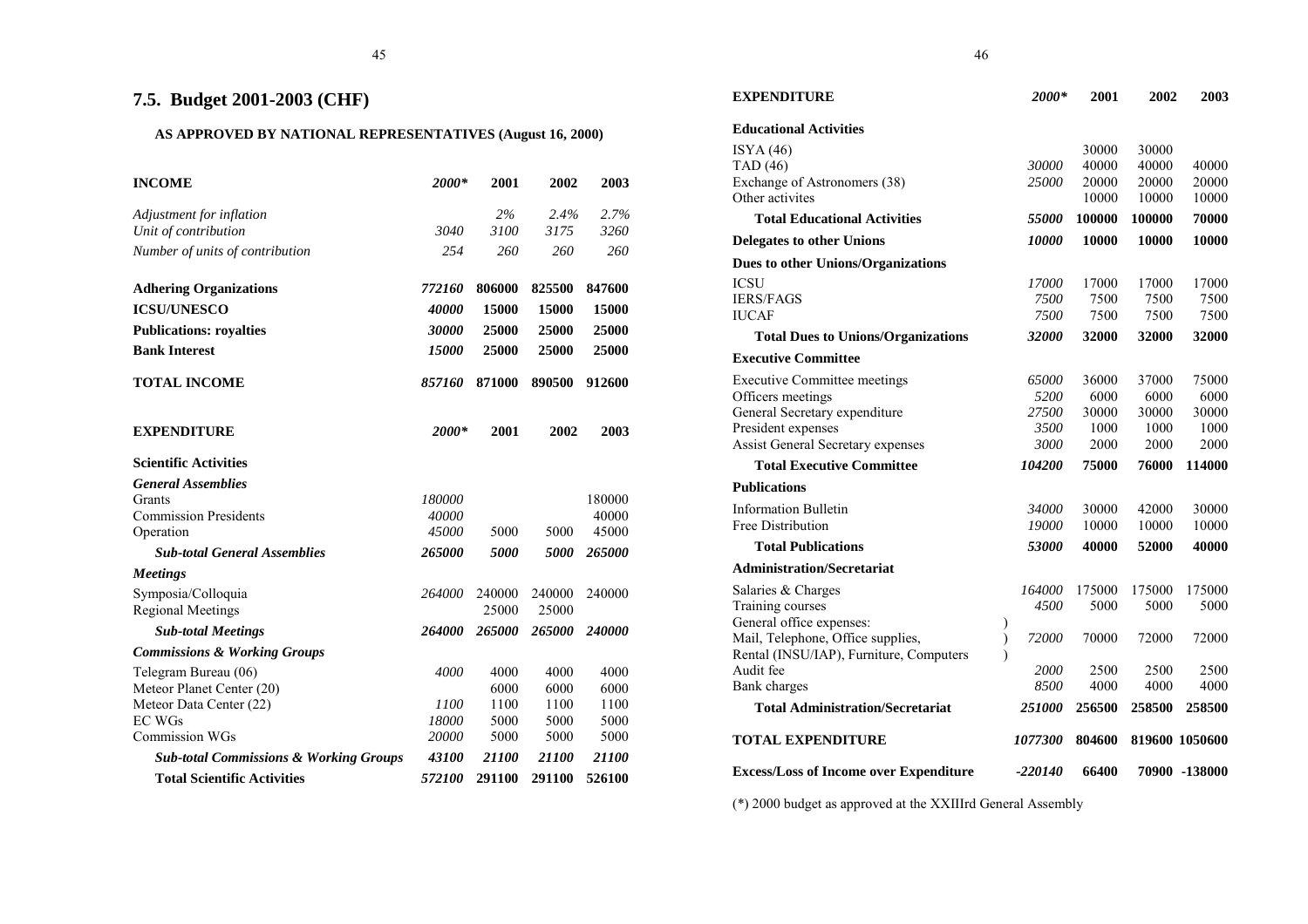## 7.5. Budget 2001-2003 (CHF)

### AS APPROVED BY NATIONAL REPRESENTATIVES (August 16, 2000)

| INCOME | *2000\** | 2001 | 2002 | 2003 |
|---|---|---|---|---|
| *Adjustment for inflation* | | *2%* | *2.4%* | *2.7%* |
| *Unit of contribution* | *3040* | *3100* | *3175* | *3260* |
| *Number of units of contribution* | *254* | *260* | *260* | *260* |
| **Adhering Organizations** | ***772160*** | **806000** | **825500** | **847600** |
| **ICSU/UNESCO** | ***40000*** | **15000** | **15000** | **15000** |
| **Publications: royalties** | ***30000*** | **25000** | **25000** | **25000** |
| **Bank Interest** | ***15000*** | **25000** | **25000** | **25000** |
| **TOTAL INCOME** | ***857160*** | **871000** | **890500** | **912600** |

| EXPENDITURE | *2000\** | 2001 | 2002 | 2003 |
|---|---|---|---|---|
| **Scientific Activities** | | | | |
| ***General Assemblies*** | | | | |
| Grants | *180000* | | | 180000 |
| Commission Presidents | *40000* | | | 40000 |
| Operation | *45000* | 5000 | 5000 | 45000 |
| ***Sub-total General Assemblies*** | ***265000*** | ***5000*** | ***5000*** | ***265000*** |
| ***Meetings*** | | | | |
| Symposia/Colloquia | *264000* | 240000 | 240000 | 240000 |
| Regional Meetings | | 25000 | 25000 | |
| ***Sub-total Meetings*** | ***264000*** | ***265000*** | ***265000*** | ***240000*** |
| ***Commissions & Working Groups*** | | | | |
| Telegram Bureau (06) | *4000* | 4000 | 4000 | 4000 |
| Meteor Planet Center (20) | | 6000 | 6000 | 6000 |
| Meteor Data Center (22) | *1100* | 1100 | 1100 | 1100 |
| EC WGs | *18000* | 5000 | 5000 | 5000 |
| Commission WGs | *20000* | 5000 | 5000 | 5000 |
| ***Sub-total Commissions & Working Groups*** | ***43100*** | ***21100*** | ***21100*** | ***21100*** |
| **Total Scientific Activities** | ***572100*** | **291100** | **291100** | **526100** |

| EXPENDITURE | *2000\** | 2001 | 2002 | 2003 |
|---|---|---|---|---|
| **Educational Activities** | | | | |
| ISYA (46) | | 30000 | 30000 | |
| TAD (46) | *30000* | 40000 | 40000 | 40000 |
| Exchange of Astronomers (38) | *25000* | 20000 | 20000 | 20000 |
| Other activites | | 10000 | 10000 | 10000 |
| **Total Educational Activities** | ***55000*** | **100000** | **100000** | **70000** |
| **Delegates to other Unions** | ***10000*** | **10000** | **10000** | **10000** |
| **Dues to other Unions/Organizations** | | | | |
| ICSU | *17000* | 17000 | 17000 | 17000 |
| IERS/FAGS | *7500* | 7500 | 7500 | 7500 |
| IUCAF | *7500* | 7500 | 7500 | 7500 |
| **Total Dues to Unions/Organizations** | ***32000*** | **32000** | **32000** | **32000** |
| **Executive Committee** | | | | |
| Executive Committee meetings | *65000* | 36000 | 37000 | 75000 |
| Officers meetings | *5200* | 6000 | 6000 | 6000 |
| General Secretary expenditure | *27500* | 30000 | 30000 | 30000 |
| President expenses | *3500* | 1000 | 1000 | 1000 |
| Assist General Secretary expenses | *3000* | 2000 | 2000 | 2000 |
| **Total Executive Committee** | ***104200*** | **75000** | **76000** | **114000** |
| **Publications** | | | | |
| Information Bulletin | *34000* | 30000 | 42000 | 30000 |
| Free Distribution | *19000* | 10000 | 10000 | 10000 |
| **Total Publications** | ***53000*** | **40000** | **52000** | **40000** |
| **Administration/Secretariat** | | | | |
| Salaries & Charges | *164000* | 175000 | 175000 | 175000 |
| Training courses | *4500* | 5000 | 5000 | 5000 |
| General office expenses: Mail, Telephone, Office supplies, Rental (INSU/IAP), Furniture, Computers | *72000* | 70000 | 72000 | 72000 |
| Audit fee | *2000* | 2500 | 2500 | 2500 |
| Bank charges | *8500* | 4000 | 4000 | 4000 |
| **Total Administration/Secretariat** | ***251000*** | **256500** | **258500** | **258500** |
| **TOTAL EXPENDITURE** | ***1077300*** | **804600** | **819600** | **1050600** |
| **Excess/Loss of Income over Expenditure** | ***-220140*** | **66400** | **70900** | **-138000** |

(\*) 2000 budget as approved at the XXIIIrd General Assembly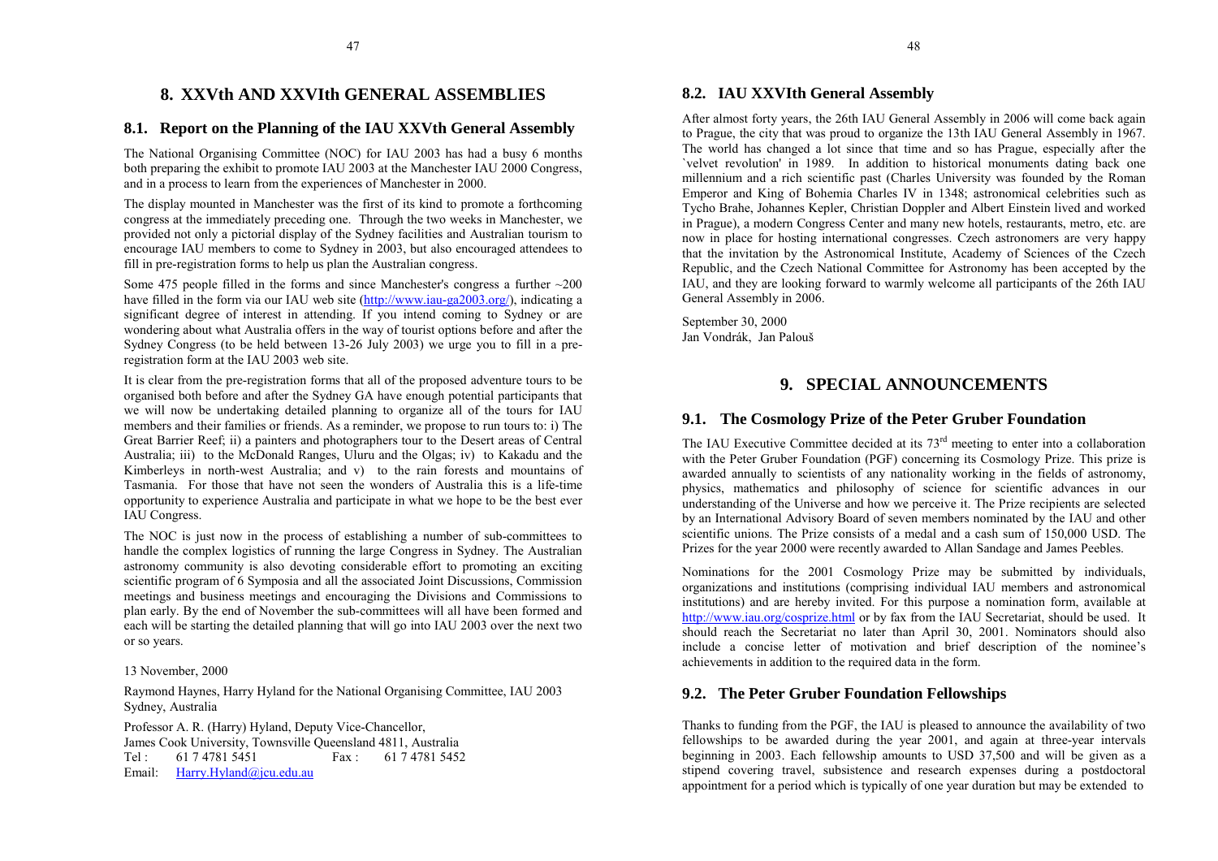# 8. XXVth AND XXVIth GENERAL ASSEMBLIES

## 8.1. Report on the Planning of the IAU XXVth General Assembly

The National Organising Committee (NOC) for IAU 2003 has had a busy 6 months both preparing the exhibit to promote IAU 2003 at the Manchester IAU 2000 Congress, and in a process to learn from the experiences of Manchester in 2000.

The display mounted in Manchester was the first of its kind to promote a forthcoming congress at the immediately preceding one. Through the two weeks in Manchester, we provided not only a pictorial display of the Sydney facilities and Australian tourism to encourage IAU members to come to Sydney in 2003, but also encouraged attendees to fill in pre-registration forms to help us plan the Australian congress.

Some 475 people filled in the forms and since Manchester's congress a further ~200 have filled in the form via our IAU web site (http://www.iau-ga2003.org/), indicating a significant degree of interest in attending. If you intend coming to Sydney or are wondering about what Australia offers in the way of tourist options before and after the Sydney Congress (to be held between 13-26 July 2003) we urge you to fill in a pre-registration form at the IAU 2003 web site.

It is clear from the pre-registration forms that all of the proposed adventure tours to be organised both before and after the Sydney GA have enough potential participants that we will now be undertaking detailed planning to organize all of the tours for IAU members and their families or friends. As a reminder, we propose to run tours to: i) The Great Barrier Reef; ii) a painters and photographers tour to the Desert areas of Central Australia; iii) to the McDonald Ranges, Uluru and the Olgas; iv) to Kakadu and the Kimberleys in north-west Australia; and v) to the rain forests and mountains of Tasmania. For those that have not seen the wonders of Australia this is a life-time opportunity to experience Australia and participate in what we hope to be the best ever IAU Congress.

The NOC is just now in the process of establishing a number of sub-committees to handle the complex logistics of running the large Congress in Sydney. The Australian astronomy community is also devoting considerable effort to promoting an exciting scientific program of 6 Symposia and all the associated Joint Discussions, Commission meetings and business meetings and encouraging the Divisions and Commissions to plan early. By the end of November the sub-committees will all have been formed and each will be starting the detailed planning that will go into IAU 2003 over the next two or so years.

13 November, 2000

Raymond Haynes, Harry Hyland for the National Organising Committee, IAU 2003 Sydney, Australia

Professor A. R. (Harry) Hyland, Deputy Vice-Chancellor,
James Cook University, Townsville Queensland 4811, Australia
Tel : 61 7 4781 5451 Fax : 61 7 4781 5452
Email: Harry.Hyland@jcu.edu.au

## 8.2. IAU XXVIth General Assembly

After almost forty years, the 26th IAU General Assembly in 2006 will come back again to Prague, the city that was proud to organize the 13th IAU General Assembly in 1967. The world has changed a lot since that time and so has Prague, especially after the `velvet revolution' in 1989. In addition to historical monuments dating back one millennium and a rich scientific past (Charles University was founded by the Roman Emperor and King of Bohemia Charles IV in 1348; astronomical celebrities such as Tycho Brahe, Johannes Kepler, Christian Doppler and Albert Einstein lived and worked in Prague), a modern Congress Center and many new hotels, restaurants, metro, etc. are now in place for hosting international congresses. Czech astronomers are very happy that the invitation by the Astronomical Institute, Academy of Sciences of the Czech Republic, and the Czech National Committee for Astronomy has been accepted by the IAU, and they are looking forward to warmly welcome all participants of the 26th IAU General Assembly in 2006.

September 30, 2000
Jan Vondrák, Jan Palouš

# 9. SPECIAL ANNOUNCEMENTS

## 9.1. The Cosmology Prize of the Peter Gruber Foundation

The IAU Executive Committee decided at its 73rd meeting to enter into a collaboration with the Peter Gruber Foundation (PGF) concerning its Cosmology Prize. This prize is awarded annually to scientists of any nationality working in the fields of astronomy, physics, mathematics and philosophy of science for scientific advances in our understanding of the Universe and how we perceive it. The Prize recipients are selected by an International Advisory Board of seven members nominated by the IAU and other scientific unions. The Prize consists of a medal and a cash sum of 150,000 USD. The Prizes for the year 2000 were recently awarded to Allan Sandage and James Peebles.

Nominations for the 2001 Cosmology Prize may be submitted by individuals, organizations and institutions (comprising individual IAU members and astronomical institutions) and are hereby invited. For this purpose a nomination form, available at http://www.iau.org/cosprize.html or by fax from the IAU Secretariat, should be used. It should reach the Secretariat no later than April 30, 2001. Nominators should also include a concise letter of motivation and brief description of the nominee's achievements in addition to the required data in the form.

## 9.2. The Peter Gruber Foundation Fellowships

Thanks to funding from the PGF, the IAU is pleased to announce the availability of two fellowships to be awarded during the year 2001, and again at three-year intervals beginning in 2003. Each fellowship amounts to USD 37,500 and will be given as a stipend covering travel, subsistence and research expenses during a postdoctoral appointment for a period which is typically of one year duration but may be extended to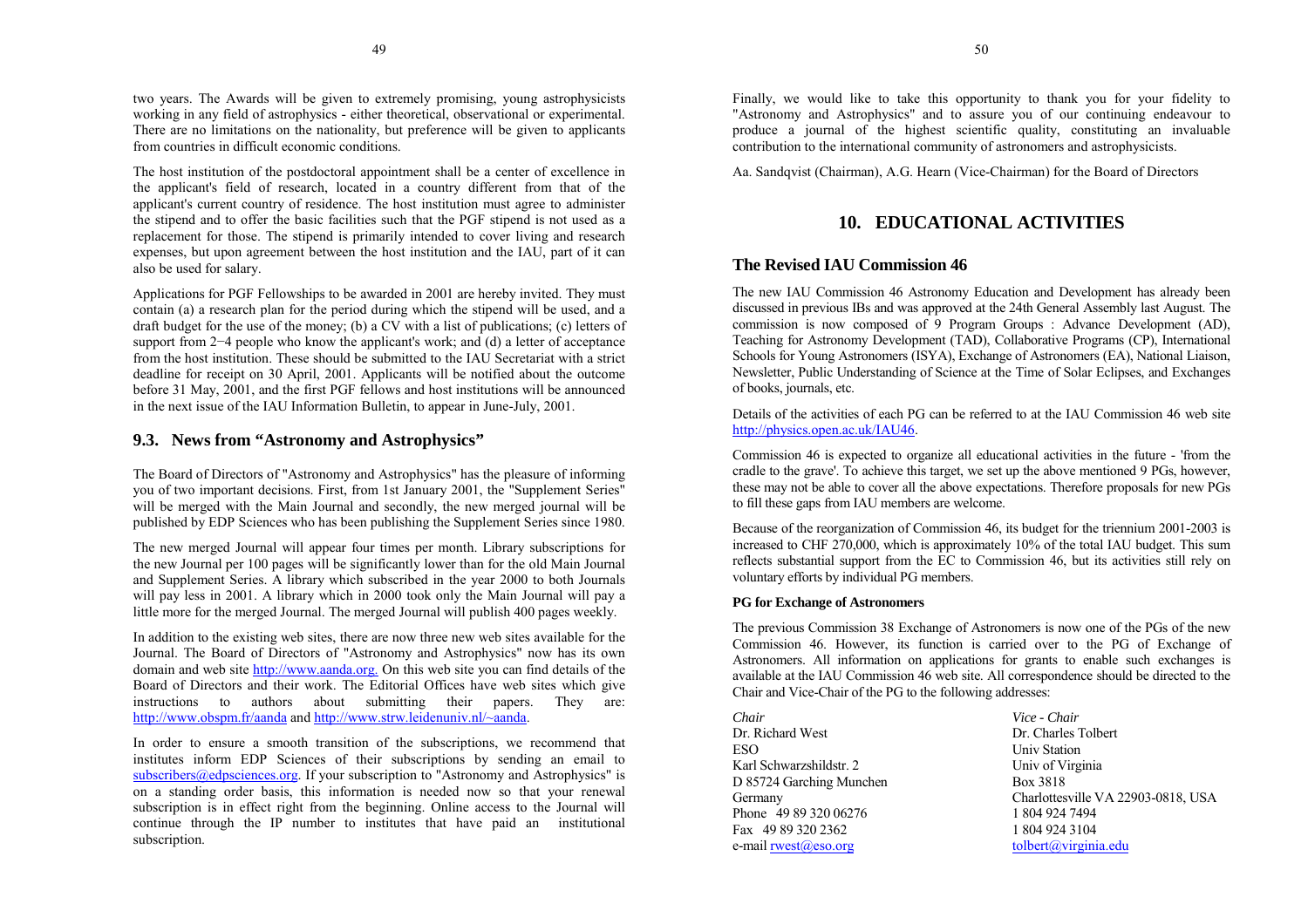two years. The Awards will be given to extremely promising, young astrophysicists working in any field of astrophysics - either theoretical, observational or experimental. There are no limitations on the nationality, but preference will be given to applicants from countries in difficult economic conditions.

The host institution of the postdoctoral appointment shall be a center of excellence in the applicant's field of research, located in a country different from that of the applicant's current country of residence. The host institution must agree to administer the stipend and to offer the basic facilities such that the PGF stipend is not used as a replacement for those. The stipend is primarily intended to cover living and research expenses, but upon agreement between the host institution and the IAU, part of it can also be used for salary.

Applications for PGF Fellowships to be awarded in 2001 are hereby invited. They must contain (a) a research plan for the period during which the stipend will be used, and a draft budget for the use of the money; (b) a CV with a list of publications; (c) letters of support from 2−4 people who know the applicant's work; and (d) a letter of acceptance from the host institution. These should be submitted to the IAU Secretariat with a strict deadline for receipt on 30 April, 2001. Applicants will be notified about the outcome before 31 May, 2001, and the first PGF fellows and host institutions will be announced in the next issue of the IAU Information Bulletin, to appear in June-July, 2001.

## 9.3. News from "Astronomy and Astrophysics"

The Board of Directors of "Astronomy and Astrophysics" has the pleasure of informing you of two important decisions. First, from 1st January 2001, the "Supplement Series" will be merged with the Main Journal and secondly, the new merged journal will be published by EDP Sciences who has been publishing the Supplement Series since 1980.

The new merged Journal will appear four times per month. Library subscriptions for the new Journal per 100 pages will be significantly lower than for the old Main Journal and Supplement Series. A library which subscribed in the year 2000 to both Journals will pay less in 2001. A library which in 2000 took only the Main Journal will pay a little more for the merged Journal. The merged Journal will publish 400 pages weekly.

In addition to the existing web sites, there are now three new web sites available for the Journal. The Board of Directors of "Astronomy and Astrophysics" now has its own domain and web site http://www.aanda.org. On this web site you can find details of the Board of Directors and their work. The Editorial Offices have web sites which give instructions to authors about submitting their papers. They are: http://www.obspm.fr/aanda and http://www.strw.leidenuniv.nl/~aanda.

In order to ensure a smooth transition of the subscriptions, we recommend that institutes inform EDP Sciences of their subscriptions by sending an email to subscribers@edpsciences.org. If your subscription to "Astronomy and Astrophysics" is on a standing order basis, this information is needed now so that your renewal subscription is in effect right from the beginning. Online access to the Journal will continue through the IP number to institutes that have paid an institutional subscription.

Finally, we would like to take this opportunity to thank you for your fidelity to "Astronomy and Astrophysics" and to assure you of our continuing endeavour to produce a journal of the highest scientific quality, constituting an invaluable contribution to the international community of astronomers and astrophysicists.

Aa. Sandqvist (Chairman), A.G. Hearn (Vice-Chairman) for the Board of Directors

# 10. EDUCATIONAL ACTIVITIES

## The Revised IAU Commission 46

The new IAU Commission 46 Astronomy Education and Development has already been discussed in previous IBs and was approved at the 24th General Assembly last August. The commission is now composed of 9 Program Groups : Advance Development (AD), Teaching for Astronomy Development (TAD), Collaborative Programs (CP), International Schools for Young Astronomers (ISYA), Exchange of Astronomers (EA), National Liaison, Newsletter, Public Understanding of Science at the Time of Solar Eclipses, and Exchanges of books, journals, etc.

Details of the activities of each PG can be referred to at the IAU Commission 46 web site http://physics.open.ac.uk/IAU46.

Commission 46 is expected to organize all educational activities in the future - 'from the cradle to the grave'. To achieve this target, we set up the above mentioned 9 PGs, however, these may not be able to cover all the above expectations. Therefore proposals for new PGs to fill these gaps from IAU members are welcome.

Because of the reorganization of Commission 46, its budget for the triennium 2001-2003 is increased to CHF 270,000, which is approximately 10% of the total IAU budget. This sum reflects substantial support from the EC to Commission 46, but its activities still rely on voluntary efforts by individual PG members.

#### PG for Exchange of Astronomers

The previous Commission 38 Exchange of Astronomers is now one of the PGs of the new Commission 46. However, its function is carried over to the PG of Exchange of Astronomers. All information on applications for grants to enable such exchanges is available at the IAU Commission 46 web site. All correspondence should be directed to the Chair and Vice-Chair of the PG to the following addresses:

*Chair*
Dr. Richard West
ESO
Karl Schwarzshildstr. 2
D 85724 Garching Munchen
Germany
Phone 49 89 320 06276
Fax 49 89 320 2362
e-mail rwest@eso.org

*Vice - Chair*
Dr. Charles Tolbert
Univ Station
Univ of Virginia
Box 3818
Charlottesville VA 22903-0818, USA
1 804 924 7494
1 804 924 3104
tolbert@virginia.edu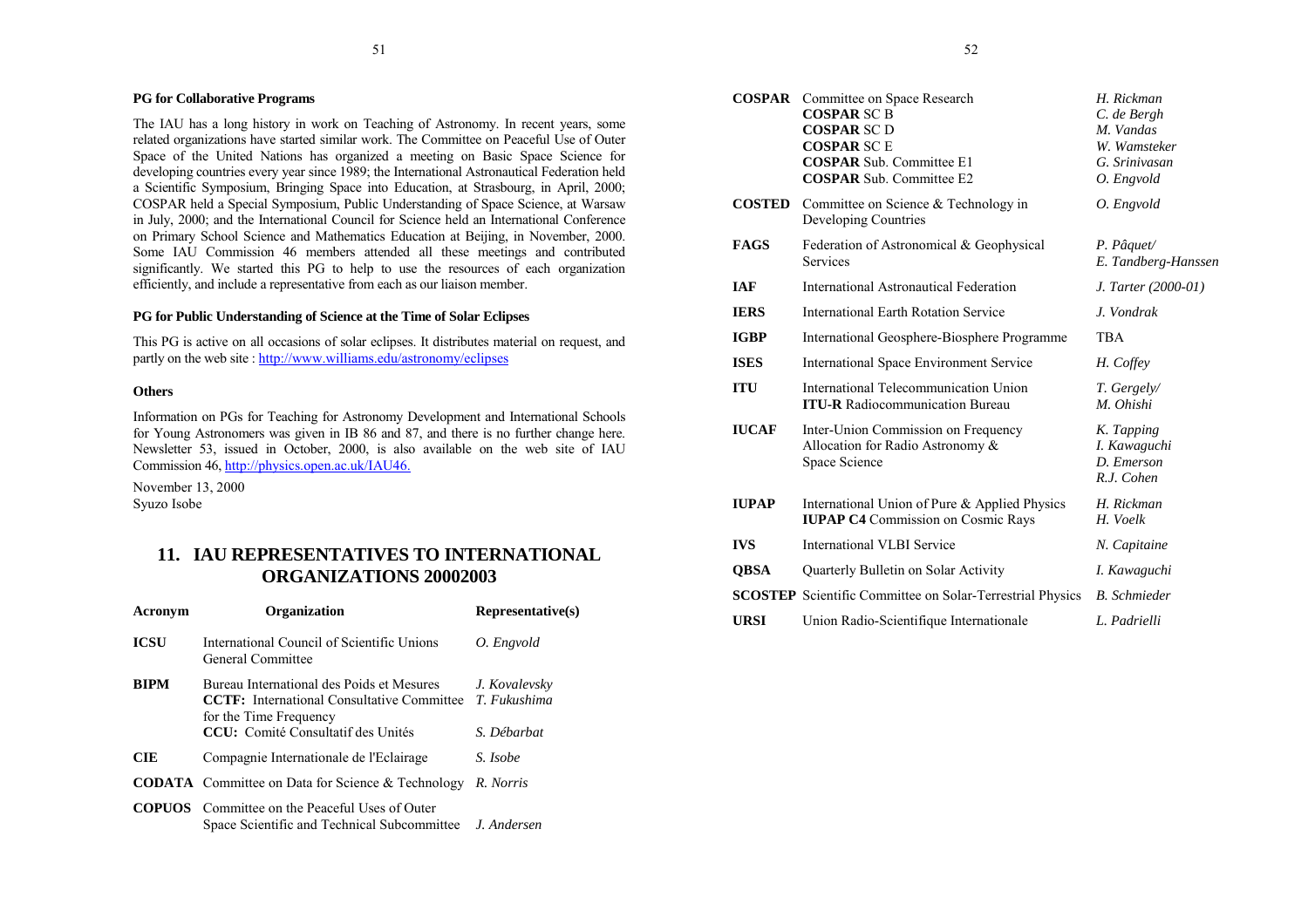**PG for Collaborative Programs**

The IAU has a long history in work on Teaching of Astronomy. In recent years, some related organizations have started similar work. The Committee on Peaceful Use of Outer Space of the United Nations has organized a meeting on Basic Space Science for developing countries every year since 1989; the International Astronautical Federation held a Scientific Symposium, Bringing Space into Education, at Strasbourg, in April, 2000; COSPAR held a Special Symposium, Public Understanding of Space Science, at Warsaw in July, 2000; and the International Council for Science held an International Conference on Primary School Science and Mathematics Education at Beijing, in November, 2000. Some IAU Commission 46 members attended all these meetings and contributed significantly. We started this PG to help to use the resources of each organization efficiently, and include a representative from each as our liaison member.

**PG for Public Understanding of Science at the Time of Solar Eclipses**

This PG is active on all occasions of solar eclipses. It distributes material on request, and partly on the web site : http://www.williams.edu/astronomy/eclipses

**Others**

Information on PGs for Teaching for Astronomy Development and International Schools for Young Astronomers was given in IB 86 and 87, and there is no further change here. Newsletter 53, issued in October, 2000, is also available on the web site of IAU Commission 46, http://physics.open.ac.uk/IAU46.

November 13, 2000
Syuzo Isobe

## 11. IAU REPRESENTATIVES TO INTERNATIONAL ORGANIZATIONS 20002003

| Acronym | Organization | Representative(s) |
|---|---|---|
| **ICSU** | International Council of Scientific Unions General Committee | *O. Engvold* |
| **BIPM** | Bureau International des Poids et Mesures | *J. Kovalevsky* |
| | **CCTF:** International Consultative Committee for the Time Frequency | *T. Fukushima* |
| | **CCU:** Comité Consultatif des Unités | *S. Débarbat* |
| **CIE** | Compagnie Internationale de l'Eclairage | *S. Isobe* |
| **CODATA** | Committee on Data for Science & Technology | *R. Norris* |
| **COPUOS** | Committee on the Peaceful Uses of Outer Space Scientific and Technical Subcommittee | *J. Andersen* |
| **COSPAR** | Committee on Space Research | *H. Rickman* |
| | **COSPAR** SC B | *C. de Bergh* |
| | **COSPAR** SC D | *M. Vandas* |
| | **COSPAR** SC E | *W. Wamsteker* |
| | **COSPAR** Sub. Committee E1 | *G. Srinivasan* |
| | **COSPAR** Sub. Committee E2 | *O. Engvold* |
| **COSTED** | Committee on Science & Technology in Developing Countries | *O. Engvold* |
| **FAGS** | Federation of Astronomical & Geophysical Services | *P. Pâquet/ E. Tandberg-Hanssen* |
| **IAF** | International Astronautical Federation | *J. Tarter (2000-01)* |
| **IERS** | International Earth Rotation Service | *J. Vondrak* |
| **IGBP** | International Geosphere-Biosphere Programme | TBA |
| **ISES** | International Space Environment Service | *H. Coffey* |
| **ITU** | International Telecommunication Union | *T. Gergely/* |
| | **ITU-R** Radiocommunication Bureau | *M. Ohishi* |
| **IUCAF** | Inter-Union Commission on Frequency Allocation for Radio Astronomy & Space Science | *K. Tapping, I. Kawaguchi, D. Emerson, R.J. Cohen* |
| **IUPAP** | International Union of Pure & Applied Physics | *H. Rickman* |
| | **IUPAP C4** Commission on Cosmic Rays | *H. Voelk* |
| **IVS** | International VLBI Service | *N. Capitaine* |
| **QBSA** | Quarterly Bulletin on Solar Activity | *I. Kawaguchi* |
| **SCOSTEP** | Scientific Committee on Solar-Terrestrial Physics | *B. Schmieder* |
| **URSI** | Union Radio-Scientifique Internationale | *L. Padrielli* |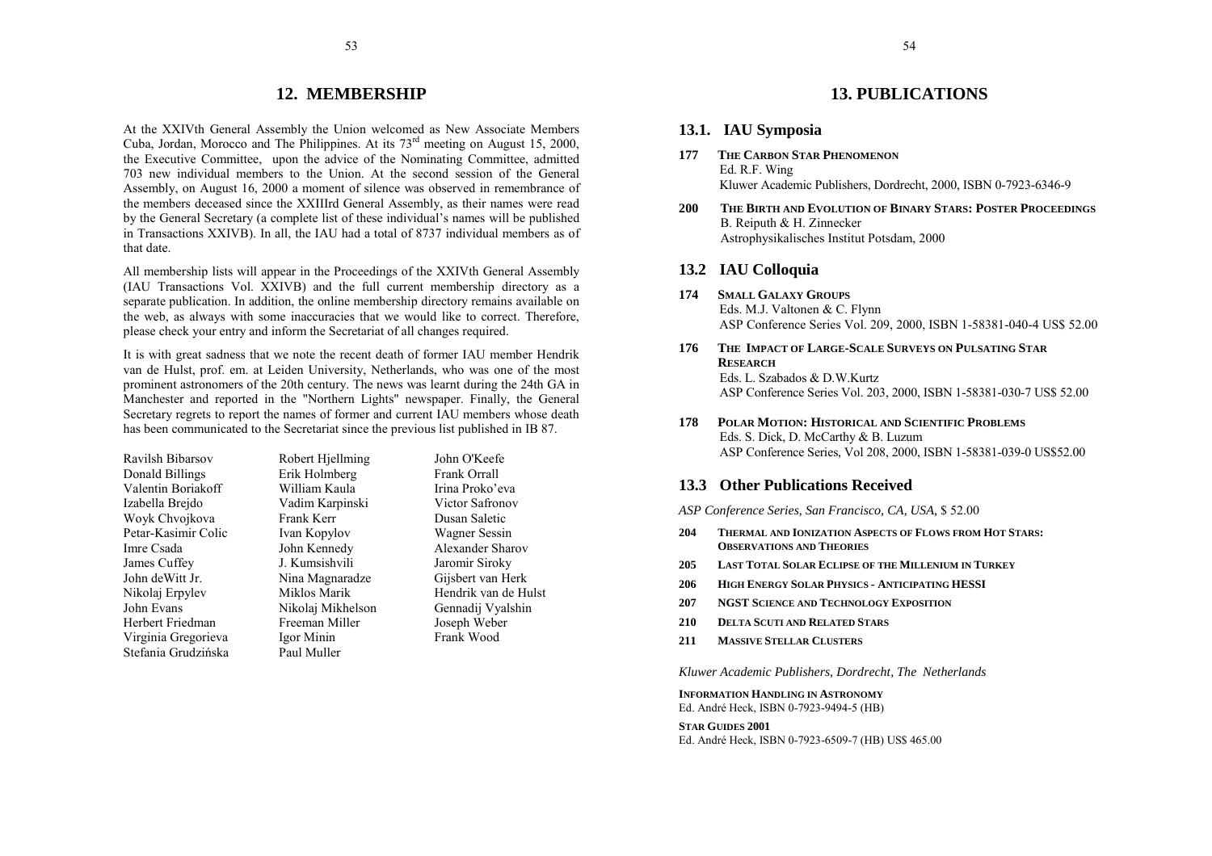## 12. MEMBERSHIP

At the XXIVth General Assembly the Union welcomed as New Associate Members Cuba, Jordan, Morocco and The Philippines. At its 73rd meeting on August 15, 2000, the Executive Committee, upon the advice of the Nominating Committee, admitted 703 new individual members to the Union. At the second session of the General Assembly, on August 16, 2000 a moment of silence was observed in remembrance of the members deceased since the XXIIIrd General Assembly, as their names were read by the General Secretary (a complete list of these individual's names will be published in Transactions XXIVB). In all, the IAU had a total of 8737 individual members as of that date.

All membership lists will appear in the Proceedings of the XXIVth General Assembly (IAU Transactions Vol. XXIVB) and the full current membership directory as a separate publication. In addition, the online membership directory remains available on the web, as always with some inaccuracies that we would like to correct. Therefore, please check your entry and inform the Secretariat of all changes required.

It is with great sadness that we note the recent death of former IAU member Hendrik van de Hulst, prof. em. at Leiden University, Netherlands, who was one of the most prominent astronomers of the 20th century. The news was learnt during the 24th GA in Manchester and reported in the "Northern Lights" newspaper. Finally, the General Secretary regrets to report the names of former and current IAU members whose death has been communicated to the Secretariat since the previous list published in IB 87.

Ravilsh Bibarsov
Donald Billings
Valentin Boriakoff
Izabella Brejdo
Woyk Chvojkova
Petar-Kasimir Colic
Imre Csada
James Cuffey
John deWitt Jr.
Nikolaj Erpylev
John Evans
Herbert Friedman
Virginia Gregorieva
Stefania Grudzińska
Robert Hjellming
Erik Holmberg
William Kaula
Vadim Karpinski
Frank Kerr
Ivan Kopylov
John Kennedy
J. Kumsishvili
Nina Magnaradze
Miklos Marik
Nikolaj Mikhelson
Freeman Miller
Igor Minin
Paul Muller
John O'Keefe
Frank Orrall
Irina Proko'eva
Victor Safronov
Dusan Saletic
Wagner Sessin
Alexander Sharov
Jaromir Siroky
Gijsbert van Herk
Hendrik van de Hulst
Gennadij Vyalshin
Joseph Weber
Frank Wood

## 13. PUBLICATIONS

### 13.1. IAU Symposia

**177 THE CARBON STAR PHENOMENON**
Ed. R.F. Wing
Kluwer Academic Publishers, Dordrecht, 2000, ISBN 0-7923-6346-9

**200 THE BIRTH AND EVOLUTION OF BINARY STARS: POSTER PROCEEDINGS**
B. Reiputh & H. Zinnecker
Astrophysikalisches Institut Potsdam, 2000

### 13.2 IAU Colloquia

**174 SMALL GALAXY GROUPS**
Eds. M.J. Valtonen & C. Flynn
ASP Conference Series Vol. 209, 2000, ISBN 1-58381-040-4 US$ 52.00

**176 THE IMPACT OF LARGE-SCALE SURVEYS ON PULSATING STAR RESEARCH**
Eds. L. Szabados & D.W.Kurtz
ASP Conference Series Vol. 203, 2000, ISBN 1-58381-030-7 US$ 52.00

**178 POLAR MOTION: HISTORICAL AND SCIENTIFIC PROBLEMS**
Eds. S. Dick, D. McCarthy & B. Luzum
ASP Conference Series, Vol 208, 2000, ISBN 1-58381-039-0 US$52.00

### 13.3 Other Publications Received

*ASP Conference Series, San Francisco, CA, USA,* $ 52.00

**204 THERMAL AND IONIZATION ASPECTS OF FLOWS FROM HOT STARS: OBSERVATIONS AND THEORIES**

**205 LAST TOTAL SOLAR ECLIPSE OF THE MILLENIUM IN TURKEY**

**206 HIGH ENERGY SOLAR PHYSICS - ANTICIPATING HESSI**

**207 NGST SCIENCE AND TECHNOLOGY EXPOSITION**

**210 DELTA SCUTI AND RELATED STARS**

**211 MASSIVE STELLAR CLUSTERS**

*Kluwer Academic Publishers, Dordrecht, The Netherlands*

**INFORMATION HANDLING IN ASTRONOMY**
Ed. André Heck, ISBN 0-7923-9494-5 (HB)

**STAR GUIDES 2001**
Ed. André Heck, ISBN 0-7923-6509-7 (HB) US$ 465.00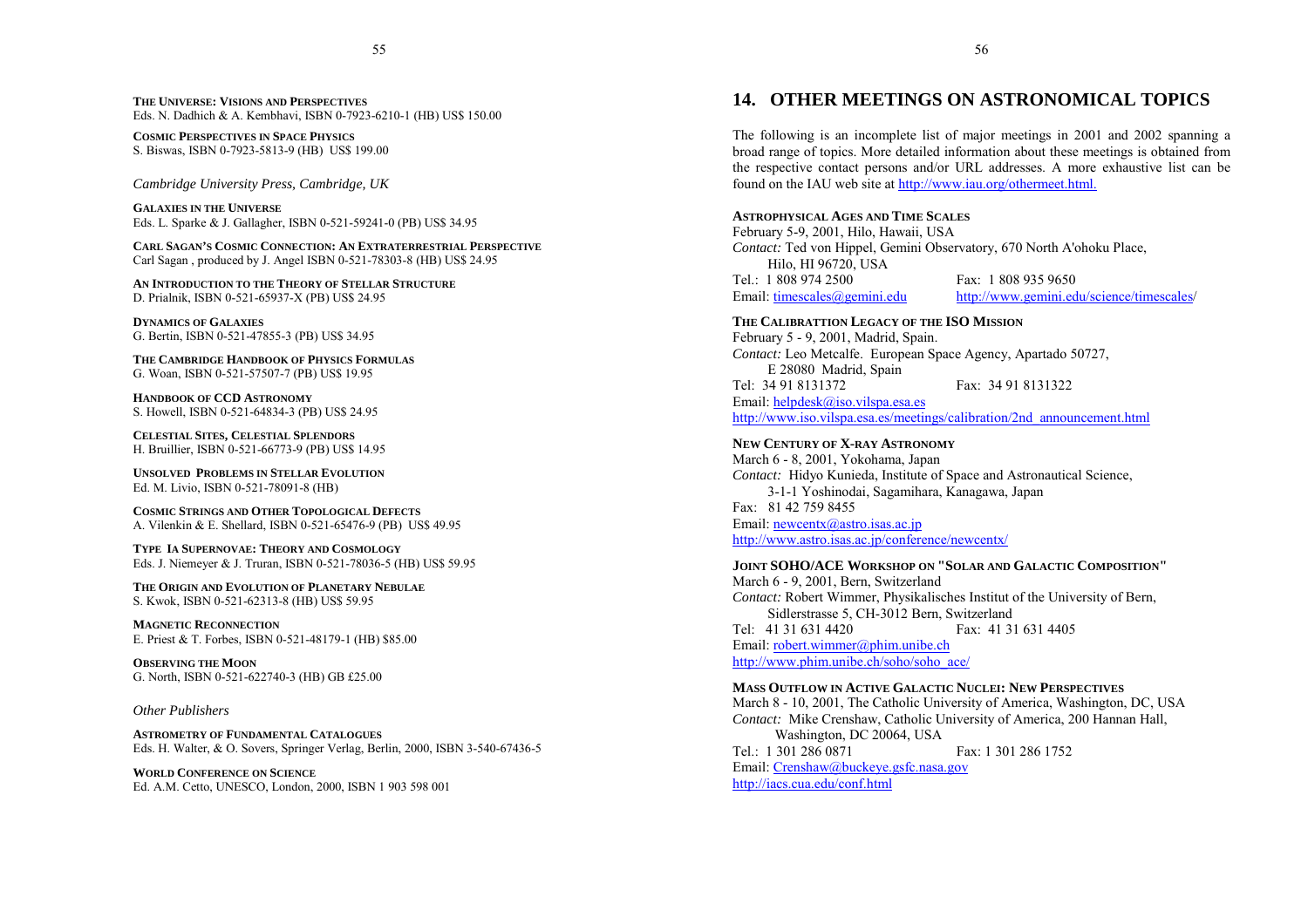**THE UNIVERSE: VISIONS AND PERSPECTIVES**
Eds. N. Dadhich & A. Kembhavi, ISBN 0-7923-6210-1 (HB) US$ 150.00

**COSMIC PERSPECTIVES IN SPACE PHYSICS**
S. Biswas, ISBN 0-7923-5813-9 (HB) US$ 199.00

*Cambridge University Press, Cambridge, UK*

**GALAXIES IN THE UNIVERSE**
Eds. L. Sparke & J. Gallagher, ISBN 0-521-59241-0 (PB) US$ 34.95

**CARL SAGAN'S COSMIC CONNECTION: AN EXTRATERRESTRIAL PERSPECTIVE**
Carl Sagan , produced by J. Angel ISBN 0-521-78303-8 (HB) US$ 24.95

**AN INTRODUCTION TO THE THEORY OF STELLAR STRUCTURE**
D. Prialnik, ISBN 0-521-65937-X (PB) US$ 24.95

**DYNAMICS OF GALAXIES**
G. Bertin, ISBN 0-521-47855-3 (PB) US$ 34.95

**THE CAMBRIDGE HANDBOOK OF PHYSICS FORMULAS**
G. Woan, ISBN 0-521-57507-7 (PB) US$ 19.95

**HANDBOOK OF CCD ASTRONOMY**
S. Howell, ISBN 0-521-64834-3 (PB) US$ 24.95

**CELESTIAL SITES, CELESTIAL SPLENDORS**
H. Bruillier, ISBN 0-521-66773-9 (PB) US$ 14.95

**UNSOLVED PROBLEMS IN STELLAR EVOLUTION**
Ed. M. Livio, ISBN 0-521-78091-8 (HB)

**COSMIC STRINGS AND OTHER TOPOLOGICAL DEFECTS**
A. Vilenkin & E. Shellard, ISBN 0-521-65476-9 (PB) US$ 49.95

**TYPE IA SUPERNOVAE: THEORY AND COSMOLOGY**
Eds. J. Niemeyer & J. Truran, ISBN 0-521-78036-5 (HB) US$ 59.95

**THE ORIGIN AND EVOLUTION OF PLANETARY NEBULAE**
S. Kwok, ISBN 0-521-62313-8 (HB) US$ 59.95

**MAGNETIC RECONNECTION**
E. Priest & T. Forbes, ISBN 0-521-48179-1 (HB) $85.00

**OBSERVING THE MOON**
G. North, ISBN 0-521-622740-3 (HB) GB £25.00

*Other Publishers*

**ASTROMETRY OF FUNDAMENTAL CATALOGUES**
Eds. H. Walter, & O. Sovers, Springer Verlag, Berlin, 2000, ISBN 3-540-67436-5

**WORLD CONFERENCE ON SCIENCE**
Ed. A.M. Cetto, UNESCO, London, 2000, ISBN 1 903 598 001

# 14. OTHER MEETINGS ON ASTRONOMICAL TOPICS

The following is an incomplete list of major meetings in 2001 and 2002 spanning a broad range of topics. More detailed information about these meetings is obtained from the respective contact persons and/or URL addresses. A more exhaustive list can be found on the IAU web site at http://www.iau.org/othermeet.html.

**ASTROPHYSICAL AGES AND TIME SCALES**
February 5-9, 2001, Hilo, Hawaii, USA
*Contact:* Ted von Hippel, Gemini Observatory, 670 North A'ohoku Place, Hilo, HI 96720, USA
Tel.: 1 808 974 2500 Fax: 1 808 935 9650
Email: timescales@gemini.edu http://www.gemini.edu/science/timescales/

**THE CALIBRATTION LEGACY OF THE ISO MISSION**
February 5 - 9, 2001, Madrid, Spain.
*Contact:* Leo Metcalfe. European Space Agency, Apartado 50727, E 28080 Madrid, Spain
Tel: 34 91 8131372 Fax: 34 91 8131322
Email: helpdesk@iso.vilspa.esa.es
http://www.iso.vilspa.esa.es/meetings/calibration/2nd_announcement.html

**NEW CENTURY OF X-RAY ASTRONOMY**
March 6 - 8, 2001, Yokohama, Japan
*Contact:* Hidyo Kunieda, Institute of Space and Astronautical Science, 3-1-1 Yoshinodai, Sagamihara, Kanagawa, Japan
Fax: 81 42 759 8455
Email: newcentx@astro.isas.ac.jp
http://www.astro.isas.ac.jp/conference/newcentx/

**JOINT SOHO/ACE WORKSHOP ON "SOLAR AND GALACTIC COMPOSITION"**
March 6 - 9, 2001, Bern, Switzerland
*Contact:* Robert Wimmer, Physikalisches Institut of the University of Bern, Sidlerstrasse 5, CH-3012 Bern, Switzerland
Tel: 41 31 631 4420 Fax: 41 31 631 4405
Email: robert.wimmer@phim.unibe.ch
http://www.phim.unibe.ch/soho/soho_ace/

**MASS OUTFLOW IN ACTIVE GALACTIC NUCLEI: NEW PERSPECTIVES**
March 8 - 10, 2001, The Catholic University of America, Washington, DC, USA
*Contact:* Mike Crenshaw, Catholic University of America, 200 Hannan Hall, Washington, DC 20064, USA
Tel.: 1 301 286 0871 Fax: 1 301 286 1752
Email: Crenshaw@buckeye.gsfc.nasa.gov
http://iacs.cua.edu/conf.html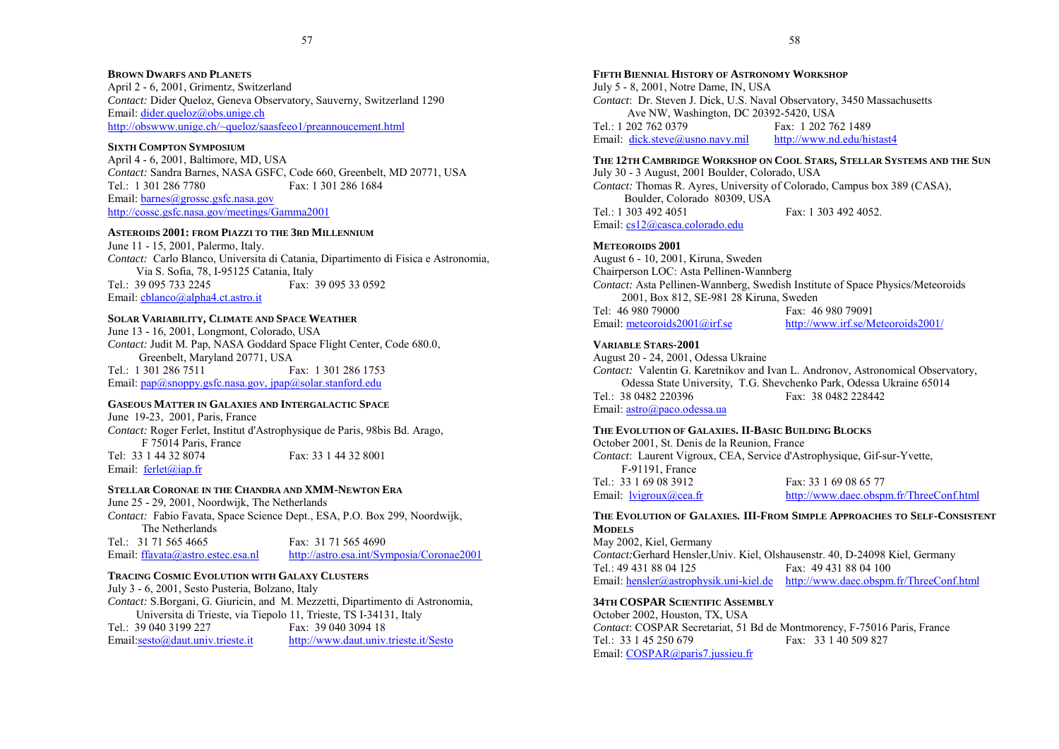### Brown Dwarfs and Planets

April 2 - 6, 2001, Grimentz, Switzerland
*Contact:* Dider Queloz, Geneva Observatory, Sauverny, Switzerland 1290
Email: dider.queloz@obs.unige.ch
http://obswww.unige.ch/~queloz/saasfeeo1/preannoucement.html

### Sixth Compton Symposium

April 4 - 6, 2001, Baltimore, MD, USA
*Contact:* Sandra Barnes, NASA GSFC, Code 660, Greenbelt, MD 20771, USA
Tel.: 1 301 286 7780 Fax: 1 301 286 1684
Email: barnes@grossc.gsfc.nasa.gov
http://cossc.gsfc.nasa.gov/meetings/Gamma2001

### Asteroids 2001: from Piazzi to the 3rd Millennium

June 11 - 15, 2001, Palermo, Italy.
*Contact:* Carlo Blanco, Universita di Catania, Dipartimento di Fisica e Astronomia, Via S. Sofia, 78, I-95125 Catania, Italy
Tel.: 39 095 733 2245 Fax: 39 095 33 0592
Email: cblanco@alpha4.ct.astro.it

### Solar Variability, Climate and Space Weather

June 13 - 16, 2001, Longmont, Colorado, USA
*Contact:* Judit M. Pap, NASA Goddard Space Flight Center, Code 680.0, Greenbelt, Maryland 20771, USA
Tel.: 1 301 286 7511 Fax: 1 301 286 1753
Email: pap@snoppy.gsfc.nasa.gov, jpap@solar.stanford.edu

### Gaseous Matter in Galaxies and Intergalactic Space

June 19-23, 2001, Paris, France
*Contact:* Roger Ferlet, Institut d'Astrophysique de Paris, 98bis Bd. Arago, F 75014 Paris, France
Tel: 33 1 44 32 8074 Fax: 33 1 44 32 8001
Email: ferlet@iap.fr

### Stellar Coronae in the Chandra and XMM-Newton Era

June 25 - 29, 2001, Noordwijk, The Netherlands
*Contact:* Fabio Favata, Space Science Dept., ESA, P.O. Box 299, Noordwijk, The Netherlands
Tel.: 31 71 565 4665 Fax: 31 71 565 4690
Email: ffavata@astro.estec.esa.nl http://astro.esa.int/Symposia/Coronae2001

### Tracing Cosmic Evolution with Galaxy Clusters

July 3 - 6, 2001, Sesto Pusteria, Bolzano, Italy
*Contact:* S.Borgani, G. Giuricin, and M. Mezzetti, Dipartimento di Astronomia, Universita di Trieste, via Tiepolo 11, Trieste, TS I-34131, Italy
Tel.: 39 040 3199 227 Fax: 39 040 3094 18
Email:sesto@daut.univ.trieste.it http://www.daut.univ.trieste.it/Sesto

### Fifth Biennial History of Astronomy Workshop

July 5 - 8, 2001, Notre Dame, IN, USA
*Contact*: Dr. Steven J. Dick, U.S. Naval Observatory, 3450 Massachusetts Ave NW, Washington, DC 20392-5420, USA
Tel.: 1 202 762 0379 Fax: 1 202 762 1489
Email: dick.steve@usno.navy.mil http://www.nd.edu/histast4

### The 12th Cambridge Workshop on Cool Stars, Stellar Systems and the Sun

July 30 - 3 August, 2001 Boulder, Colorado, USA
*Contact:* Thomas R. Ayres, University of Colorado, Campus box 389 (CASA), Boulder, Colorado 80309, USA
Tel.: 1 303 492 4051 Fax: 1 303 492 4052.
Email: cs12@casca.colorado.edu

### Meteoroids 2001

August 6 - 10, 2001, Kiruna, Sweden
Chairperson LOC: Asta Pellinen-Wannberg
*Contact:* Asta Pellinen-Wannberg, Swedish Institute of Space Physics/Meteoroids 2001, Box 812, SE-981 28 Kiruna, Sweden
Tel: 46 980 79000 Fax: 46 980 79091
Email: meteoroids2001@irf.se http://www.irf.se/Meteoroids2001/

### Variable Stars-2001

August 20 - 24, 2001, Odessa Ukraine
*Contact:* Valentin G. Karetnikov and Ivan L. Andronov, Astronomical Observatory, Odessa State University, T.G. Shevchenko Park, Odessa Ukraine 65014
Tel.: 38 0482 220396 Fax: 38 0482 228442
Email: astro@paco.odessa.ua

### The Evolution of Galaxies. II-Basic Building Blocks

October 2001, St. Denis de la Reunion, France
*Contact*: Laurent Vigroux, CEA, Service d'Astrophysique, Gif-sur-Yvette, F-91191, France
Tel.: 33 1 69 08 3912 Fax: 33 1 69 08 65 77
Email: lvigroux@cea.fr http://www.daec.obspm.fr/ThreeConf.html

### The Evolution of Galaxies. III-From Simple Approaches to Self-Consistent Models

May 2002, Kiel, Germany
*Contact:*Gerhard Hensler,Univ. Kiel, Olshausenstr. 40, D-24098 Kiel, Germany
Tel.: 49 431 88 04 125 Fax: 49 431 88 04 100
Email: hensler@astrophysik.uni-kiel.de http://www.daec.obspm.fr/ThreeConf.html

### 34th COSPAR Scientific Assembly

October 2002, Houston, TX, USA
*Contact*: COSPAR Secretariat, 51 Bd de Montmorency, F-75016 Paris, France
Tel.: 33 1 45 250 679 Fax: 33 1 40 509 827
Email: COSPAR@paris7.jussieu.fr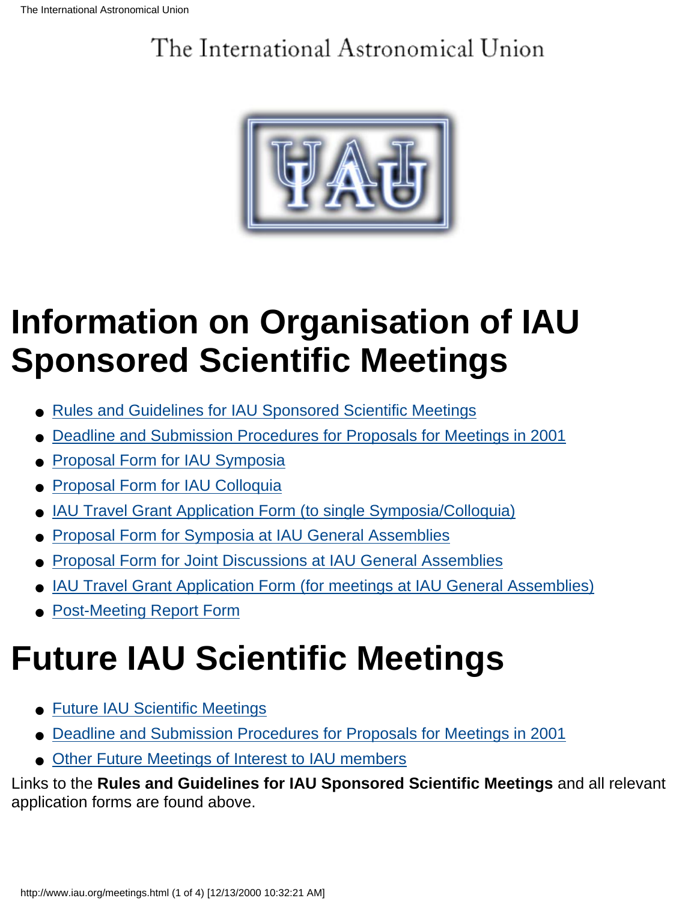The International Astronomical Union

# Information on Organisation of IAU Sponsored Scientific Meetings

- Rules and Guidelines for IAU Sponsored Scientific Meetings
- Deadline and Submission Procedures for Proposals for Meetings in 2001
- Proposal Form for IAU Symposia
- Proposal Form for IAU Colloquia
- IAU Travel Grant Application Form (to single Symposia/Colloquia)
- Proposal Form for Symposia at IAU General Assemblies
- Proposal Form for Joint Discussions at IAU General Assemblies
- IAU Travel Grant Application Form (for meetings at IAU General Assemblies)
- Post-Meeting Report Form

# Future IAU Scientific Meetings

- Future IAU Scientific Meetings
- Deadline and Submission Procedures for Proposals for Meetings in 2001
- Other Future Meetings of Interest to IAU members

Links to the **Rules and Guidelines for IAU Sponsored Scientific Meetings** and all relevant application forms are found above.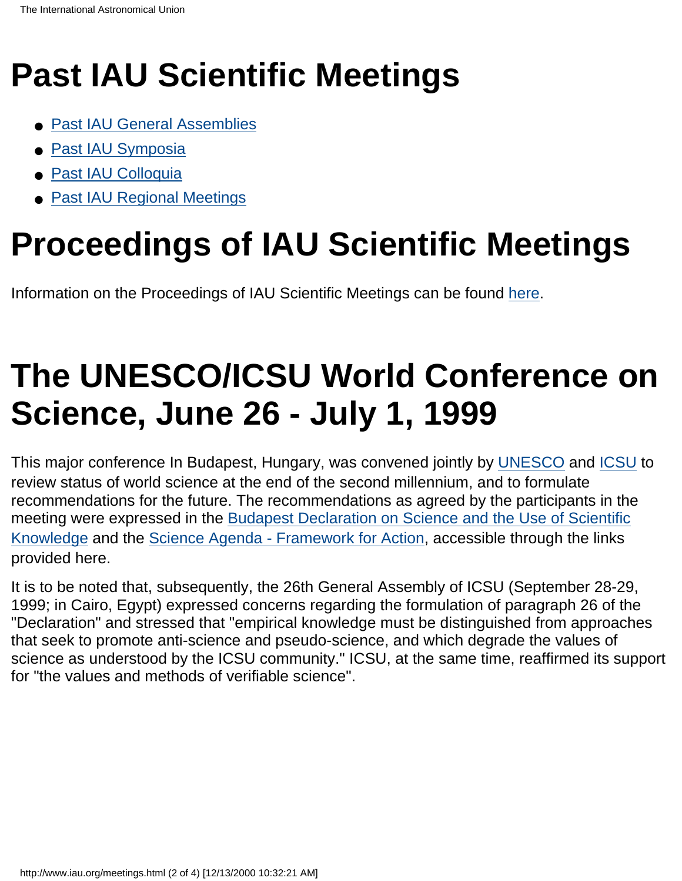# Past IAU Scientific Meetings

- Past IAU General Assemblies
- Past IAU Symposia
- Past IAU Colloquia
- Past IAU Regional Meetings

# Proceedings of IAU Scientific Meetings

Information on the Proceedings of IAU Scientific Meetings can be found here.

# The UNESCO/ICSU World Conference on Science, June 26 - July 1, 1999

This major conference In Budapest, Hungary, was convened jointly by UNESCO and ICSU to review status of world science at the end of the second millennium, and to formulate recommendations for the future. The recommendations as agreed by the participants in the meeting were expressed in the Budapest Declaration on Science and the Use of Scientific Knowledge and the Science Agenda - Framework for Action, accessible through the links provided here.

It is to be noted that, subsequently, the 26th General Assembly of ICSU (September 28-29, 1999; in Cairo, Egypt) expressed concerns regarding the formulation of paragraph 26 of the "Declaration" and stressed that "empirical knowledge must be distinguished from approaches that seek to promote anti-science and pseudo-science, and which degrade the values of science as understood by the ICSU community." ICSU, at the same time, reaffirmed its support for "the values and methods of verifiable science".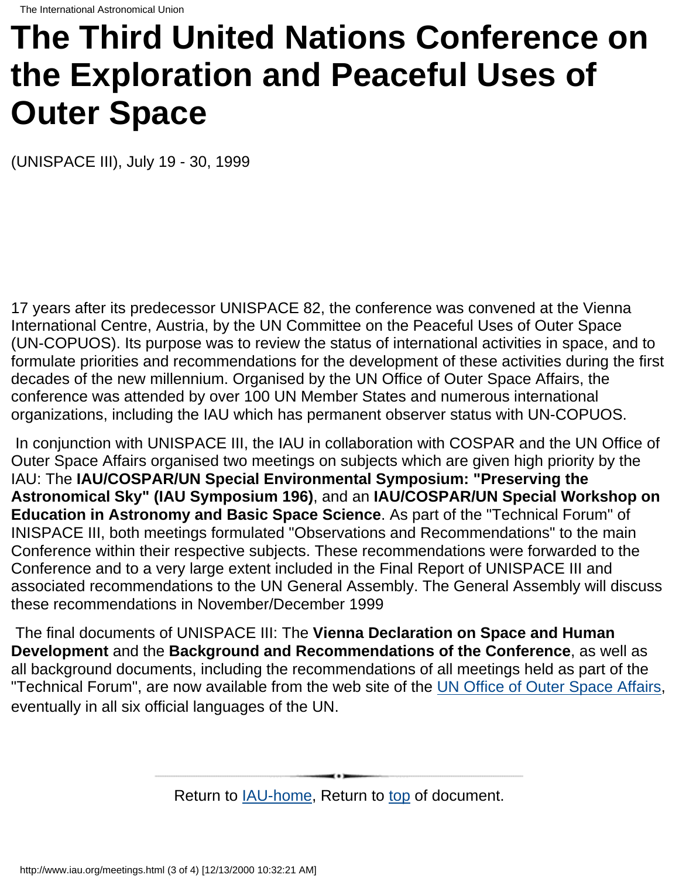# The Third United Nations Conference on the Exploration and Peaceful Uses of Outer Space

(UNISPACE III), July 19 - 30, 1999

17 years after its predecessor UNISPACE 82, the conference was convened at the Vienna International Centre, Austria, by the UN Committee on the Peaceful Uses of Outer Space (UN-COPUOS). Its purpose was to review the status of international activities in space, and to formulate priorities and recommendations for the development of these activities during the first decades of the new millennium. Organised by the UN Office of Outer Space Affairs, the conference was attended by over 100 UN Member States and numerous international organizations, including the IAU which has permanent observer status with UN-COPUOS.

In conjunction with UNISPACE III, the IAU in collaboration with COSPAR and the UN Office of Outer Space Affairs organised two meetings on subjects which are given high priority by the IAU: The **IAU/COSPAR/UN Special Environmental Symposium: "Preserving the Astronomical Sky" (IAU Symposium 196)**, and an **IAU/COSPAR/UN Special Workshop on Education in Astronomy and Basic Space Science**. As part of the "Technical Forum" of INISPACE III, both meetings formulated "Observations and Recommendations" to the main Conference within their respective subjects. These recommendations were forwarded to the Conference and to a very large extent included in the Final Report of UNISPACE III and associated recommendations to the UN General Assembly. The General Assembly will discuss these recommendations in November/December 1999

The final documents of UNISPACE III: The **Vienna Declaration on Space and Human Development** and the **Background and Recommendations of the Conference**, as well as all background documents, including the recommendations of all meetings held as part of the "Technical Forum", are now available from the web site of the UN Office of Outer Space Affairs, eventually in all six official languages of the UN.

Return to IAU-home, Return to top of document.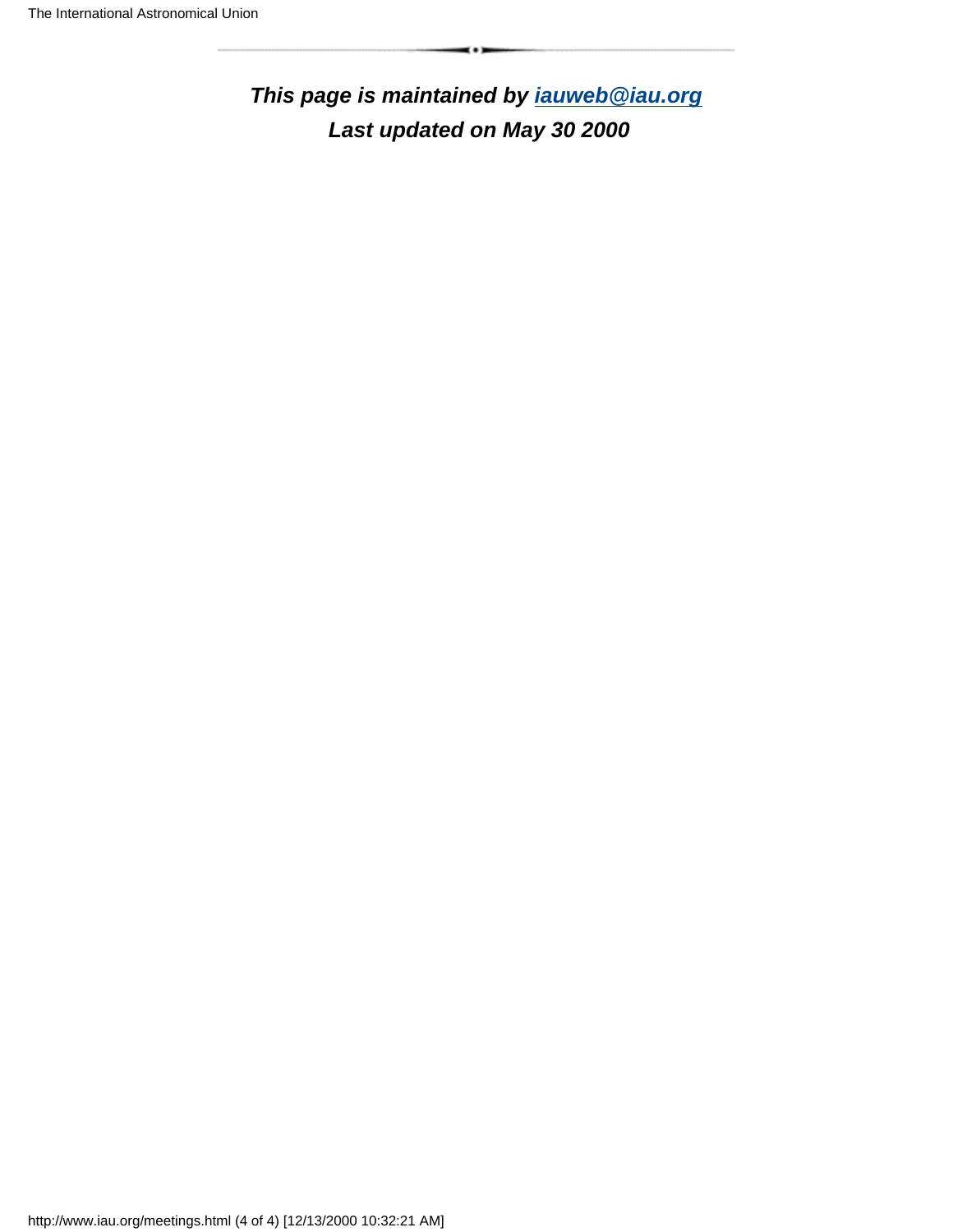***This page is maintained by [iauweb@iau.org](mailto:iauweb@iau.org)***

***Last updated on May 30 2000***